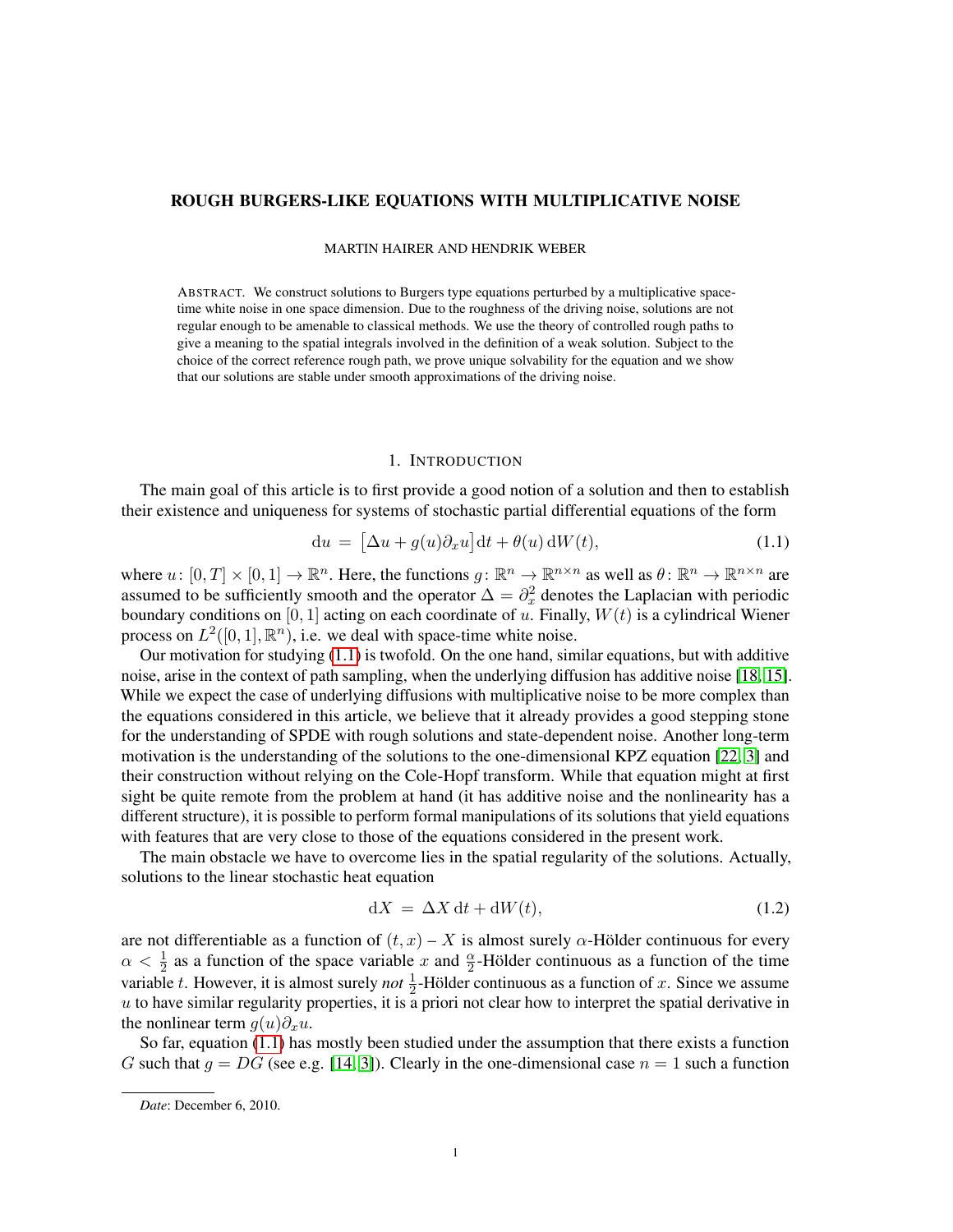# ROUGH BURGERS-LIKE EQUATIONS WITH MULTIPLICATIVE NOISE

MARTIN HAIRER AND HENDRIK WEBER

ABSTRACT. We construct solutions to Burgers type equations perturbed by a multiplicative space-time white noise in one space dimension. Due to the roughness of the driving noise, solutions are not regular enough to be amenable to classical methods. We use the theory of controlled rough paths to give a meaning to the spatial integrals involved in the definition of a weak solution. Subject to the choice of the correct reference rough path, we prove unique solvability for the equation and we show that our solutions are stable under smooth approximations of the driving noise.

## 1. INTRODUCTION

The main goal of this article is to first provide a good notion of a solution and then to establish their existence and uniqueness for systems of stochastic partial differential equations of the form

$$\mathrm{d}u \;=\; \big[\Delta u + g(u)\partial_x u\big]\mathrm{d}t + \theta(u)\,\mathrm{d}W(t), \tag{1.1}$$

where $u\colon [0,T]\times[0,1]\to\mathbb{R}^n$. Here, the functions $g\colon \mathbb{R}^n\to\mathbb{R}^{n\times n}$ as well as $\theta\colon\mathbb{R}^n\to\mathbb{R}^{n\times n}$ are assumed to be sufficiently smooth and the operator $\Delta=\partial_x^2$ denotes the Laplacian with periodic boundary conditions on $[0,1]$ acting on each coordinate of $u$. Finally, $W(t)$ is a cylindrical Wiener process on $L^2([0,1],\mathbb{R}^n)$, i.e. we deal with space-time white noise.

Our motivation for studying (1.1) is twofold. On the one hand, similar equations, but with additive noise, arise in the context of path sampling, when the underlying diffusion has additive noise [18, 15]. While we expect the case of underlying diffusions with multiplicative noise to be more complex than the equations considered in this article, we believe that it already provides a good stepping stone for the understanding of SPDE with rough solutions and state-dependent noise. Another long-term motivation is the understanding of the solutions to the one-dimensional KPZ equation [22, 3] and their construction without relying on the Cole-Hopf transform. While that equation might at first sight be quite remote from the problem at hand (it has additive noise and the nonlinearity has a different structure), it is possible to perform formal manipulations of its solutions that yield equations with features that are very close to those of the equations considered in the present work.

The main obstacle we have to overcome lies in the spatial regularity of the solutions. Actually, solutions to the linear stochastic heat equation

$$\mathrm{d}X \;=\; \Delta X\,\mathrm{d}t + \mathrm{d}W(t), \tag{1.2}$$

are not differentiable as a function of $(t,x)$ – $X$ is almost surely $\alpha$-Hölder continuous for every $\alpha<\frac{1}{2}$ as a function of the space variable $x$ and $\frac{\alpha}{2}$-Hölder continuous as a function of the time variable $t$. However, it is almost surely *not* $\frac{1}{2}$-Hölder continuous as a function of $x$. Since we assume $u$ to have similar regularity properties, it is a priori not clear how to interpret the spatial derivative in the nonlinear term $g(u)\partial_x u$.

So far, equation (1.1) has mostly been studied under the assumption that there exists a function $G$ such that $g=DG$ (see e.g. [14, 3]). Clearly in the one-dimensional case $n=1$ such a function

*Date*: December 6, 2010.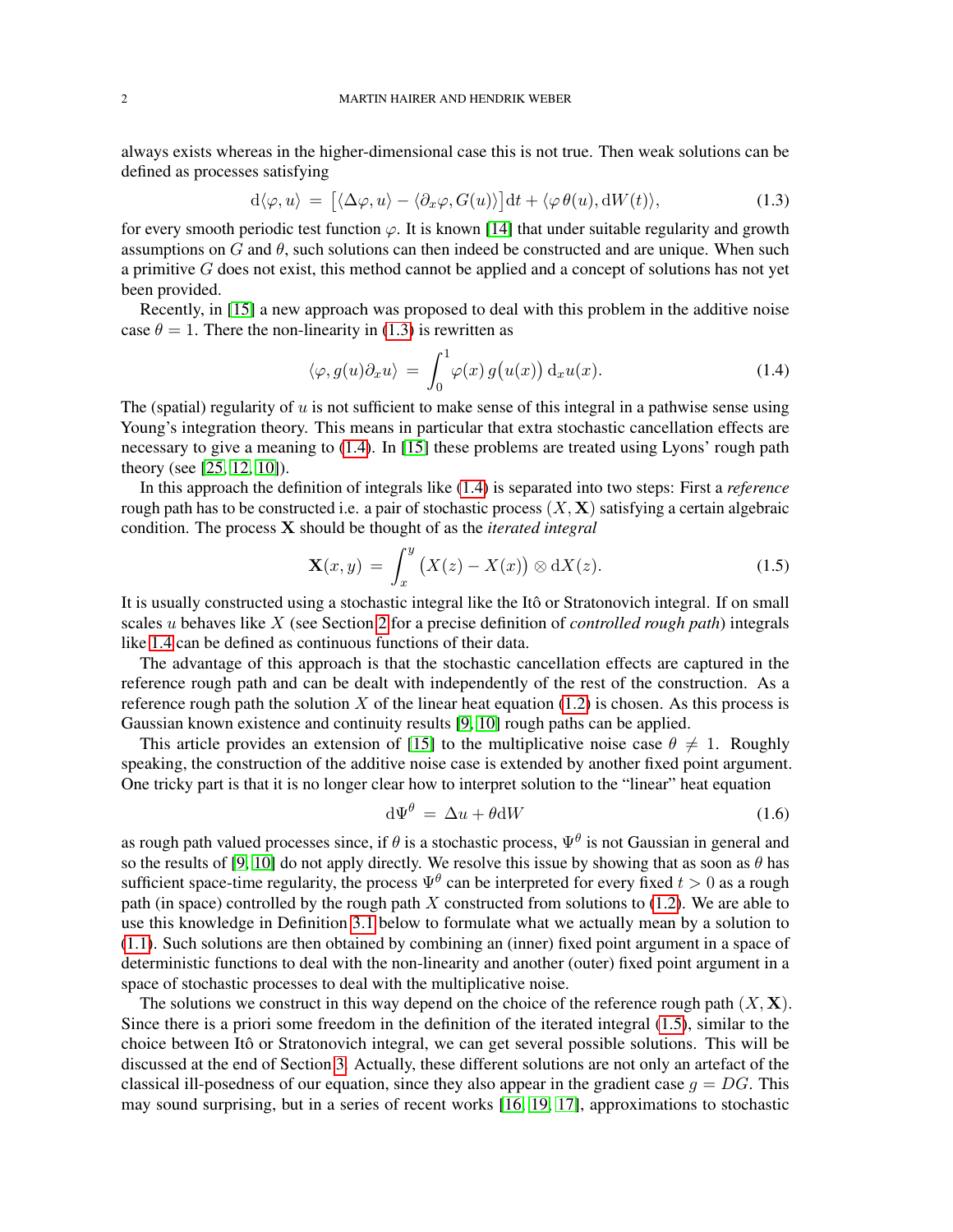always exists whereas in the higher-dimensional case this is not true. Then weak solutions can be defined as processes satisfying

$$
\mathrm{d}\langle \varphi, u\rangle \;=\; \big[\langle \Delta\varphi, u\rangle - \langle \partial_x \varphi, G(u)\rangle\big]\mathrm{d}t + \langle \varphi\, \theta(u), \mathrm{d}W(t)\rangle, \tag{1.3}
$$

for every smooth periodic test function $\varphi$. It is known [14] that under suitable regularity and growth assumptions on $G$ and $\theta$, such solutions can then indeed be constructed and are unique. When such a primitive $G$ does not exist, this method cannot be applied and a concept of solutions has not yet been provided.

Recently, in [15] a new approach was proposed to deal with this problem in the additive noise case $\theta = 1$. There the non-linearity in (1.3) is rewritten as

$$
\langle \varphi, g(u)\partial_x u\rangle \;=\; \int_0^1 \varphi(x)\, g\big(u(x)\big)\, \mathrm{d}_x u(x). \tag{1.4}
$$

The (spatial) regularity of $u$ is not sufficient to make sense of this integral in a pathwise sense using Young's integration theory. This means in particular that extra stochastic cancellation effects are necessary to give a meaning to (1.4). In [15] these problems are treated using Lyons' rough path theory (see [25, 12, 10]).

In this approach the definition of integrals like (1.4) is separated into two steps: First a *reference* rough path has to be constructed i.e. a pair of stochastic process $(X, \mathbf{X})$ satisfying a certain algebraic condition. The process $\mathbf{X}$ should be thought of as the *iterated integral*

$$
\mathbf{X}(x,y) \;=\; \int_x^y \big(X(z) - X(x)\big) \otimes \mathrm{d}X(z). \tag{1.5}
$$

It is usually constructed using a stochastic integral like the Itô or Stratonovich integral. If on small scales $u$ behaves like $X$ (see Section 2 for a precise definition of *controlled rough path*) integrals like 1.4 can be defined as continuous functions of their data.

The advantage of this approach is that the stochastic cancellation effects are captured in the reference rough path and can be dealt with independently of the rest of the construction. As a reference rough path the solution $X$ of the linear heat equation (1.2) is chosen. As this process is Gaussian known existence and continuity results [9, 10] rough paths can be applied.

This article provides an extension of [15] to the multiplicative noise case $\theta \neq 1$. Roughly speaking, the construction of the additive noise case is extended by another fixed point argument. One tricky part is that it is no longer clear how to interpret solution to the "linear" heat equation

$$
\mathrm{d}\Psi^\theta \;=\; \Delta u + \theta \mathrm{d}W \tag{1.6}
$$

as rough path valued processes since, if $\theta$ is a stochastic process, $\Psi^\theta$ is not Gaussian in general and so the results of [9, 10] do not apply directly. We resolve this issue by showing that as soon as $\theta$ has sufficient space-time regularity, the process $\Psi^\theta$ can be interpreted for every fixed $t > 0$ as a rough path (in space) controlled by the rough path $X$ constructed from solutions to (1.2). We are able to use this knowledge in Definition 3.1 below to formulate what we actually mean by a solution to (1.1). Such solutions are then obtained by combining an (inner) fixed point argument in a space of deterministic functions to deal with the non-linearity and another (outer) fixed point argument in a space of stochastic processes to deal with the multiplicative noise.

The solutions we construct in this way depend on the choice of the reference rough path $(X, \mathbf{X})$. Since there is a priori some freedom in the definition of the iterated integral (1.5), similar to the choice between Itô or Stratonovich integral, we can get several possible solutions. This will be discussed at the end of Section 3. Actually, these different solutions are not only an artefact of the classical ill-posedness of our equation, since they also appear in the gradient case $g = DG$. This may sound surprising, but in a series of recent works [16, 19, 17], approximations to stochastic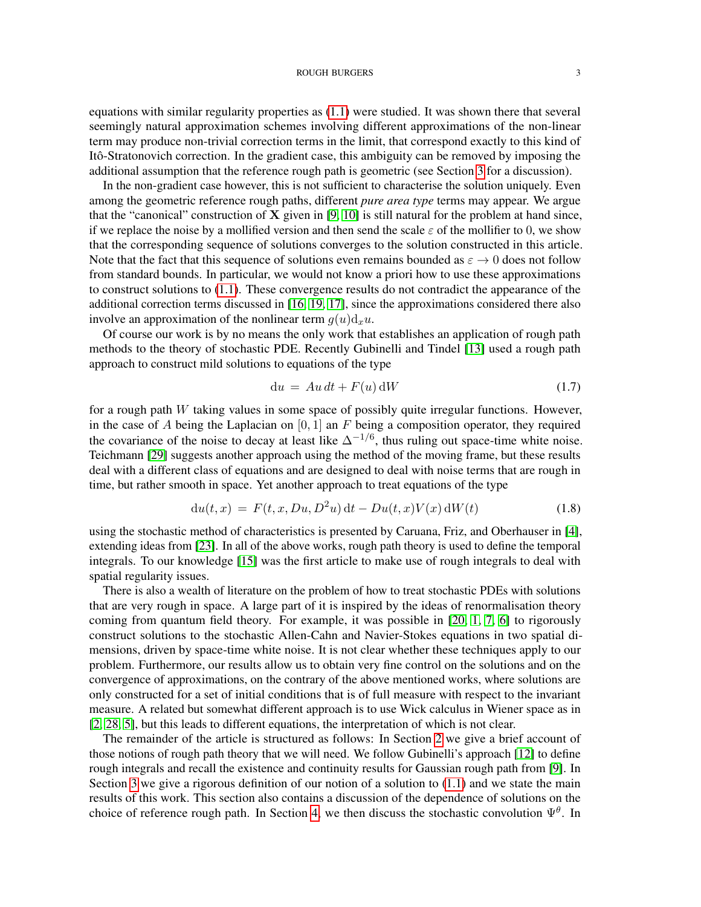equations with similar regularity properties as (1.1) were studied. It was shown there that several seemingly natural approximation schemes involving different approximations of the non-linear term may produce non-trivial correction terms in the limit, that correspond exactly to this kind of Itô-Stratonovich correction. In the gradient case, this ambiguity can be removed by imposing the additional assumption that the reference rough path is geometric (see Section 3 for a discussion).

In the non-gradient case however, this is not sufficient to characterise the solution uniquely. Even among the geometric reference rough paths, different *pure area type* terms may appear. We argue that the "canonical" construction of $\mathbf{X}$ given in [9, 10] is still natural for the problem at hand since, if we replace the noise by a mollified version and then send the scale $\varepsilon$ of the mollifier to 0, we show that the corresponding sequence of solutions converges to the solution constructed in this article. Note that the fact that this sequence of solutions even remains bounded as $\varepsilon \to 0$ does not follow from standard bounds. In particular, we would not know a priori how to use these approximations to construct solutions to (1.1). These convergence results do not contradict the appearance of the additional correction terms discussed in [16, 19, 17], since the approximations considered there also involve an approximation of the nonlinear term $g(u)\mathrm{d}_x u$.

Of course our work is by no means the only work that establishes an application of rough path methods to the theory of stochastic PDE. Recently Gubinelli and Tindel [13] used a rough path approach to construct mild solutions to equations of the type

$$\mathrm{d}u \;=\; Au\,\mathrm{d}t + F(u)\,\mathrm{d}W \tag{1.7}$$

for a rough path $W$ taking values in some space of possibly quite irregular functions. However, in the case of $A$ being the Laplacian on $[0,1]$ an $F$ being a composition operator, they required the covariance of the noise to decay at least like $\Delta^{-1/6}$, thus ruling out space-time white noise. Teichmann [29] suggests another approach using the method of the moving frame, but these results deal with a different class of equations and are designed to deal with noise terms that are rough in time, but rather smooth in space. Yet another approach to treat equations of the type

$$\mathrm{d}u(t,x) \;=\; F(t,x,Du,D^2u)\,\mathrm{d}t - Du(t,x)V(x)\,\mathrm{d}W(t) \tag{1.8}$$

using the stochastic method of characteristics is presented by Caruana, Friz, and Oberhauser in [4], extending ideas from [23]. In all of the above works, rough path theory is used to define the temporal integrals. To our knowledge [15] was the first article to make use of rough integrals to deal with spatial regularity issues.

There is also a wealth of literature on the problem of how to treat stochastic PDEs with solutions that are very rough in space. A large part of it is inspired by the ideas of renormalisation theory coming from quantum field theory. For example, it was possible in [20, 1, 7, 6] to rigorously construct solutions to the stochastic Allen-Cahn and Navier-Stokes equations in two spatial dimensions, driven by space-time white noise. It is not clear whether these techniques apply to our problem. Furthermore, our results allow us to obtain very fine control on the solutions and on the convergence of approximations, on the contrary of the above mentioned works, where solutions are only constructed for a set of initial conditions that is of full measure with respect to the invariant measure. A related but somewhat different approach is to use Wick calculus in Wiener space as in [2, 28, 5], but this leads to different equations, the interpretation of which is not clear.

The remainder of the article is structured as follows: In Section 2 we give a brief account of those notions of rough path theory that we will need. We follow Gubinelli's approach [12] to define rough integrals and recall the existence and continuity results for Gaussian rough path from [9]. In Section 3 we give a rigorous definition of our notion of a solution to (1.1) and we state the main results of this work. This section also contains a discussion of the dependence of solutions on the choice of reference rough path. In Section 4, we then discuss the stochastic convolution $\Psi^\theta$. In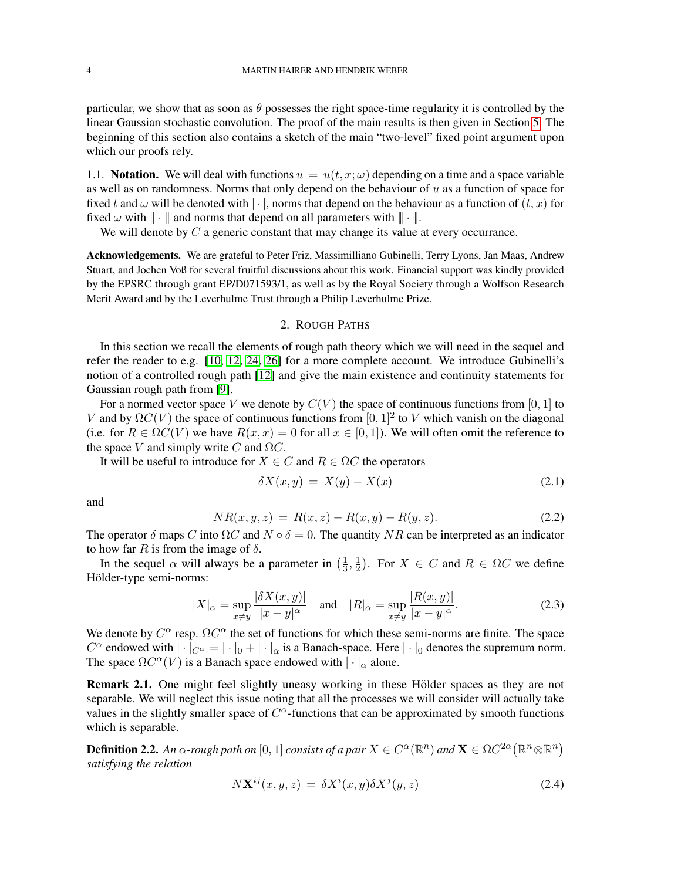particular, we show that as soon as $\theta$ possesses the right space-time regularity it is controlled by the linear Gaussian stochastic convolution. The proof of the main results is then given in Section 5. The beginning of this section also contains a sketch of the main "two-level" fixed point argument upon which our proofs rely.

### 1.1. Notation.

We will deal with functions $u = u(t, x; \omega)$ depending on a time and a space variable as well as on randomness. Norms that only depend on the behaviour of $u$ as a function of space for fixed $t$ and $\omega$ will be denoted with $|\cdot|$, norms that depend on the behaviour as a function of $(t, x)$ for fixed $\omega$ with $\|\cdot\|$ and norms that depend on all parameters with $|\!|\!|\cdot|\!|\!|$.

We will denote by $C$ a generic constant that may change its value at every occurrance.

**Acknowledgements.** We are grateful to Peter Friz, Massimilliano Gubinelli, Terry Lyons, Jan Maas, Andrew Stuart, and Jochen Voß for several fruitful discussions about this work. Financial support was kindly provided by the EPSRC through grant EP/D071593/1, as well as by the Royal Society through a Wolfson Research Merit Award and by the Leverhulme Trust through a Philip Leverhulme Prize.

## 2. Rough Paths

In this section we recall the elements of rough path theory which we will need in the sequel and refer the reader to e.g. [10, 12, 24, 26] for a more complete account. We introduce Gubinelli's notion of a controlled rough path [12] and give the main existence and continuity statements for Gaussian rough path from [9].

For a normed vector space $V$ we denote by $C(V)$ the space of continuous functions from $[0, 1]$ to $V$ and by $\Omega C(V)$ the space of continuous functions from $[0, 1]^2$ to $V$ which vanish on the diagonal (i.e. for $R \in \Omega C(V)$ we have $R(x, x) = 0$ for all $x \in [0, 1]$). We will often omit the reference to the space $V$ and simply write $C$ and $\Omega C$.

It will be useful to introduce for $X \in C$ and $R \in \Omega C$ the operators

$$\delta X(x, y) \; = \; X(y) - X(x) \tag{2.1}$$

and

$$NR(x, y, z) \; = \; R(x, z) - R(x, y) - R(y, z). \tag{2.2}$$

The operator $\delta$ maps $C$ into $\Omega C$ and $N \circ \delta = 0$. The quantity $NR$ can be interpreted as an indicator to how far $R$ is from the image of $\delta$.

In the sequel $\alpha$ will always be a parameter in $\left(\frac{1}{3}, \frac{1}{2}\right)$. For $X \in C$ and $R \in \Omega C$ we define Hölder-type semi-norms:

$$|X|_\alpha = \sup_{x \neq y} \frac{|\delta X(x, y)|}{|x - y|^\alpha} \quad \text{and} \quad |R|_\alpha = \sup_{x \neq y} \frac{|R(x, y)|}{|x - y|^\alpha}. \tag{2.3}$$

We denote by $C^\alpha$ resp. $\Omega C^\alpha$ the set of functions for which these semi-norms are finite. The space $C^\alpha$ endowed with $|\cdot|_{C^\alpha} = |\cdot|_0 + |\cdot|_\alpha$ is a Banach-space. Here $|\cdot|_0$ denotes the supremum norm. The space $\Omega C^\alpha(V)$ is a Banach space endowed with $|\cdot|_\alpha$ alone.

**Remark 2.1.** One might feel slightly uneasy working in these Hölder spaces as they are not separable. We will neglect this issue noting that all the processes we will consider will actually take values in the slightly smaller space of $C^\alpha$-functions that can be approximated by smooth functions which is separable.

**Definition 2.2.** *An $\alpha$-rough path on $[0, 1]$ consists of a pair $X \in C^\alpha(\mathbb{R}^n)$ and $\mathbf{X} \in \Omega C^{2\alpha}\big(\mathbb{R}^n \otimes \mathbb{R}^n\big)$ satisfying the relation*

$$N\mathbf{X}^{ij}(x, y, z) \; = \; \delta X^i(x, y)\delta X^j(y, z) \tag{2.4}$$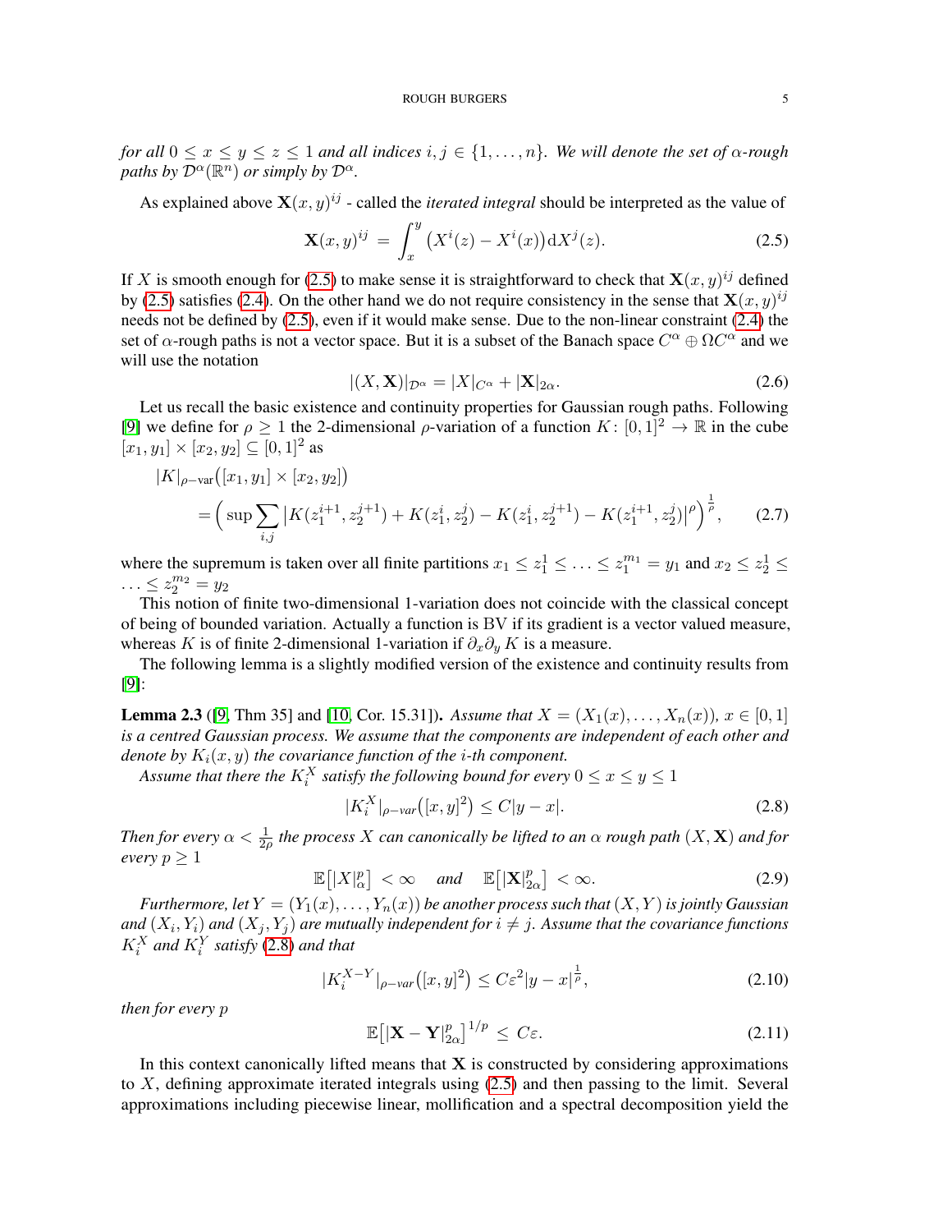*for all $0 \le x \le y \le z \le 1$ and all indices $i, j \in \{1, \ldots, n\}$. We will denote the set of $\alpha$-rough paths by $\mathcal{D}^\alpha(\mathbb{R}^n)$ or simply by $\mathcal{D}^\alpha$.*

As explained above $\mathbf{X}(x,y)^{ij}$ - called the *iterated integral* should be interpreted as the value of

$$\mathbf{X}(x,y)^{ij} \;=\; \int_x^y \big(X^i(z) - X^i(x)\big)\mathrm{d}X^j(z). \tag{2.5}$$

If $X$ is smooth enough for (2.5) to make sense it is straightforward to check that $\mathbf{X}(x,y)^{ij}$ defined by (2.5) satisfies (2.4). On the other hand we do not require consistency in the sense that $\mathbf{X}(x,y)^{ij}$ needs not be defined by (2.5), even if it would make sense. Due to the non-linear constraint (2.4) the set of $\alpha$-rough paths is not a vector space. But it is a subset of the Banach space $C^\alpha \oplus \Omega C^\alpha$ and we will use the notation

$$|(X, \mathbf{X})|_{\mathcal{D}^\alpha} = |X|_{C^\alpha} + |\mathbf{X}|_{2\alpha}. \tag{2.6}$$

Let us recall the basic existence and continuity properties for Gaussian rough paths. Following [9] we define for $\rho \ge 1$ the 2-dimensional $\rho$-variation of a function $K\colon [0,1]^2 \to \mathbb{R}$ in the cube $[x_1, y_1] \times [x_2, y_2] \subseteq [0,1]^2$ as

$$\begin{aligned}
&|K|_{\rho\text{-var}}\big([x_1,y_1]\times[x_2,y_2]\big) \\
&\quad = \Big(\sup \sum_{i,j} \big|K(z_1^{i+1}, z_2^{j+1}) + K(z_1^i, z_2^j) - K(z_1^i, z_2^{j+1}) - K(z_1^{i+1}, z_2^j)\big|^\rho\Big)^{\frac{1}{\rho}},
\end{aligned} \tag{2.7}$$

where the supremum is taken over all finite partitions $x_1 \le z_1^1 \le \ldots \le z_1^{m_1} = y_1$ and $x_2 \le z_2^1 \le \ldots \le z_2^{m_2} = y_2$

This notion of finite two-dimensional 1-variation does not coincide with the classical concept of being of bounded variation. Actually a function is BV if its gradient is a vector valued measure, whereas $K$ is of finite 2-dimensional 1-variation if $\partial_x \partial_y K$ is a measure.

The following lemma is a slightly modified version of the existence and continuity results from [9]:

**Lemma 2.3** ([9, Thm 35] and [10, Cor. 15.31])**.** *Assume that $X = (X_1(x), \ldots, X_n(x))$, $x \in [0,1]$ is a centred Gaussian process. We assume that the components are independent of each other and denote by $K_i(x,y)$ the covariance function of the $i$-th component.*

*Assume that there the $K_i^X$ satisfy the following bound for every $0 \le x \le y \le 1$*

$$|K_i^X|_{\rho\text{-}var}\big([x,y]^2\big) \le C|y-x|. \tag{2.8}$$

*Then for every $\alpha < \frac{1}{2\rho}$ the process $X$ can canonically be lifted to an $\alpha$ rough path $(X, \mathbf{X})$ and for every $p \ge 1$*

$$\mathbb{E}\big[|X|_\alpha^p\big] \;<\infty \quad \text{ and } \quad \mathbb{E}\big[|\mathbf{X}|_{2\alpha}^p\big] \;<\infty. \tag{2.9}$$

*Furthermore, let $Y = (Y_1(x), \ldots, Y_n(x))$ be another process such that $(X,Y)$ is jointly Gaussian and $(X_i, Y_i)$ and $(X_j, Y_j)$ are mutually independent for $i \ne j$. Assume that the covariance functions $K_i^X$ and $K_i^Y$ satisfy (2.8) and that*

$$|K_i^{X-Y}|_{\rho\text{-}var}\big([x,y]^2\big) \le C\varepsilon^2 |y-x|^{\frac{1}{\rho}}, \tag{2.10}$$

*then for every $p$*

$$\mathbb{E}\big[|\mathbf{X} - \mathbf{Y}|_{2\alpha}^p\big]^{1/p} \;\le\; C\varepsilon. \tag{2.11}$$

In this context canonically lifted means that $\mathbf{X}$ is constructed by considering approximations to $X$, defining approximate iterated integrals using (2.5) and then passing to the limit. Several approximations including piecewise linear, mollification and a spectral decomposition yield the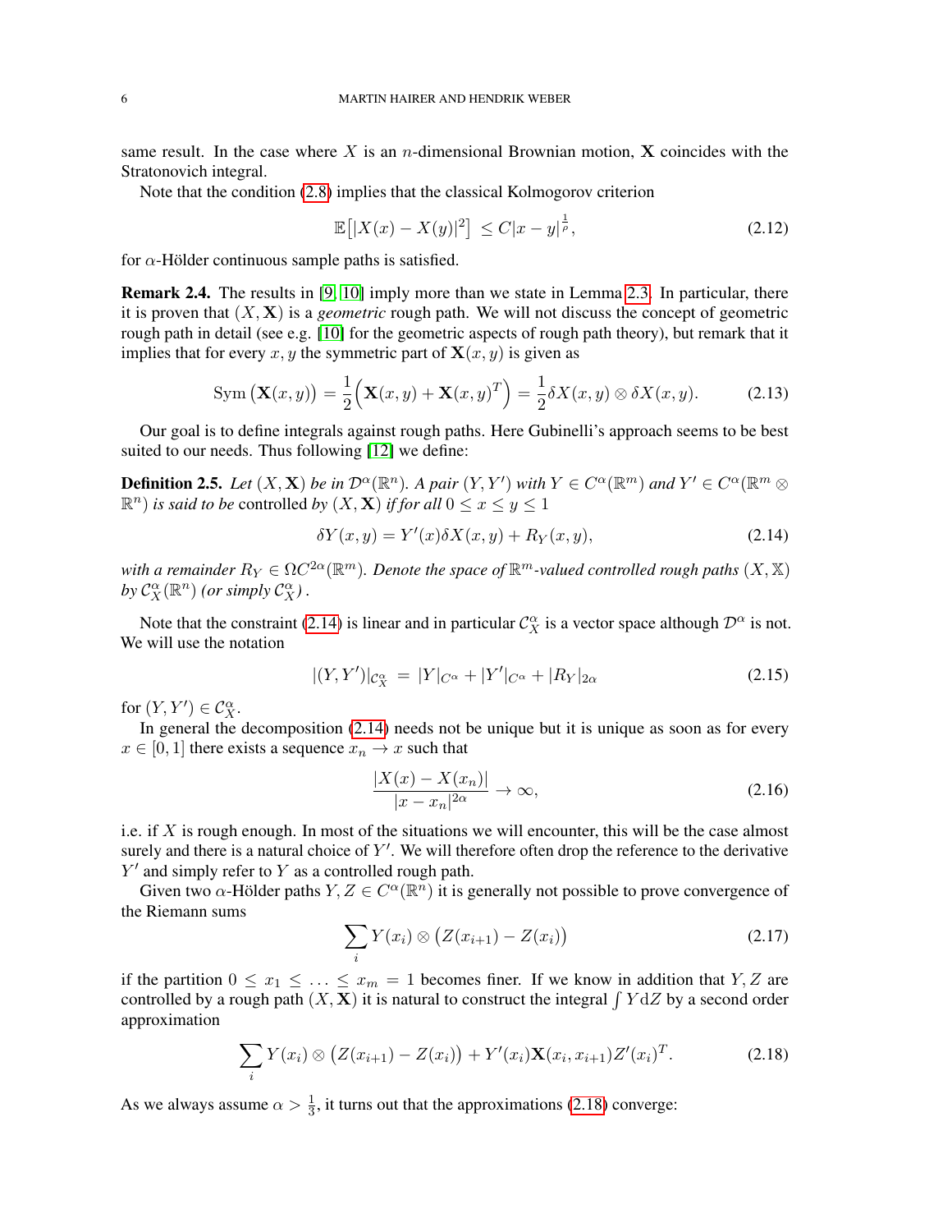same result. In the case where $X$ is an $n$-dimensional Brownian motion, $\mathbf{X}$ coincides with the Stratonovich integral.

Note that the condition (2.8) implies that the classical Kolmogorov criterion

$$\mathbb{E}\big[|X(x) - X(y)|^2\big] \le C|x-y|^{\frac{1}{\rho}}, \tag{2.12}$$

for $\alpha$-Hölder continuous sample paths is satisfied.

**Remark 2.4.** The results in [9, 10] imply more than we state in Lemma 2.3. In particular, there it is proven that $(X, \mathbf{X})$ is a *geometric* rough path. We will not discuss the concept of geometric rough path in detail (see e.g. [10] for the geometric aspects of rough path theory), but remark that it implies that for every $x, y$ the symmetric part of $\mathbf{X}(x, y)$ is given as

$$\mathrm{Sym}\,\big(\mathbf{X}(x,y)\big) = \frac{1}{2}\Big(\mathbf{X}(x,y) + \mathbf{X}(x,y)^T\Big) = \frac{1}{2}\delta X(x,y) \otimes \delta X(x,y). \tag{2.13}$$

Our goal is to define integrals against rough paths. Here Gubinelli's approach seems to be best suited to our needs. Thus following [12] we define:

**Definition 2.5.** *Let $(X, \mathbf{X})$ be in $\mathcal{D}^\alpha(\mathbb{R}^n)$. A pair $(Y, Y')$ with $Y \in C^\alpha(\mathbb{R}^m)$ and $Y' \in C^\alpha(\mathbb{R}^m \otimes \mathbb{R}^n)$ is said to be* controlled by *$(X, \mathbf{X})$ if for all $0 \le x \le y \le 1$*

$$\delta Y(x,y) = Y'(x)\delta X(x,y) + R_Y(x,y), \tag{2.14}$$

*with a remainder $R_Y \in \Omega C^{2\alpha}(\mathbb{R}^m)$. Denote the space of $\mathbb{R}^m$-valued controlled rough paths $(X, \mathbb{X})$ by $\mathcal{C}^\alpha_X(\mathbb{R}^n)$ (or simply $\mathcal{C}^\alpha_X$) .*

Note that the constraint (2.14) is linear and in particular $\mathcal{C}^\alpha_X$ is a vector space although $\mathcal{D}^\alpha$ is not. We will use the notation

$$|(Y, Y')|_{\mathcal{C}^\alpha_X} = |Y|_{C^\alpha} + |Y'|_{C^\alpha} + |R_Y|_{2\alpha} \tag{2.15}$$

for $(Y, Y') \in \mathcal{C}^\alpha_X$.

In general the decomposition (2.14) needs not be unique but it is unique as soon as for every $x \in [0,1]$ there exists a sequence $x_n \to x$ such that

$$\frac{|X(x) - X(x_n)|}{|x - x_n|^{2\alpha}} \to \infty, \tag{2.16}$$

i.e. if $X$ is rough enough. In most of the situations we will encounter, this will be the case almost surely and there is a natural choice of $Y'$. We will therefore often drop the reference to the derivative $Y'$ and simply refer to $Y$ as a controlled rough path.

Given two $\alpha$-Hölder paths $Y, Z \in C^\alpha(\mathbb{R}^n)$ it is generally not possible to prove convergence of the Riemann sums

$$\sum_i Y(x_i) \otimes \big(Z(x_{i+1}) - Z(x_i)\big) \tag{2.17}$$

if the partition $0 \le x_1 \le \ldots \le x_m = 1$ becomes finer. If we know in addition that $Y, Z$ are controlled by a rough path $(X, \mathbf{X})$ it is natural to construct the integral $\int Y \mathrm{d}Z$ by a second order approximation

$$\sum_i Y(x_i) \otimes \big(Z(x_{i+1}) - Z(x_i)\big) + Y'(x_i)\mathbf{X}(x_i, x_{i+1})Z'(x_i)^T. \tag{2.18}$$

As we always assume $\alpha > \frac{1}{3}$, it turns out that the approximations (2.18) converge: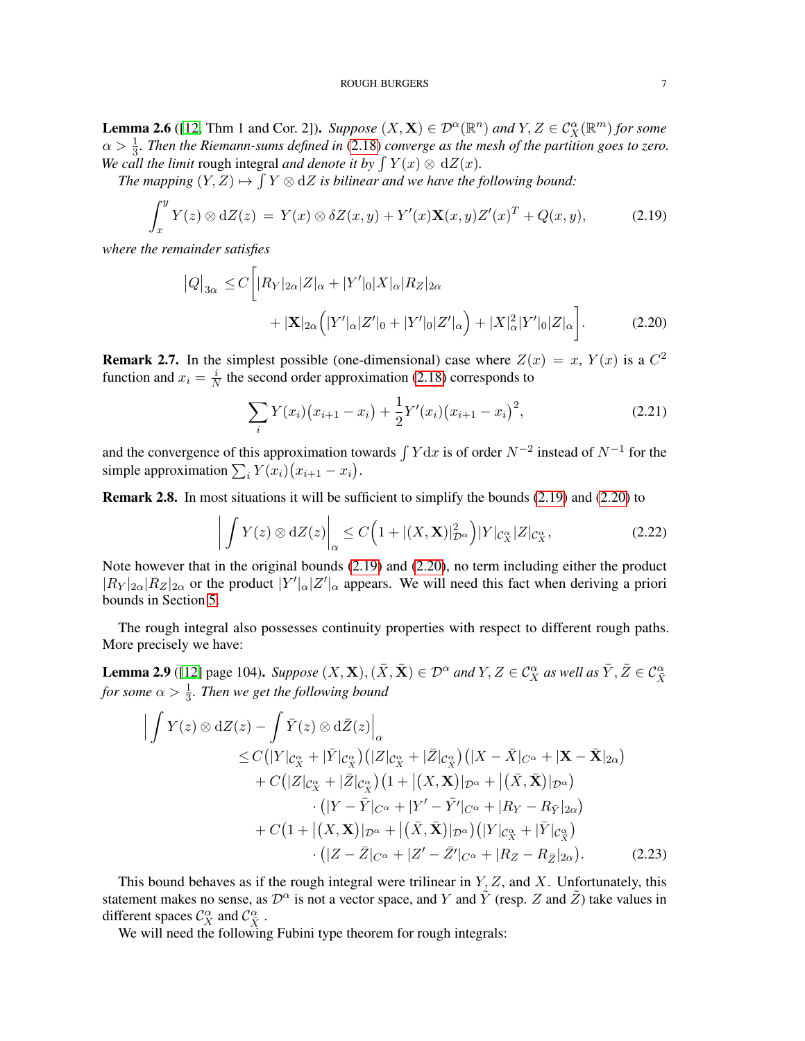**Lemma 2.6** ([12, Thm 1 and Cor. 2]). *Suppose $(X, \mathbf{X}) \in \mathcal{D}^\alpha(\mathbb{R}^n)$ and $Y, Z \in \mathcal{C}_X^\alpha(\mathbb{R}^m)$ for some $\alpha > \frac{1}{3}$. Then the Riemann-sums defined in (2.18) converge as the mesh of the partition goes to zero. We call the limit* rough integral *and denote it by $\int Y(x) \otimes \, \mathrm{d}Z(x)$.*

*The mapping $(Y, Z) \mapsto \int Y \otimes \mathrm{d}Z$ is bilinear and we have the following bound:*

$$\int_x^y Y(z) \otimes \mathrm{d}Z(z) \, = \, Y(x) \otimes \delta Z(x,y) + Y'(x)\mathbf{X}(x,y)Z'(x)^T + Q(x,y), \tag{2.19}$$

*where the remainder satisfies*

$$\begin{aligned} \big|Q\big|_{3\alpha} \leq C\bigg[ & |R_Y|_{2\alpha}|Z|_\alpha + |Y'|_0|X|_\alpha|R_Z|_{2\alpha} \\ & + |\mathbf{X}|_{2\alpha}\Big(|Y'|_\alpha|Z'|_0 + |Y'|_0|Z'|_\alpha\Big) + |X|_\alpha^2|Y'|_0|Z|_\alpha\bigg]. \end{aligned} \tag{2.20}$$

**Remark 2.7.** In the simplest possible (one-dimensional) case where $Z(x) = x$, $Y(x)$ is a $C^2$ function and $x_i = \frac{i}{N}$ the second order approximation (2.18) corresponds to

$$\sum_i Y(x_i)\big(x_{i+1} - x_i\big) + \frac{1}{2}Y'(x_i)\big(x_{i+1} - x_i\big)^2, \tag{2.21}$$

and the convergence of this approximation towards $\int Y \mathrm{d}x$ is of order $N^{-2}$ instead of $N^{-1}$ for the simple approximation $\sum_i Y(x_i)\big(x_{i+1} - x_i\big)$.

**Remark 2.8.** In most situations it will be sufficient to simplify the bounds (2.19) and (2.20) to

$$\bigg|\int Y(z) \otimes \mathrm{d}Z(z)\bigg|_\alpha \leq C\Big(1 + |(X,\mathbf{X})|_{\mathcal{D}^\alpha}^2\Big)|Y|_{\mathcal{C}_X^\alpha}|Z|_{\mathcal{C}_X^\alpha}, \tag{2.22}$$

Note however that in the original bounds (2.19) and (2.20), no term including either the product $|R_Y|_{2\alpha}|R_Z|_{2\alpha}$ or the product $|Y'|_\alpha|Z'|_\alpha$ appears. We will need this fact when deriving a priori bounds in Section 5.

The rough integral also possesses continuity properties with respect to different rough paths. More precisely we have:

**Lemma 2.9** ([12] page 104). *Suppose $(X, \mathbf{X}), (\bar{X}, \bar{\mathbf{X}}) \in \mathcal{D}^\alpha$ and $Y, Z \in \mathcal{C}_X^\alpha$ as well as $\bar{Y}, \bar{Z} \in \mathcal{C}_{\bar{X}}^\alpha$ for some $\alpha > \frac{1}{3}$. Then we get the following bound*

$$\begin{aligned} \Big|\int Y(z) & \otimes \mathrm{d}Z(z) - \int \bar{Y}(z) \otimes \mathrm{d}\bar{Z}(z)\Big|_\alpha \\ \leq & C\big(|Y|_{\mathcal{C}_X^\alpha} + |\bar{Y}|_{\mathcal{C}_{\bar{X}}^\alpha}\big)\big(|Z|_{\mathcal{C}_X^\alpha} + |\bar{Z}|_{\mathcal{C}_{\bar{X}}^\alpha}\big)\big(|X - \bar{X}|_{C^\alpha} + |\mathbf{X} - \bar{\mathbf{X}}|_{2\alpha}\big) \\ & + C\big(|Z|_{\mathcal{C}_X^\alpha} + |\bar{Z}|_{\mathcal{C}_{\bar{X}}^\alpha}\big)\big(1 + \big|(X, \mathbf{X})|_{\mathcal{D}^\alpha} + \big|(\bar{X}, \bar{\mathbf{X}})|_{\mathcal{D}^\alpha}\big) \\ & \qquad \cdot \big(|Y - \bar{Y}|_{C^\alpha} + |Y' - \bar{Y}'|_{C^\alpha} + |R_Y - R_{\bar{Y}}|_{2\alpha}\big) \\ & + C\big(1 + \big|(X, \mathbf{X})|_{\mathcal{D}^\alpha} + \big|(\bar{X}, \bar{\mathbf{X}})|_{\mathcal{D}^\alpha}\big)\big(|Y|_{\mathcal{C}_X^\alpha} + |\bar{Y}|_{\mathcal{C}_{\bar{X}}^\alpha}\big) \\ & \qquad \cdot \big(|Z - \bar{Z}|_{C^\alpha} + |Z' - \bar{Z}'|_{C^\alpha} + |R_Z - R_{\bar{Z}}|_{2\alpha}\big). \end{aligned} \tag{2.23}$$

This bound behaves as if the rough integral were trilinear in $Y, Z$, and $X$. Unfortunately, this statement makes no sense, as $\mathcal{D}^\alpha$ is not a vector space, and $Y$ and $\tilde{Y}$ (resp. $Z$ and $\tilde{Z}$) take values in different spaces $\mathcal{C}_X^\alpha$ and $\mathcal{C}_{\bar{X}}^\alpha$ .

We will need the following Fubini type theorem for rough integrals: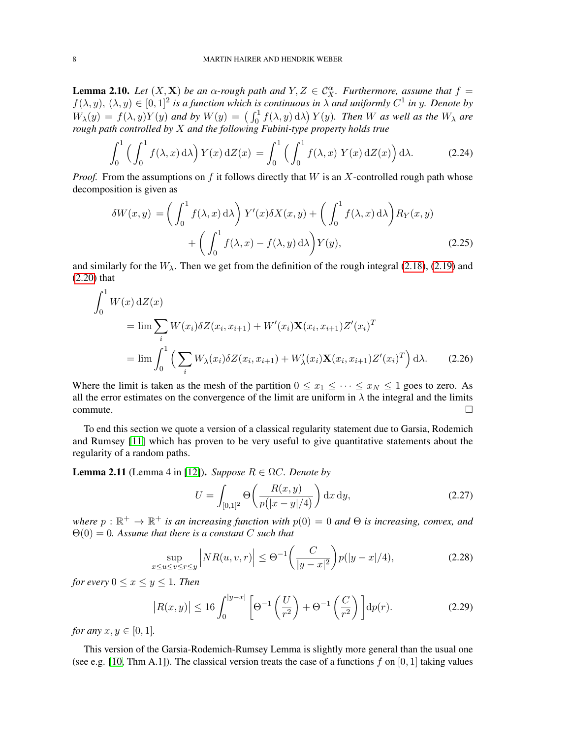**Lemma 2.10.** *Let $(X, \mathbf{X})$ be an $\alpha$-rough path and $Y, Z \in \mathcal{C}_X^\alpha$. Furthermore, assume that $f = f(\lambda, y)$, $(\lambda, y) \in [0,1]^2$ is a function which is continuous in $\lambda$ and uniformly $C^1$ in $y$. Denote by $W_\lambda(y) = f(\lambda, y) Y(y)$ and by $W(y) = \big(\int_0^1 f(\lambda, y)\, \mathrm{d}\lambda\big) Y(y)$. Then $W$ as well as the $W_\lambda$ are rough path controlled by $X$ and the following Fubini-type property holds true*

$$\int_0^1 \Big( \int_0^1 f(\lambda, x)\, \mathrm{d}\lambda \Big) Y(x)\, \mathrm{d}Z(x) = \int_0^1 \Big( \int_0^1 f(\lambda, x)\; Y(x)\, \mathrm{d}Z(x) \Big)\, \mathrm{d}\lambda. \tag{2.24}$$

*Proof.* From the assumptions on $f$ it follows directly that $W$ is an $X$-controlled rough path whose decomposition is given as

$$\begin{aligned}\delta W(x,y) = &\Big( \int_0^1 f(\lambda, x)\, \mathrm{d}\lambda \Big) Y'(x) \delta X(x,y) + \Big( \int_0^1 f(\lambda, x)\, \mathrm{d}\lambda \Big) R_Y(x,y) \\ &+ \Big( \int_0^1 f(\lambda, x) - f(\lambda, y)\, \mathrm{d}\lambda \Big) Y(y),\end{aligned} \tag{2.25}$$

and similarly for the $W_\lambda$. Then we get from the definition of the rough integral (2.18), (2.19) and (2.20) that

$$\begin{aligned}&\int_0^1 W(x)\, \mathrm{d}Z(x) \\ &\quad = \lim \sum_i W(x_i) \delta Z(x_i, x_{i+1}) + W'(x_i) \mathbf{X}(x_i, x_{i+1}) Z'(x_i)^T \\ &\quad = \lim \int_0^1 \Big( \sum_i W_\lambda(x_i) \delta Z(x_i, x_{i+1}) + W'_\lambda(x_i) \mathbf{X}(x_i, x_{i+1}) Z'(x_i)^T \Big)\, \mathrm{d}\lambda.\end{aligned} \tag{2.26}$$

Where the limit is taken as the mesh of the partition $0 \le x_1 \le \cdots \le x_N \le 1$ goes to zero. As all the error estimates on the convergence of the limit are uniform in $\lambda$ the integral and the limits commute. $\square$

To end this section we quote a version of a classical regularity statement due to Garsia, Rodemich and Rumsey [11] which has proven to be very useful to give quantitative statements about the regularity of a random paths.

**Lemma 2.11** (Lemma 4 in [12]). *Suppose $R \in \Omega C$. Denote by*

$$U = \int_{[0,1]^2} \Theta\bigg( \frac{R(x,y)}{p(|x-y|/4)} \bigg)\, \mathrm{d}x\, \mathrm{d}y, \tag{2.27}$$

*where $p : \mathbb{R}^+ \to \mathbb{R}^+$ is an increasing function with $p(0) = 0$ and $\Theta$ is increasing, convex, and $\Theta(0) = 0$. Assume that there is a constant $C$ such that*

$$\sup_{x \le u \le v \le r \le y} \Big| N R(u,v,r) \Big| \le \Theta^{-1}\bigg( \frac{C}{|y-x|^2} \bigg) p(|y-x|/4), \tag{2.28}$$

*for every $0 \le x \le y \le 1$. Then*

$$\big| R(x,y) \big| \le 16 \int_0^{|y-x|} \bigg[ \Theta^{-1}\bigg( \frac{U}{r^2} \bigg) + \Theta^{-1}\bigg( \frac{C}{r^2} \bigg) \bigg]\, \mathrm{d}p(r). \tag{2.29}$$

*for any $x, y \in [0,1]$.*

This version of the Garsia-Rodemich-Rumsey Lemma is slightly more general than the usual one (see e.g. [10, Thm A.1]). The classical version treats the case of a functions $f$ on $[0,1]$ taking values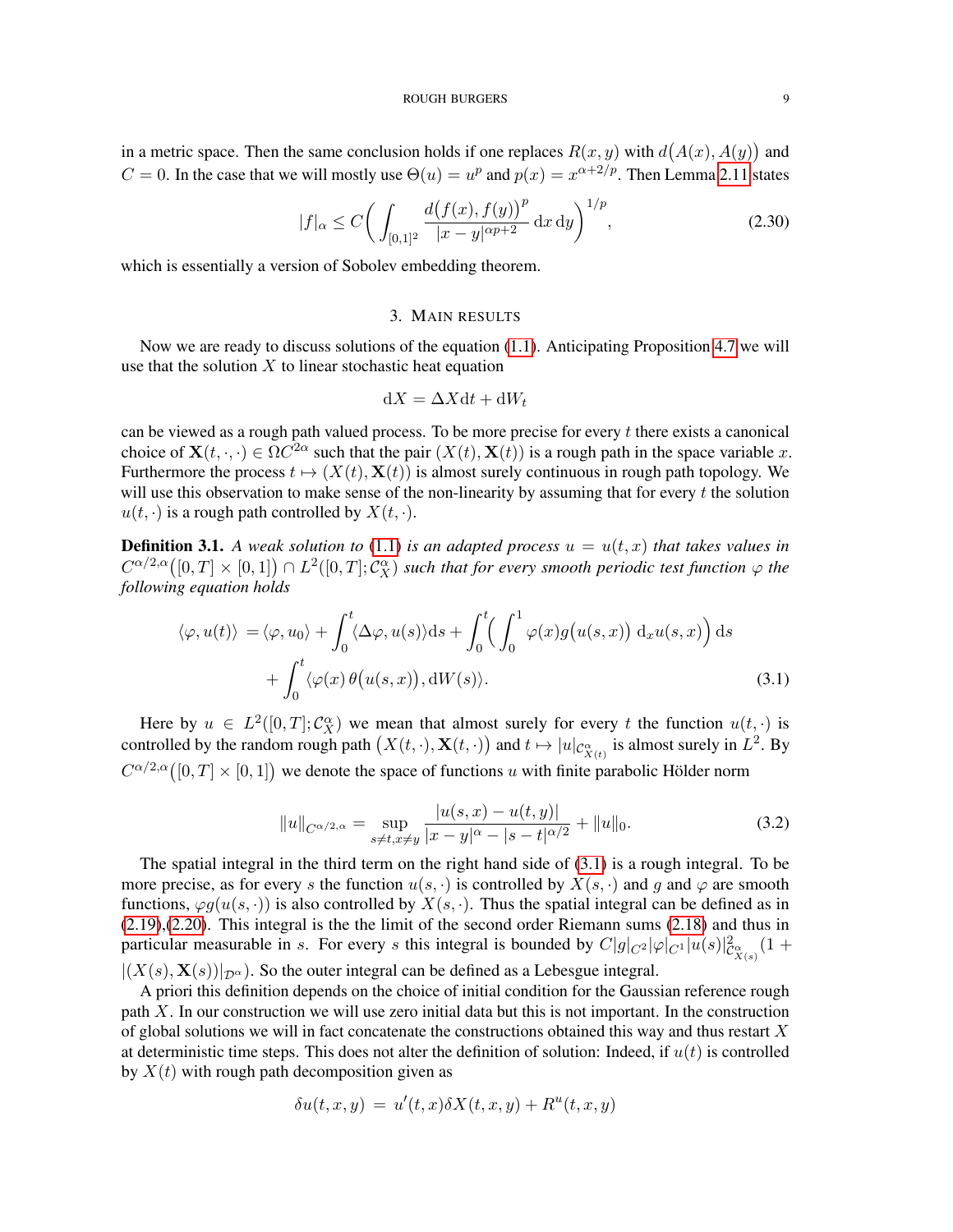in a metric space. Then the same conclusion holds if one replaces $R(x,y)$ with $d\big(A(x),A(y)\big)$ and $C=0$. In the case that we will mostly use $\Theta(u)=u^p$ and $p(x)=x^{\alpha+2/p}$. Then Lemma 2.11 states

$$|f|_\alpha \le C\bigg(\int_{[0,1]^2}\frac{d\big(f(x),f(y)\big)^p}{|x-y|^{\alpha p+2}}\,\mathrm{d}x\,\mathrm{d}y\bigg)^{1/p}, \tag{2.30}$$

which is essentially a version of Sobolev embedding theorem.

## 3. Main results

Now we are ready to discuss solutions of the equation (1.1). Anticipating Proposition 4.7 we will use that the solution $X$ to linear stochastic heat equation

$$\mathrm{d}X=\Delta X\mathrm{d}t+\mathrm{d}W_t$$

can be viewed as a rough path valued process. To be more precise for every $t$ there exists a canonical choice of $\mathbf{X}(t,\cdot,\cdot)\in\Omega C^{2\alpha}$ such that the pair $(X(t),\mathbf{X}(t))$ is a rough path in the space variable $x$. Furthermore the process $t\mapsto(X(t),\mathbf{X}(t))$ is almost surely continuous in rough path topology. We will use this observation to make sense of the non-linearity by assuming that for every $t$ the solution $u(t,\cdot)$ is a rough path controlled by $X(t,\cdot)$.

**Definition 3.1.** *A weak solution to (1.1) is an adapted process $u=u(t,x)$ that takes values in $C^{\alpha/2,\alpha}\big([0,T]\times[0,1]\big)\cap L^2([0,T];\mathcal{C}^\alpha_X)$ such that for every smooth periodic test function $\varphi$ the following equation holds*

$$\begin{aligned}\langle\varphi,u(t)\rangle\;&=\langle\varphi,u_0\rangle+\int_0^t\langle\Delta\varphi,u(s)\rangle\mathrm{d}s+\int_0^t\Big(\int_0^1\varphi(x)g\big(u(s,x)\big)\;\mathrm{d}_x u(s,x)\Big)\,\mathrm{d}s\\&\quad+\int_0^t\langle\varphi(x)\,\theta\big(u(s,x)\big),\mathrm{d}W(s)\rangle.\end{aligned}\tag{3.1}$$

Here by $u\in L^2([0,T];\mathcal{C}^\alpha_X)$ we mean that almost surely for every $t$ the function $u(t,\cdot)$ is controlled by the random rough path $\big(X(t,\cdot),\mathbf{X}(t,\cdot)\big)$ and $t\mapsto|u|_{\mathcal{C}^\alpha_{X(t)}}$ is almost surely in $L^2$. By $C^{\alpha/2,\alpha}\big([0,T]\times[0,1]\big)$ we denote the space of functions $u$ with finite parabolic Hölder norm

$$\|u\|_{C^{\alpha/2,\alpha}}=\sup_{s\neq t,x\neq y}\frac{|u(s,x)-u(t,y)|}{|x-y|^\alpha-|s-t|^{\alpha/2}}+\|u\|_0. \tag{3.2}$$

The spatial integral in the third term on the right hand side of (3.1) is a rough integral. To be more precise, as for every $s$ the function $u(s,\cdot)$ is controlled by $X(s,\cdot)$ and $g$ and $\varphi$ are smooth functions, $\varphi g(u(s,\cdot))$ is also controlled by $X(s,\cdot)$. Thus the spatial integral can be defined as in (2.19),(2.20). This integral is the the limit of the second order Riemann sums (2.18) and thus in particular measurable in $s$. For every $s$ this integral is bounded by $C|g|_{C^2}|\varphi|_{C^1}|u(s)|^2_{\mathcal{C}^\alpha_{X(s)}}(1+|(X(s),\mathbf{X}(s))|_{\mathcal{D}^\alpha})$. So the outer integral can be defined as a Lebesgue integral.

A priori this definition depends on the choice of initial condition for the Gaussian reference rough path $X$. In our construction we will use zero initial data but this is not important. In the construction of global solutions we will in fact concatenate the constructions obtained this way and thus restart $X$ at deterministic time steps. This does not alter the definition of solution: Indeed, if $u(t)$ is controlled by $X(t)$ with rough path decomposition given as

$$\delta u(t,x,y)\;=\;u'(t,x)\delta X(t,x,y)+R^u(t,x,y)$$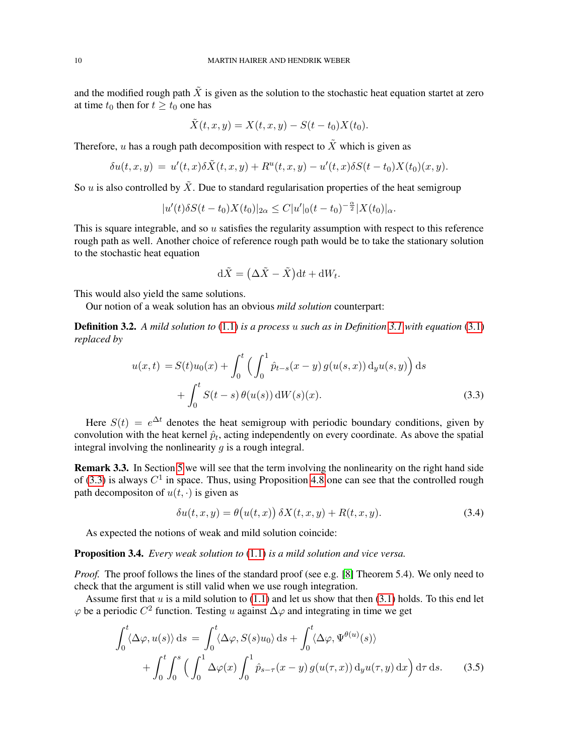and the modified rough path $\tilde{X}$ is given as the solution to the stochastic heat equation startet at zero at time $t_0$ then for $t \geq t_0$ one has

$$\tilde{X}(t,x,y) = X(t,x,y) - S(t-t_0)X(t_0).$$

Therefore, $u$ has a rough path decomposition with respect to $\tilde{X}$ which is given as

$$\delta u(t,x,y) \;=\; u'(t,x)\delta\tilde{X}(t,x,y) + R^u(t,x,y) - u'(t,x)\delta S(t-t_0)X(t_0)(x,y).$$

So $u$ is also controlled by $\tilde{X}$. Due to standard regularisation properties of the heat semigroup

$$|u'(t)\delta S(t-t_0)X(t_0)|_{2\alpha} \leq C|u'|_0 (t-t_0)^{-\frac{\alpha}{2}} |X(t_0)|_\alpha.$$

This is square integrable, and so $u$ satisfies the regularity assumption with respect to this reference rough path as well. Another choice of reference rough path would be to take the stationary solution to the stochastic heat equation

$$\mathrm{d}\tilde{X} = \big(\Delta\tilde{X} - \tilde{X}\big)\mathrm{d}t + \mathrm{d}W_t.$$

This would also yield the same solutions.

Our notion of a weak solution has an obvious *mild solution* counterpart:

**Definition 3.2.** *A mild solution to* (1.1) *is a process* $u$ *such as in Definition 3.1 with equation* (3.1) *replaced by*

$$\begin{aligned}
u(x,t) \;&= S(t)u_0(x) + \int_0^t \Big( \int_0^1 \hat{p}_{t-s}(x-y)\, g(u(s,x))\, \mathrm{d}_y u(s,y) \Big)\, \mathrm{d}s \\
&\quad + \int_0^t S(t-s)\, \theta(u(s))\, \mathrm{d}W(s)(x).
\end{aligned} \tag{3.3}$$

Here $S(t) = e^{\Delta t}$ denotes the heat semigroup with periodic boundary conditions, given by convolution with the heat kernel $\hat{p}_t$, acting independently on every coordinate. As above the spatial integral involving the nonlinearity $g$ is a rough integral.

**Remark 3.3.** In Section 5 we will see that the term involving the nonlinearity on the right hand side of (3.3) is always $C^1$ in space. Thus, using Proposition 4.8 one can see that the controlled rough path decompositon of $u(t,\cdot)$ is given as

$$\delta u(t,x,y) = \theta\big(u(t,x)\big)\, \delta X(t,x,y) + R(t,x,y). \tag{3.4}$$

As expected the notions of weak and mild solution coincide:

**Proposition 3.4.** *Every weak solution to* (1.1) *is a mild solution and vice versa.*

*Proof.* The proof follows the lines of the standard proof (see e.g. [8] Theorem 5.4). We only need to check that the argument is still valid when we use rough integration.

Assume first that $u$ is a mild solution to (1.1) and let us show that then (3.1) holds. To this end let $\varphi$ be a periodic $C^2$ function. Testing $u$ against $\Delta\varphi$ and integrating in time we get

$$\begin{aligned}
\int_0^t \langle \Delta\varphi, u(s)\rangle\, \mathrm{d}s \;&=\; \int_0^t \langle \Delta\varphi, S(s)u_0\rangle\, \mathrm{d}s + \int_0^t \langle \Delta\varphi, \Psi^{\theta(u)}(s)\rangle \\
&\quad + \int_0^t\!\int_0^s \Big( \int_0^1 \Delta\varphi(x) \int_0^1 \hat{p}_{s-\tau}(x-y)\, g(u(\tau,x))\, \mathrm{d}_y u(\tau,y)\, \mathrm{d}x \Big)\, \mathrm{d}\tau\, \mathrm{d}s.
\end{aligned} \tag{3.5}$$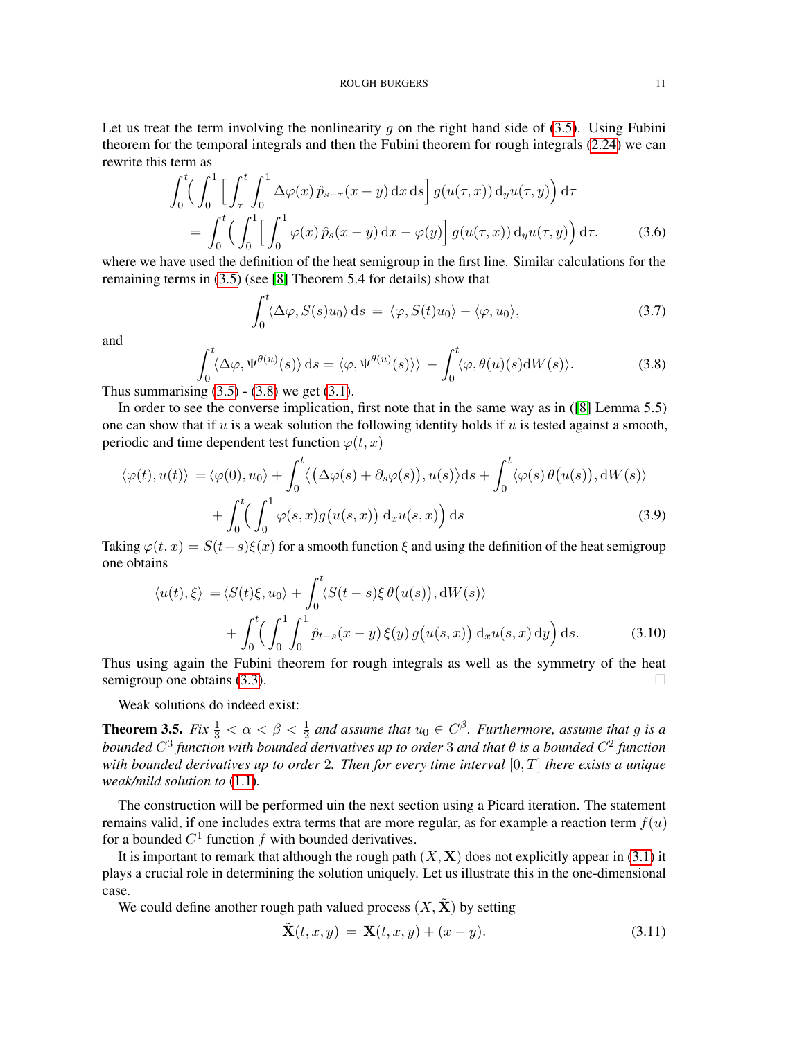Let us treat the term involving the nonlinearity $g$ on the right hand side of (3.5). Using Fubini theorem for the temporal integrals and then the Fubini theorem for rough integrals (2.24) we can rewrite this term as

$$
\begin{aligned}
&\int_0^t \Big( \int_0^1 \Big[ \int_\tau^t \int_0^1 \Delta\varphi(x)\, \hat{p}_{s-\tau}(x-y)\, \mathrm{d}x\, \mathrm{d}s \Big]\, g(u(\tau,x))\, \mathrm{d}_y u(\tau,y) \Big)\, \mathrm{d}\tau \\
&\quad = \int_0^t \Big( \int_0^1 \Big[ \int_0^1 \varphi(x)\, \hat{p}_s(x-y)\, \mathrm{d}x - \varphi(y) \Big]\, g(u(\tau,x))\, \mathrm{d}_y u(\tau,y) \Big)\, \mathrm{d}\tau. \qquad (3.6)
\end{aligned}
$$

where we have used the definition of the heat semigroup in the first line. Similar calculations for the remaining terms in (3.5) (see [8] Theorem 5.4 for details) show that

$$
\int_0^t \langle \Delta\varphi, S(s)u_0 \rangle\, \mathrm{d}s \,=\, \langle \varphi, S(t)u_0 \rangle - \langle \varphi, u_0 \rangle, \qquad (3.7)
$$

and

$$
\int_0^t \langle \Delta\varphi, \Psi^{\theta(u)}(s) \rangle\, \mathrm{d}s = \langle \varphi, \Psi^{\theta(u)}(s) \rangle \rangle \,-\, \int_0^t \langle \varphi, \theta(u)(s) \mathrm{d}W(s) \rangle. \qquad (3.8)
$$

Thus summarising (3.5) - (3.8) we get (3.1).

In order to see the converse implication, first note that in the same way as in ([8] Lemma 5.5) one can show that if $u$ is a weak solution the following identity holds if $u$ is tested against a smooth, periodic and time dependent test function $\varphi(t,x)$

$$
\begin{aligned}
\langle \varphi(t), u(t) \rangle \,&= \langle \varphi(0), u_0 \rangle + \int_0^t \big\langle \big( \Delta\varphi(s) + \partial_s \varphi(s) \big), u(s) \big\rangle \mathrm{d}s + \int_0^t \langle \varphi(s)\, \theta\big(u(s)\big), \mathrm{d}W(s) \rangle \\
&\quad + \int_0^t \Big( \int_0^1 \varphi(s,x) g\big(u(s,x)\big)\, \mathrm{d}_x u(s,x) \Big)\, \mathrm{d}s \qquad (3.9)
\end{aligned}
$$

Taking $\varphi(t,x) = S(t-s)\xi(x)$ for a smooth function $\xi$ and using the definition of the heat semigroup one obtains

$$
\begin{aligned}
\langle u(t), \xi \rangle \,&= \langle S(t)\xi, u_0 \rangle + \int_0^t \langle S(t-s)\xi\, \theta\big(u(s)\big), \mathrm{d}W(s) \rangle \\
&\quad + \int_0^t \Big( \int_0^1 \int_0^1 \hat{p}_{t-s}(x-y)\, \xi(y)\, g\big(u(s,x)\big)\, \mathrm{d}_x u(s,x)\, \mathrm{d}y \Big)\, \mathrm{d}s. \qquad (3.10)
\end{aligned}
$$

Thus using again the Fubini theorem for rough integrals as well as the symmetry of the heat semigroup one obtains (3.3). $\square$

Weak solutions do indeed exist:

**Theorem 3.5.** *Fix $\frac{1}{3} < \alpha < \beta < \frac{1}{2}$ and assume that $u_0 \in C^\beta$. Furthermore, assume that $g$ is a bounded $C^3$ function with bounded derivatives up to order 3 and that $\theta$ is a bounded $C^2$ function with bounded derivatives up to order 2. Then for every time interval $[0,T]$ there exists a unique weak/mild solution to (1.1).*

The construction will be performed uin the next section using a Picard iteration. The statement remains valid, if one includes extra terms that are more regular, as for example a reaction term $f(u)$ for a bounded $C^1$ function $f$ with bounded derivatives.

It is important to remark that although the rough path $(X, \mathbf{X})$ does not explicitly appear in (3.1) it plays a crucial role in determining the solution uniquely. Let us illustrate this in the one-dimensional case.

We could define another rough path valued process $(X, \tilde{\mathbf{X}})$ by setting

$$
\tilde{\mathbf{X}}(t,x,y) \,=\, \mathbf{X}(t,x,y) + (x-y). \qquad (3.11)
$$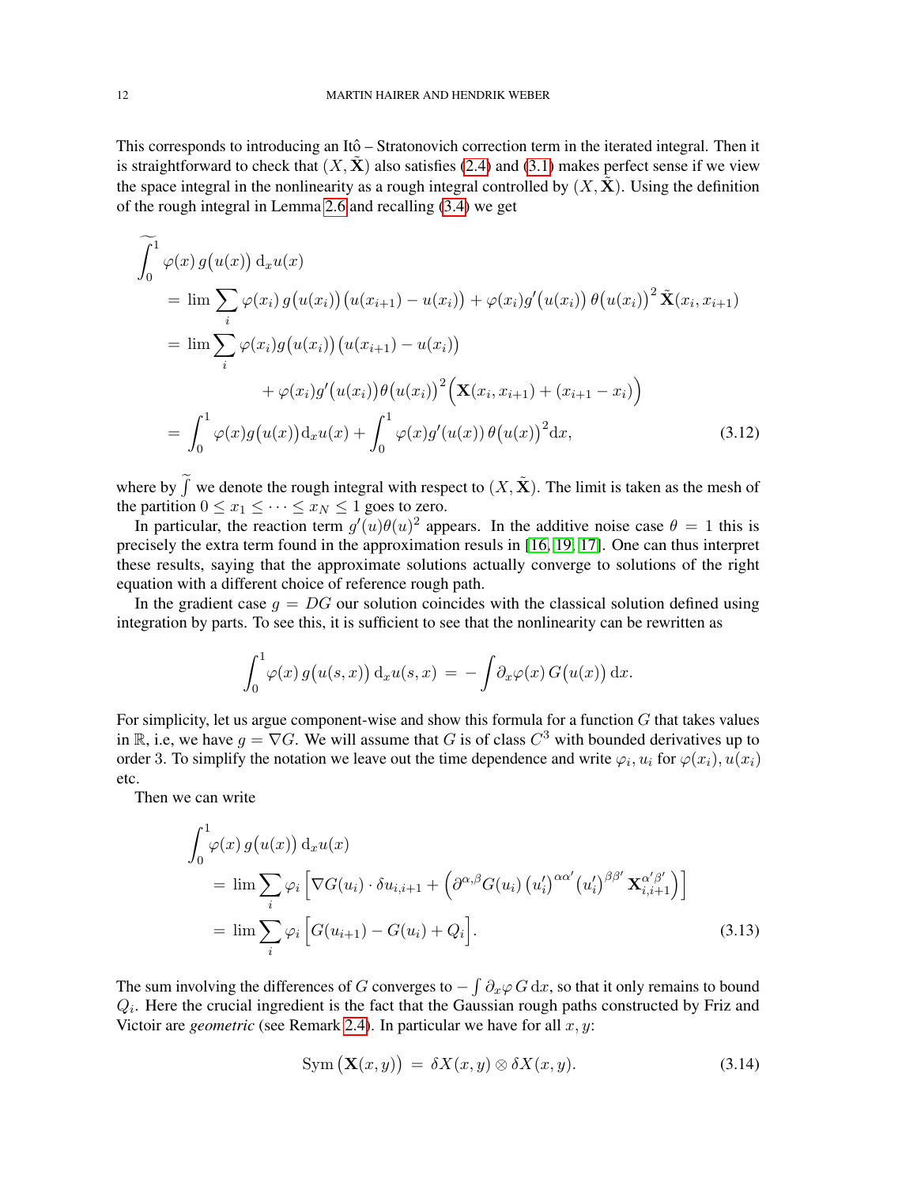This corresponds to introducing an Itô – Stratonovich correction term in the iterated integral. Then it is straightforward to check that $(X, \tilde{\mathbf{X}})$ also satisfies (2.4) and (3.1) makes perfect sense if we view the space integral in the nonlinearity as a rough integral controlled by $(X, \tilde{\mathbf{X}})$. Using the definition of the rough integral in Lemma 2.6 and recalling (3.4) we get

$$
\begin{aligned}
&\widetilde{\int_0^1} \varphi(x)\, g\big(u(x)\big)\, \mathrm{d}_x u(x) \\
&\quad = \lim \sum_i \varphi(x_i)\, g\big(u(x_i)\big)\big(u(x_{i+1}) - u(x_i)\big) + \varphi(x_i) g'\big(u(x_i)\big)\, \theta\big(u(x_i)\big)^2\, \tilde{\mathbf{X}}(x_i, x_{i+1}) \\
&\quad = \lim \sum_i \varphi(x_i) g\big(u(x_i)\big)\big(u(x_{i+1}) - u(x_i)\big) \\
&\qquad\qquad\qquad + \varphi(x_i) g'\big(u(x_i)\big) \theta\big(u(x_i)\big)^2 \Big(\mathbf{X}(x_i, x_{i+1}) + (x_{i+1} - x_i)\Big) \\
&\quad = \int_0^1 \varphi(x) g\big(u(x)\big) \mathrm{d}_x u(x) + \int_0^1 \varphi(x) g'(u(x))\, \theta\big(u(x)\big)^2 \mathrm{d}x,
\end{aligned}
\tag{3.12}
$$

where by $\widetilde{\int}$ we denote the rough integral with respect to $(X, \tilde{\mathbf{X}})$. The limit is taken as the mesh of the partition $0 \le x_1 \le \cdots \le x_N \le 1$ goes to zero.

In particular, the reaction term $g'(u)\theta(u)^2$ appears. In the additive noise case $\theta = 1$ this is precisely the extra term found in the approximation resuls in [16, 19, 17]. One can thus interpret these results, saying that the approximate solutions actually converge to solutions of the right equation with a different choice of reference rough path.

In the gradient case $g = DG$ our solution coincides with the classical solution defined using integration by parts. To see this, it is sufficient to see that the nonlinearity can be rewritten as

$$
\int_0^1 \varphi(x)\, g\big(u(s,x)\big)\, \mathrm{d}_x u(s,x) \;=\; -\int \partial_x \varphi(x)\, G\big(u(x)\big)\, \mathrm{d}x.
$$

For simplicity, let us argue component-wise and show this formula for a function $G$ that takes values in $\mathbb{R}$, i.e, we have $g = \nabla G$. We will assume that $G$ is of class $C^3$ with bounded derivatives up to order 3. To simplify the notation we leave out the time dependence and write $\varphi_i, u_i$ for $\varphi(x_i), u(x_i)$ etc.

Then we can write

$$
\begin{aligned}
&\int_0^1 \varphi(x)\, g\big(u(x)\big)\, \mathrm{d}_x u(x) \\
&\quad = \lim \sum_i \varphi_i \Big[\nabla G(u_i) \cdot \delta u_{i,i+1} + \Big(\partial^{\alpha,\beta} G(u_i)\, \big(u_i'\big)^{\alpha\alpha'} \big(u_i'\big)^{\beta\beta'}\, \mathbf{X}_{i,i+1}^{\alpha'\beta'}\Big)\Big] \\
&\quad = \lim \sum_i \varphi_i \Big[G(u_{i+1}) - G(u_i) + Q_i\Big].
\end{aligned}
\tag{3.13}
$$

The sum involving the differences of $G$ converges to $-\int \partial_x \varphi\, G\, \mathrm{d}x$, so that it only remains to bound $Q_i$. Here the crucial ingredient is the fact that the Gaussian rough paths constructed by Friz and Victoir are *geometric* (see Remark 2.4). In particular we have for all $x, y$:

$$
\mathrm{Sym}\big(\mathbf{X}(x,y)\big) \;=\; \delta X(x,y) \otimes \delta X(x,y).
\tag{3.14}
$$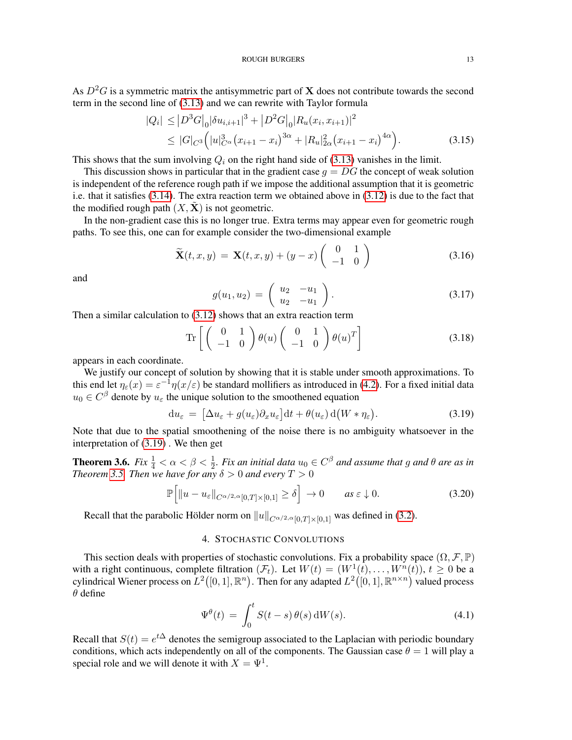As $D^2G$ is a symmetric matrix the antisymmetric part of $\mathbf{X}$ does not contribute towards the second term in the second line of (3.13) and we can rewrite with Taylor formula

$$
\begin{aligned}
|Q_i| \;&\leq \big|D^3G\big|_0 |\delta u_{i,i+1}|^3 + \big|D^2G\big|_0 |R_u(x_i,x_{i+1})|^2 \\
&\leq |G|_{C^3}\Big( |u|^3_{C^\alpha}\big(x_{i+1}-x_i\big)^{3\alpha} + |R_u|^2_{2\alpha}\big(x_{i+1}-x_i\big)^{4\alpha}\Big). 
\end{aligned} \tag{3.15}
$$

This shows that the sum involving $Q_i$ on the right hand side of (3.13) vanishes in the limit.

This discussion shows in particular that in the gradient case $g = DG$ the concept of weak solution is independent of the reference rough path if we impose the additional assumption that it is geometric i.e. that it satisfies (3.14). The extra reaction term we obtained above in (3.12) is due to the fact that the modified rough path $(X, \tilde{\mathbf{X}})$ is not geometric.

In the non-gradient case this is no longer true. Extra terms may appear even for geometric rough paths. To see this, one can for example consider the two-dimensional example

$$
\widetilde{\mathbf{X}}(t,x,y) \;=\; \mathbf{X}(t,x,y) + (y-x)\begin{pmatrix} 0 & 1 \\ -1 & 0 \end{pmatrix} \tag{3.16}
$$

and

$$
g(u_1,u_2) \;=\; \begin{pmatrix} u_2 & -u_1 \\ u_2 & -u_1 \end{pmatrix}. \tag{3.17}
$$

Then a similar calculation to (3.12) shows that an extra reaction term

$$
\mathrm{Tr}\left[ \begin{pmatrix} 0 & 1 \\ -1 & 0 \end{pmatrix} \theta(u) \begin{pmatrix} 0 & 1 \\ -1 & 0 \end{pmatrix} \theta(u)^T \right] \tag{3.18}
$$

appears in each coordinate.

We justify our concept of solution by showing that it is stable under smooth approximations. To this end let $\eta_\varepsilon(x) = \varepsilon^{-1}\eta(x/\varepsilon)$ be standard mollifiers as introduced in (4.2). For a fixed initial data $u_0 \in C^\beta$ denote by $u_\varepsilon$ the unique solution to the smoothened equation

$$
\mathrm{d}u_\varepsilon \;=\; \big[\Delta u_\varepsilon + g(u_\varepsilon)\partial_x u_\varepsilon\big]\mathrm{d}t + \theta(u_\varepsilon)\,\mathrm{d}\big(W * \eta_\varepsilon\big). \tag{3.19}
$$

Note that due to the spatial smoothening of the noise there is no ambiguity whatsoever in the interpretation of (3.19) . We then get

**Theorem 3.6.** *Fix $\frac14 < \alpha < \beta < \frac12$. Fix an initial data $u_0 \in C^\beta$ and assume that $g$ and $\theta$ are as in Theorem 3.5. Then we have for any $\delta > 0$ and every $T > 0$*

$$
\mathbb{P}\Big[ \|u - u_\varepsilon\|_{C^{\alpha/2,\alpha}[0,T]\times[0,1]} \geq \delta \Big] \;\to 0 \qquad \text{as } \varepsilon \downarrow 0. \tag{3.20}
$$

Recall that the parabolic Hölder norm on $\|u\|_{C^{\alpha/2,\alpha}[0,T]\times[0,1]}$ was defined in (3.2).

## 4. Stochastic Convolutions

This section deals with properties of stochastic convolutions. Fix a probability space $(\Omega, \mathcal{F}, \mathbb{P})$ with a right continuous, complete filtration $(\mathcal{F}_t)$. Let $W(t) = (W^1(t), \ldots, W^n(t))$, $t \geq 0$ be a cylindrical Wiener process on $L^2\big([0,1],\mathbb{R}^n\big)$. Then for any adapted $L^2\big([0,1],\mathbb{R}^{n\times n}\big)$ valued process $\theta$ define

$$
\Psi^\theta(t) \;=\; \int_0^t S(t-s)\,\theta(s)\,\mathrm{d}W(s). \tag{4.1}
$$

Recall that $S(t) = e^{t\Delta}$ denotes the semigroup associated to the Laplacian with periodic boundary conditions, which acts independently on all of the components. The Gaussian case $\theta = 1$ will play a special role and we will denote it with $X = \Psi^1$.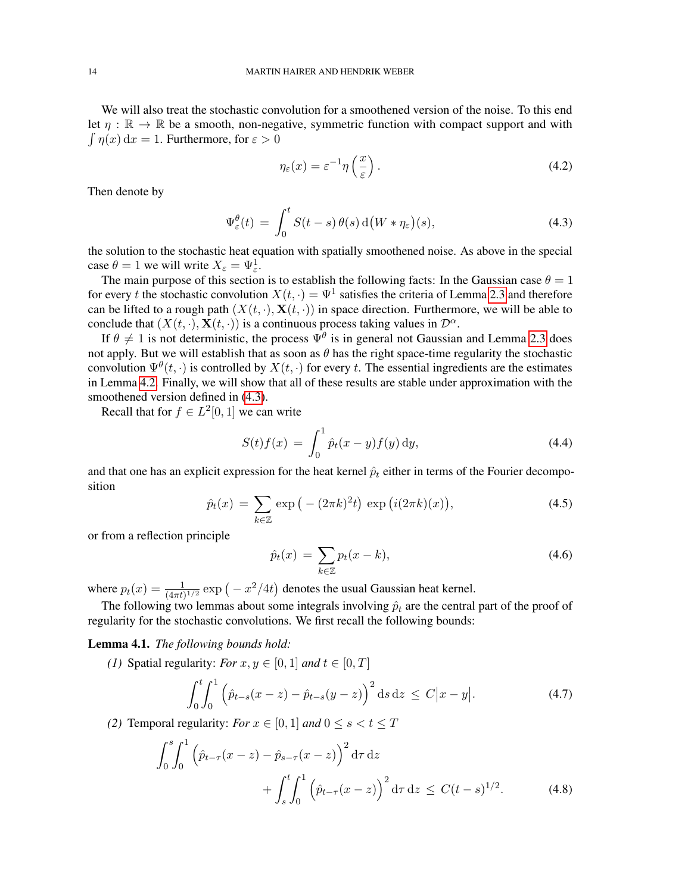We will also treat the stochastic convolution for a smoothened version of the noise. To this end let $\eta : \mathbb{R} \to \mathbb{R}$ be a smooth, non-negative, symmetric function with compact support and with $\int \eta(x)\,\mathrm{d}x = 1$. Furthermore, for $\varepsilon > 0$

$$\eta_\varepsilon(x) = \varepsilon^{-1}\eta\left(\frac{x}{\varepsilon}\right). \tag{4.2}$$

Then denote by

$$\Psi^\theta_\varepsilon(t) \;=\; \int_0^t S(t-s)\,\theta(s)\,\mathrm{d}\big(W * \eta_\varepsilon\big)(s), \tag{4.3}$$

the solution to the stochastic heat equation with spatially smoothened noise. As above in the special case $\theta = 1$ we will write $X_\varepsilon = \Psi^1_\varepsilon$.

The main purpose of this section is to establish the following facts: In the Gaussian case $\theta = 1$ for every $t$ the stochastic convolution $X(t,\cdot) = \Psi^1$ satisfies the criteria of Lemma 2.3 and therefore can be lifted to a rough path $(X(t,\cdot), \mathbf{X}(t,\cdot))$ in space direction. Furthermore, we will be able to conclude that $(X(t,\cdot), \mathbf{X}(t,\cdot))$ is a continuous process taking values in $\mathcal{D}^\alpha$.

If $\theta \neq 1$ is not deterministic, the process $\Psi^\theta$ is in general not Gaussian and Lemma 2.3 does not apply. But we will establish that as soon as $\theta$ has the right space-time regularity the stochastic convolution $\Psi^\theta(t,\cdot)$ is controlled by $X(t,\cdot)$ for every $t$. The essential ingredients are the estimates in Lemma 4.2. Finally, we will show that all of these results are stable under approximation with the smoothened version defined in (4.3).

Recall that for $f \in L^2[0,1]$ we can write

$$S(t)f(x) \;=\; \int_0^1 \hat{p}_t(x-y)f(y)\,\mathrm{d}y, \tag{4.4}$$

and that one has an explicit expression for the heat kernel $\hat{p}_t$ either in terms of the Fourier decomposition

$$\hat{p}_t(x) \;=\; \sum_{k\in\mathbb{Z}} \exp\big(-(2\pi k)^2 t\big)\,\exp\big(i(2\pi k)(x)\big), \tag{4.5}$$

or from a reflection principle

$$\hat{p}_t(x) \;=\; \sum_{k\in\mathbb{Z}} p_t(x-k), \tag{4.6}$$

where $p_t(x) = \frac{1}{(4\pi t)^{1/2}}\exp\big(-x^2/4t\big)$ denotes the usual Gaussian heat kernel.

The following two lemmas about some integrals involving $\hat{p}_t$ are the central part of the proof of regularity for the stochastic convolutions. We first recall the following bounds:

**Lemma 4.1.** *The following bounds hold:*

*(1)* Spatial regularity: *For $x, y \in [0,1]$ and $t \in [0,T]$*

$$\int_0^t\!\!\int_0^1 \Big(\hat{p}_{t-s}(x-z) - \hat{p}_{t-s}(y-z)\Big)^2\,\mathrm{d}s\,\mathrm{d}z \;\leq\; C\big|x-y\big|. \tag{4.7}$$

*(2)* Temporal regularity: *For $x \in [0,1]$ and $0 \leq s < t \leq T$*

$$\int_0^s\!\!\int_0^1 \Big(\hat{p}_{t-\tau}(x-z) - \hat{p}_{s-\tau}(x-z)\Big)^2\,\mathrm{d}\tau\,\mathrm{d}z + \int_s^t\!\!\int_0^1 \Big(\hat{p}_{t-\tau}(x-z)\Big)^2\,\mathrm{d}\tau\,\mathrm{d}z \;\leq\; C(t-s)^{1/2}. \tag{4.8}$$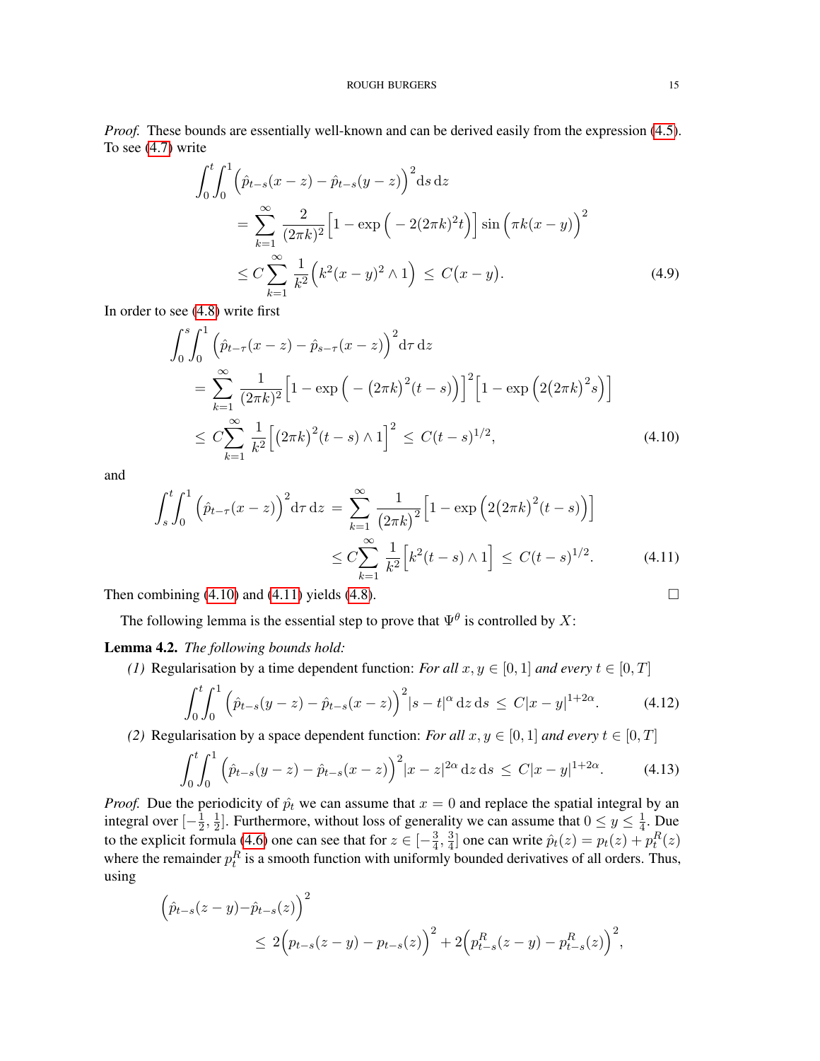*Proof.* These bounds are essentially well-known and can be derived easily from the expression (4.5). To see (4.7) write

$$
\begin{aligned}
\int_0^t\!\!\int_0^1 &\Big(\hat{p}_{t-s}(x-z) - \hat{p}_{t-s}(y-z)\Big)^2 \mathrm{d}s\,\mathrm{d}z \\
&= \sum_{k=1}^{\infty} \frac{2}{(2\pi k)^2}\Big[1 - \exp\Big(-2(2\pi k)^2 t\Big)\Big] \sin\Big(\pi k (x-y)\Big)^2 \\
&\leq C \sum_{k=1}^{\infty} \frac{1}{k^2}\Big(k^2(x-y)^2 \wedge 1\Big) \;\leq\; C\big(x-y\big). \qquad (4.9)
\end{aligned}
$$

In order to see (4.8) write first

$$
\begin{aligned}
\int_0^s\!\!\int_0^1 &\Big(\hat{p}_{t-\tau}(x-z) - \hat{p}_{s-\tau}(x-z)\Big)^2 \mathrm{d}\tau\,\mathrm{d}z \\
&= \sum_{k=1}^{\infty} \frac{1}{(2\pi k)^2}\Big[1 - \exp\Big(-\big(2\pi k\big)^2(t-s)\Big)\Big]^2\Big[1 - \exp\Big(2\big(2\pi k\big)^2 s\Big)\Big] \\
&\leq C\sum_{k=1}^{\infty} \frac{1}{k^2}\Big[\big(2\pi k\big)^2(t-s) \wedge 1\Big]^2 \;\leq\; C(t-s)^{1/2}, \qquad (4.10)
\end{aligned}
$$

and

$$
\begin{aligned}
\int_s^t\!\!\int_0^1 \Big(\hat{p}_{t-\tau}(x-z)\Big)^2 \mathrm{d}\tau\,\mathrm{d}z \;&=\; \sum_{k=1}^{\infty} \frac{1}{\big(2\pi k\big)^2}\Big[1 - \exp\Big(2\big(2\pi k\big)^2(t-s)\Big)\Big] \\
&\leq C\sum_{k=1}^{\infty} \frac{1}{k^2}\Big[k^2(t-s) \wedge 1\Big] \;\leq\; C(t-s)^{1/2}. \qquad (4.11)
\end{aligned}
$$

Then combining (4.10) and (4.11) yields (4.8). ∎

The following lemma is the essential step to prove that $\Psi^\theta$ is controlled by $X$:

**Lemma 4.2.** *The following bounds hold:*

*(1)* Regularisation by a time dependent function: *For all $x, y \in [0,1]$ and every $t \in [0,T]$*

$$
\int_0^t\!\!\int_0^1 \Big(\hat{p}_{t-s}(y-z) - \hat{p}_{t-s}(x-z)\Big)^2 |s-t|^{\alpha}\,\mathrm{d}z\,\mathrm{d}s \;\leq\; C|x-y|^{1+2\alpha}. \qquad (4.12)
$$

*(2)* Regularisation by a space dependent function: *For all $x, y \in [0,1]$ and every $t \in [0,T]$*

$$
\int_0^t\!\!\int_0^1 \Big(\hat{p}_{t-s}(y-z) - \hat{p}_{t-s}(x-z)\Big)^2 |x-z|^{2\alpha}\,\mathrm{d}z\,\mathrm{d}s \;\leq\; C|x-y|^{1+2\alpha}. \qquad (4.13)
$$

*Proof.* Due the periodicity of $\hat{p}_t$ we can assume that $x = 0$ and replace the spatial integral by an integral over $[-\frac{1}{2}, \frac{1}{2}]$. Furthermore, without loss of generality we can assume that $0 \leq y \leq \frac{1}{4}$. Due to the explicit formula (4.6) one can see that for $z \in [-\frac{3}{4}, \frac{3}{4}]$ one can write $\hat{p}_t(z) = p_t(z) + p_t^R(z)$ where the remainder $p_t^R$ is a smooth function with uniformly bounded derivatives of all orders. Thus, using

$$
\Big(\hat{p}_{t-s}(z-y) - \hat{p}_{t-s}(z)\Big)^2 \leq 2\Big(p_{t-s}(z-y) - p_{t-s}(z)\Big)^2 + 2\Big(p^R_{t-s}(z-y) - p^R_{t-s}(z)\Big)^2,
$$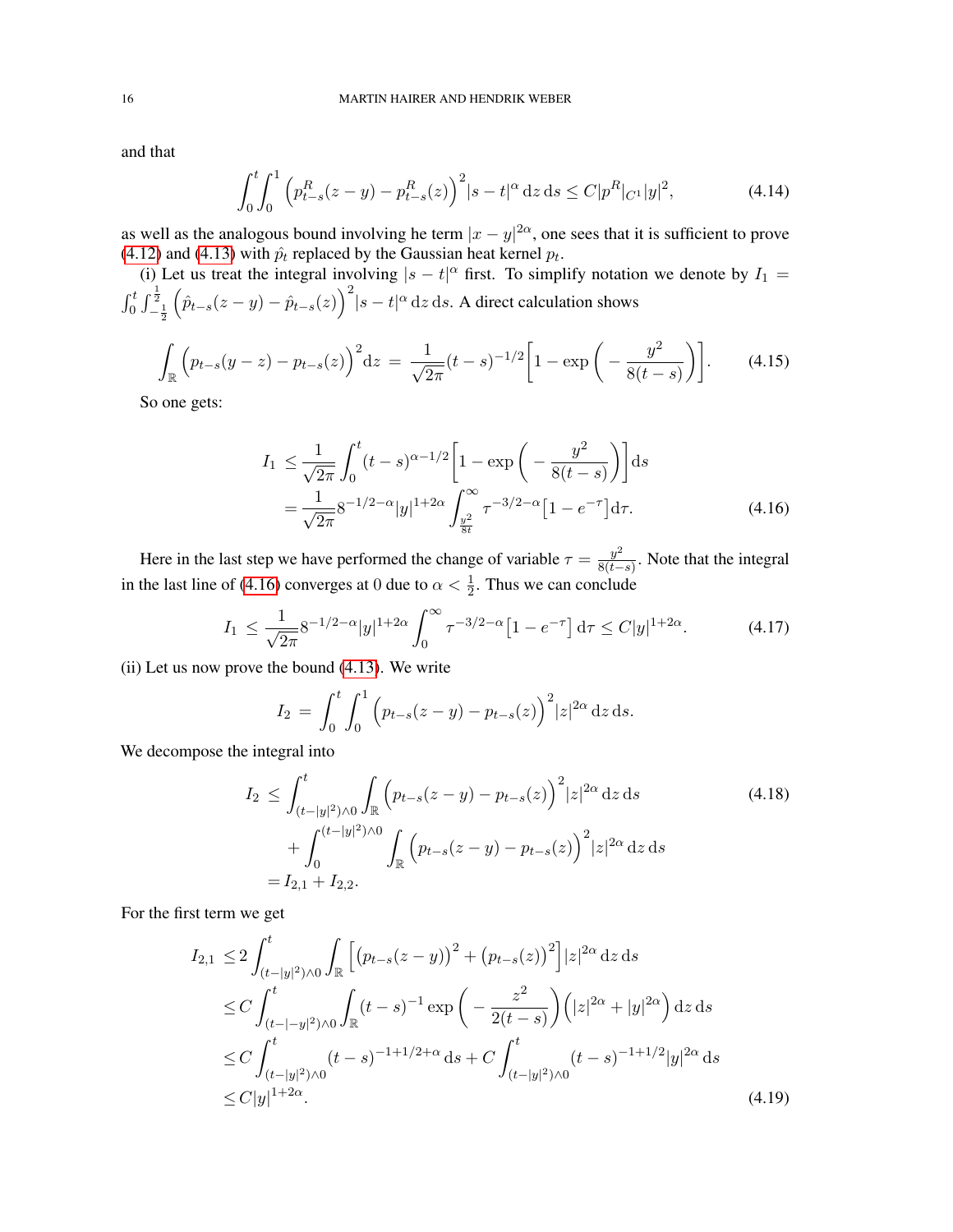and that

$$\int_0^t\int_0^1 \Big(p^R_{t-s}(z-y) - p^R_{t-s}(z)\Big)^2 |s-t|^\alpha \,\mathrm{d}z\,\mathrm{d}s \le C|p^R|_{C^1}|y|^2, \tag{4.14}$$

as well as the analogous bound involving he term $|x-y|^{2\alpha}$, one sees that it is sufficient to prove (4.12) and (4.13) with $\hat{p}_t$ replaced by the Gaussian heat kernel $p_t$.

(i) Let us treat the integral involving $|s-t|^\alpha$ first. To simplify notation we denote by $I_1 = \int_0^t\int_{-\frac12}^{\frac12}\Big(\hat{p}_{t-s}(z-y) - \hat{p}_{t-s}(z)\Big)^2|s-t|^\alpha\,\mathrm{d}z\,\mathrm{d}s$. A direct calculation shows

$$\int_{\mathbb{R}}\Big(p_{t-s}(y-z) - p_{t-s}(z)\Big)^2\mathrm{d}z \;=\; \frac{1}{\sqrt{2\pi}}(t-s)^{-1/2}\Big[1-\exp\Big(-\frac{y^2}{8(t-s)}\Big)\Big]. \tag{4.15}$$

So one gets:

$$\begin{aligned} I_1 \;&\le \frac{1}{\sqrt{2\pi}}\int_0^t (t-s)^{\alpha-1/2}\Big[1-\exp\Big(-\frac{y^2}{8(t-s)}\Big)\Big]\mathrm{d}s \\ &= \frac{1}{\sqrt{2\pi}} 8^{-1/2-\alpha}|y|^{1+2\alpha}\int_{\frac{y^2}{8t}}^\infty \tau^{-3/2-\alpha}\big[1-e^{-\tau}\big]\mathrm{d}\tau. \end{aligned}\tag{4.16}$$

Here in the last step we have performed the change of variable $\tau = \frac{y^2}{8(t-s)}$. Note that the integral in the last line of (4.16) converges at 0 due to $\alpha < \frac12$. Thus we can conclude

$$I_1 \;\le \frac{1}{\sqrt{2\pi}}8^{-1/2-\alpha}|y|^{1+2\alpha}\int_0^\infty \tau^{-3/2-\alpha}\big[1-e^{-\tau}\big]\,\mathrm{d}\tau \le C|y|^{1+2\alpha}. \tag{4.17}$$

(ii) Let us now prove the bound (4.13). We write

$$I_2 \;=\; \int_0^t\int_0^1 \Big(p_{t-s}(z-y) - p_{t-s}(z)\Big)^2|z|^{2\alpha}\,\mathrm{d}z\,\mathrm{d}s.$$

We decompose the integral into

$$\begin{aligned} I_2 \;&\le \int_{(t-|y|^2)\wedge 0}^t\int_{\mathbb{R}}\Big(p_{t-s}(z-y) - p_{t-s}(z)\Big)^2|z|^{2\alpha}\,\mathrm{d}z\,\mathrm{d}s \\ &\quad+\int_0^{(t-|y|^2)\wedge 0}\int_{\mathbb{R}}\Big(p_{t-s}(z-y) - p_{t-s}(z)\Big)^2|z|^{2\alpha}\,\mathrm{d}z\,\mathrm{d}s \\ &= I_{2,1} + I_{2,2}. \end{aligned}\tag{4.18}$$

For the first term we get

$$\begin{aligned} I_{2,1} \;&\le 2\int_{(t-|y|^2)\wedge 0}^t\int_{\mathbb{R}}\Big[\big(p_{t-s}(z-y)\big)^2 + \big(p_{t-s}(z)\big)^2\Big]|z|^{2\alpha}\,\mathrm{d}z\,\mathrm{d}s \\ &\le C\int_{(t-|-y|^2)\wedge 0}^t\int_{\mathbb{R}}(t-s)^{-1}\exp\Big(-\frac{z^2}{2(t-s)}\Big)\Big(|z|^{2\alpha}+|y|^{2\alpha}\Big)\,\mathrm{d}z\,\mathrm{d}s \\ &\le C\int_{(t-|y|^2)\wedge 0}^t (t-s)^{-1+1/2+\alpha}\,\mathrm{d}s + C\int_{(t-|y|^2)\wedge 0}^t (t-s)^{-1+1/2}|y|^{2\alpha}\,\mathrm{d}s \\ &\le C|y|^{1+2\alpha}. \end{aligned}\tag{4.19}$$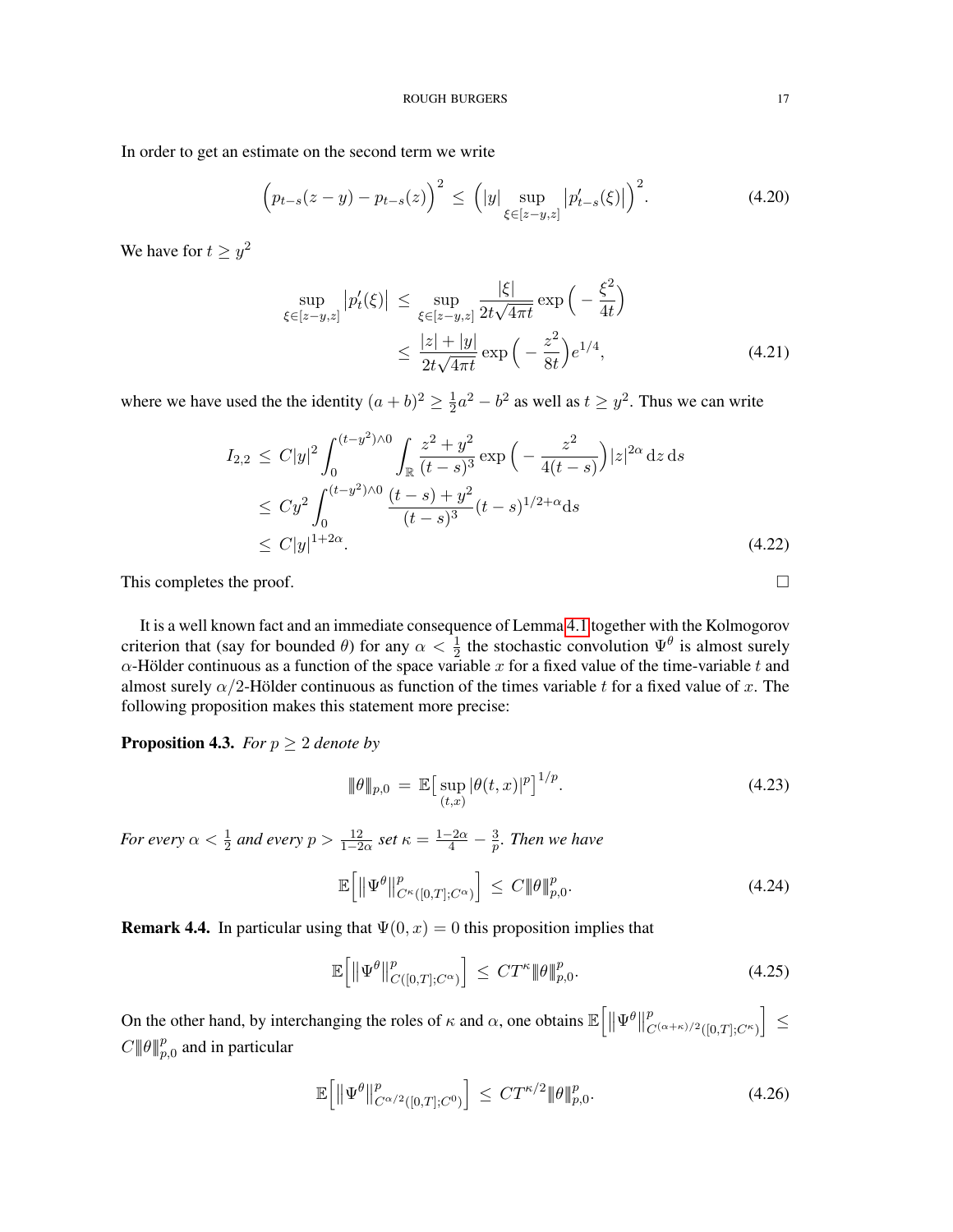In order to get an estimate on the second term we write

$$\Big(p_{t-s}(z-y) - p_{t-s}(z)\Big)^2 \;\leq\; \Big(|y| \sup_{\xi \in [z-y,z]} \big|p'_{t-s}(\xi)\big|\Big)^2. \tag{4.20}$$

We have for $t \geq y^2$

$$\begin{aligned}
\sup_{\xi \in [z-y,z]} \big|p'_t(\xi)\big| \;&\leq\; \sup_{\xi \in [z-y,z]} \frac{|\xi|}{2t\sqrt{4\pi t}} \exp\Big(-\frac{\xi^2}{4t}\Big) \\
&\leq\; \frac{|z|+|y|}{2t\sqrt{4\pi t}} \exp\Big(-\frac{z^2}{8t}\Big) e^{1/4},
\end{aligned} \tag{4.21}$$

where we have used the the identity $(a+b)^2 \geq \frac{1}{2}a^2 - b^2$ as well as $t \geq y^2$. Thus we can write

$$\begin{aligned}
I_{2,2} \;&\leq\; C|y|^2 \int_0^{(t-y^2)\wedge 0} \int_{\mathbb{R}} \frac{z^2+y^2}{(t-s)^3} \exp\Big(-\frac{z^2}{4(t-s)}\Big) |z|^{2\alpha} \,\mathrm{d}z\,\mathrm{d}s \\
&\leq\; Cy^2 \int_0^{(t-y^2)\wedge 0} \frac{(t-s)+y^2}{(t-s)^3} (t-s)^{1/2+\alpha} \mathrm{d}s \\
&\leq\; C|y|^{1+2\alpha}.
\end{aligned} \tag{4.22}$$

This completes the proof. $\square$

It is a well known fact and an immediate consequence of Lemma 4.1 together with the Kolmogorov criterion that (say for bounded $\theta$) for any $\alpha < \frac{1}{2}$ the stochastic convolution $\Psi^\theta$ is almost surely $\alpha$-Hölder continuous as a function of the space variable $x$ for a fixed value of the time-variable $t$ and almost surely $\alpha/2$-Hölder continuous as function of the times variable $t$ for a fixed value of $x$. The following proposition makes this statement more precise:

**Proposition 4.3.** *For $p \geq 2$ denote by*

$$\|\theta\|_{p,0} \;=\; \mathbb{E}\big[\sup_{(t,x)} |\theta(t,x)|^p\big]^{1/p}. \tag{4.23}$$

*For every $\alpha < \frac{1}{2}$ and every $p > \frac{12}{1-2\alpha}$ set $\kappa = \frac{1-2\alpha}{4} - \frac{3}{p}$. Then we have*

$$\mathbb{E}\Big[\big\|\Psi^\theta\big\|^p_{C^\kappa([0,T];C^\alpha)}\Big] \;\leq\; C\|\theta\|^p_{p,0}. \tag{4.24}$$

**Remark 4.4.** In particular using that $\Psi(0,x) = 0$ this proposition implies that

$$\mathbb{E}\Big[\big\|\Psi^\theta\big\|^p_{C([0,T];C^\alpha)}\Big] \;\leq\; CT^\kappa \|\theta\|^p_{p,0}. \tag{4.25}$$

On the other hand, by interchanging the roles of $\kappa$ and $\alpha$, one obtains $\mathbb{E}\Big[\big\|\Psi^\theta\big\|^p_{C^{(\alpha+\kappa)/2}([0,T];C^\kappa)}\Big] \leq C\|\theta\|^p_{p,0}$ and in particular

$$\mathbb{E}\Big[\big\|\Psi^\theta\big\|^p_{C^{\alpha/2}([0,T];C^0)}\Big] \;\leq\; CT^{\kappa/2}\|\theta\|^p_{p,0}. \tag{4.26}$$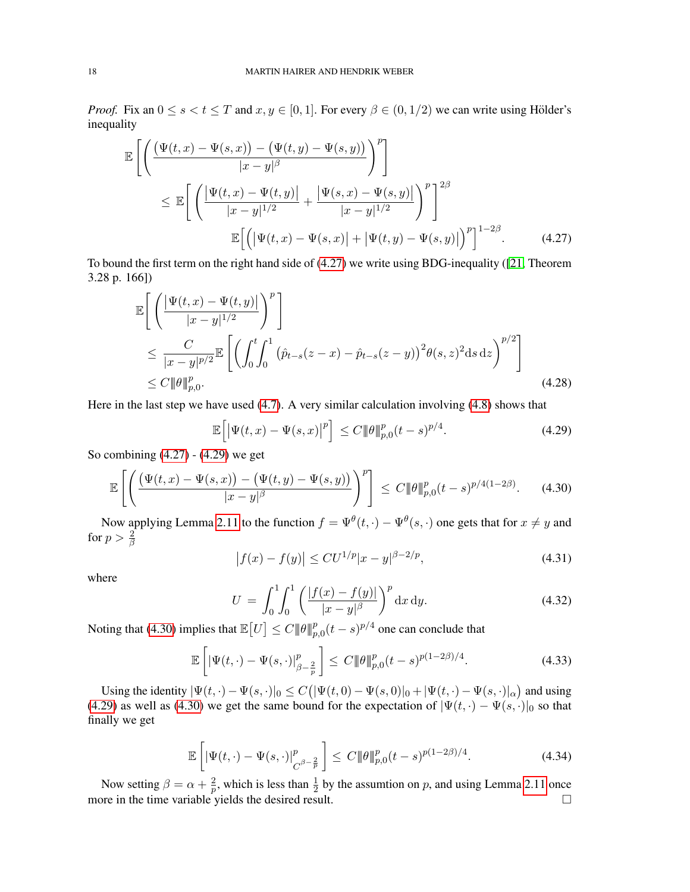*Proof.* Fix an $0 \le s < t \le T$ and $x, y \in [0,1]$. For every $\beta \in (0, 1/2)$ we can write using Hölder's inequality

$$
\begin{aligned}
\mathbb{E}&\left[\left(\frac{\big(\Psi(t,x) - \Psi(s,x)\big) - \big(\Psi(t,y) - \Psi(s,y)\big)}{|x-y|^{\beta}}\right)^p\right] \\
&\le \mathbb{E}\left[\left(\frac{\big|\Psi(t,x) - \Psi(t,y)\big|}{|x-y|^{1/2}} + \frac{\big|\Psi(s,x) - \Psi(s,y)\big|}{|x-y|^{1/2}}\right)^p\right]^{2\beta} \\
&\qquad\qquad \mathbb{E}\Big[\Big(\big|\Psi(t,x) - \Psi(s,x)\big| + \big|\Psi(t,y) - \Psi(s,y)\big|\Big)^p\Big]^{1-2\beta}. \qquad (4.27)
\end{aligned}
$$

To bound the first term on the right hand side of (4.27) we write using BDG-inequality ([21, Theorem 3.28 p. 166])

$$
\begin{aligned}
\mathbb{E}&\left[\left(\frac{\big|\Psi(t,x) - \Psi(t,y)\big|}{|x-y|^{1/2}}\right)^p\right] \\
&\le \frac{C}{|x-y|^{p/2}} \mathbb{E}\left[\left(\int_0^t \int_0^1 \big(\hat{p}_{t-s}(z-x) - \hat{p}_{t-s}(z-y)\big)^2 \theta(s,z)^2 \mathrm{d}s \, \mathrm{d}z\right)^{p/2}\right] \\
&\le C \|\theta\|_{p,0}^p. \qquad (4.28)
\end{aligned}
$$

Here in the last step we have used (4.7). A very similar calculation involving (4.8) shows that

$$
\mathbb{E}\Big[\big|\Psi(t,x) - \Psi(s,x)\big|^p\Big] \le C \|\theta\|_{p,0}^p (t-s)^{p/4}. \qquad (4.29)
$$

So combining (4.27) - (4.29) we get

$$
\mathbb{E}\left[\left(\frac{\big(\Psi(t,x) - \Psi(s,x)\big) - \big(\Psi(t,y) - \Psi(s,y)\big)}{|x-y|^{\beta}}\right)^p\right] \le C \|\theta\|_{p,0}^p (t-s)^{p/4(1-2\beta)}. \qquad (4.30)
$$

Now applying Lemma 2.11 to the function $f = \Psi^\theta(t,\cdot) - \Psi^\theta(s,\cdot)$ one gets that for $x \neq y$ and for $p > \frac{2}{\beta}$

$$
\big|f(x) - f(y)\big| \le C U^{1/p} |x-y|^{\beta - 2/p}, \qquad (4.31)
$$

where

$$
U = \int_0^1 \int_0^1 \left(\frac{|f(x) - f(y)|}{|x-y|^{\beta}}\right)^p \mathrm{d}x \, \mathrm{d}y. \qquad (4.32)
$$

Noting that (4.30) implies that $\mathbb{E}\big[U\big] \le C \|\theta\|_{p,0}^p (t-s)^{p/4}$ one can conclude that

$$
\mathbb{E}\left[|\Psi(t,\cdot) - \Psi(s,\cdot)|_{\beta - \frac{2}{p}}^p\right] \le C \|\theta\|_{p,0}^p (t-s)^{p(1-2\beta)/4}. \qquad (4.33)
$$

Using the identity $|\Psi(t,\cdot) - \Psi(s,\cdot)|_0 \le C\big(|\Psi(t,0) - \Psi(s,0)|_0 + |\Psi(t,\cdot) - \Psi(s,\cdot)|_\alpha\big)$ and using (4.29) as well as (4.30) we get the same bound for the expectation of $|\Psi(t,\cdot) - \Psi(s,\cdot)|_0$ so that finally we get

$$
\mathbb{E}\left[|\Psi(t,\cdot) - \Psi(s,\cdot)|_{C^{\beta - \frac{2}{p}}}^p\right] \le C \|\theta\|_{p,0}^p (t-s)^{p(1-2\beta)/4}. \qquad (4.34)
$$

Now setting $\beta = \alpha + \frac{2}{p}$, which is less than $\frac{1}{2}$ by the assumtion on $p$, and using Lemma 2.11 once more in the time variable yields the desired result. $\square$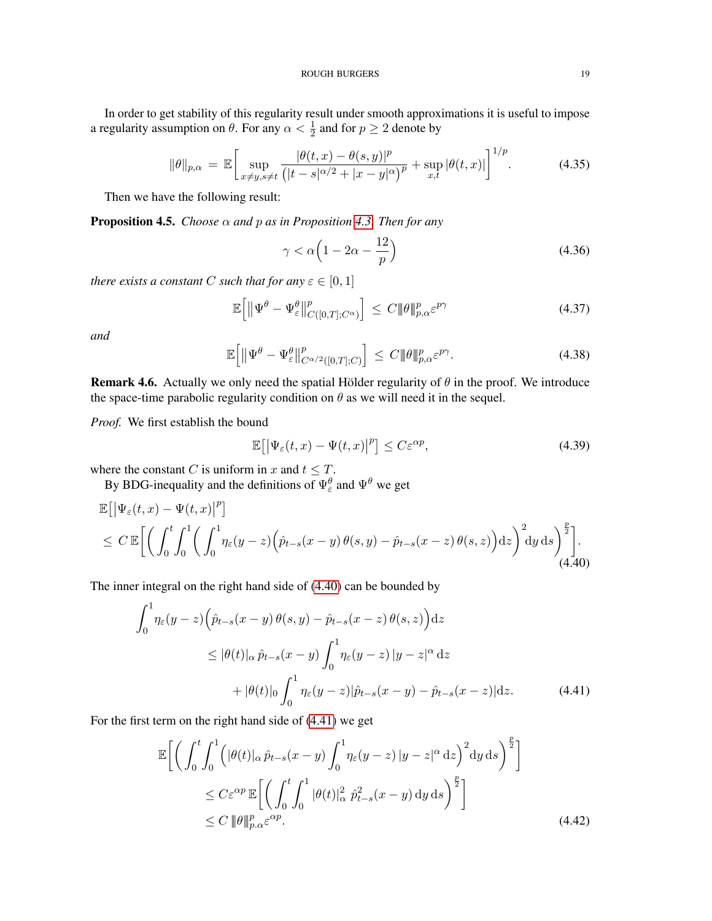In order to get stability of this regularity result under smooth approximations it is useful to impose a regularity assumption on $\theta$. For any $\alpha < \frac{1}{2}$ and for $p \geq 2$ denote by

$$\|\theta\|_{p,\alpha} \;=\; \mathbb{E}\bigg[\sup_{x\neq y, s\neq t} \frac{|\theta(t,x)-\theta(s,y)|^p}{\big(|t-s|^{\alpha/2}+|x-y|^\alpha\big)^p} + \sup_{x,t}|\theta(t,x)|\bigg]^{1/p}. \tag{4.35}$$

Then we have the following result:

**Proposition 4.5.** *Choose $\alpha$ and $p$ as in Proposition 4.3. Then for any*

$$\gamma < \alpha\Big(1-2\alpha-\frac{12}{p}\Big) \tag{4.36}$$

*there exists a constant $C$ such that for any $\varepsilon \in [0,1]$*

$$\mathbb{E}\Big[\big\|\Psi^\theta - \Psi^\theta_\varepsilon\big\|^p_{C([0,T];C^\alpha)}\Big] \;\leq\; C\|\theta\|^p_{p,\alpha}\varepsilon^{p\gamma} \tag{4.37}$$

*and*

$$\mathbb{E}\Big[\big\|\Psi^\theta - \Psi^\theta_\varepsilon\big\|^p_{C^{\alpha/2}([0,T];C)}\Big] \;\leq\; C\|\theta\|^p_{p,\alpha}\varepsilon^{p\gamma}. \tag{4.38}$$

**Remark 4.6.** Actually we only need the spatial Hölder regularity of $\theta$ in the proof. We introduce the space-time parabolic regularity condition on $\theta$ as we will need it in the sequel.

*Proof.* We first establish the bound

$$\mathbb{E}\big[\big|\Psi_\varepsilon(t,x)-\Psi(t,x)\big|^p\big] \leq C\varepsilon^{\alpha p}, \tag{4.39}$$

where the constant $C$ is uniform in $x$ and $t \leq T$.

By BDG-inequality and the definitions of $\Psi^\theta_\varepsilon$ and $\Psi^\theta$ we get

$$\begin{aligned}
&\mathbb{E}\big[\big|\Psi_\varepsilon(t,x)-\Psi(t,x)\big|^p\big] \\
&\leq C\,\mathbb{E}\bigg[\bigg(\int_0^t\int_0^1\bigg(\int_0^1 \eta_\varepsilon(y-z)\Big(\hat{p}_{t-s}(x-y)\,\theta(s,y)-\hat{p}_{t-s}(x-z)\,\theta(s,z)\Big)\mathrm{d}z\bigg)^2\mathrm{d}y\,\mathrm{d}s\bigg)^{\frac{p}{2}}\bigg].
\end{aligned} \tag{4.40}$$

The inner integral on the right hand side of (4.40) can be bounded by

$$\begin{aligned}
\int_0^1 &\eta_\varepsilon(y-z)\Big(\hat{p}_{t-s}(x-y)\,\theta(s,y)-\hat{p}_{t-s}(x-z)\,\theta(s,z)\Big)\mathrm{d}z \\
&\leq |\theta(t)|_\alpha\,\hat{p}_{t-s}(x-y)\int_0^1 \eta_\varepsilon(y-z)\,|y-z|^\alpha\,\mathrm{d}z \\
&\quad + |\theta(t)|_0\int_0^1 \eta_\varepsilon(y-z)|\hat{p}_{t-s}(x-y)-\hat{p}_{t-s}(x-z)|\mathrm{d}z.
\end{aligned} \tag{4.41}$$

For the first term on the right hand side of (4.41) we get

$$\begin{aligned}
\mathbb{E}\bigg[&\bigg(\int_0^t\int_0^1\Big(|\theta(t)|_\alpha\,\hat{p}_{t-s}(x-y)\int_0^1\eta_\varepsilon(y-z)\,|y-z|^\alpha\,\mathrm{d}z\Big)^2\mathrm{d}y\,\mathrm{d}s\bigg)^{\frac{p}{2}}\bigg] \\
&\leq C\varepsilon^{\alpha p}\,\mathbb{E}\bigg[\bigg(\int_0^t\int_0^1|\theta(t)|^2_\alpha\;\hat{p}^2_{t-s}(x-y)\,\mathrm{d}y\,\mathrm{d}s\bigg)^{\frac{p}{2}}\bigg] \\
&\leq C\,\|\theta\|^p_{p.\alpha}\varepsilon^{\alpha p}.
\end{aligned} \tag{4.42}$$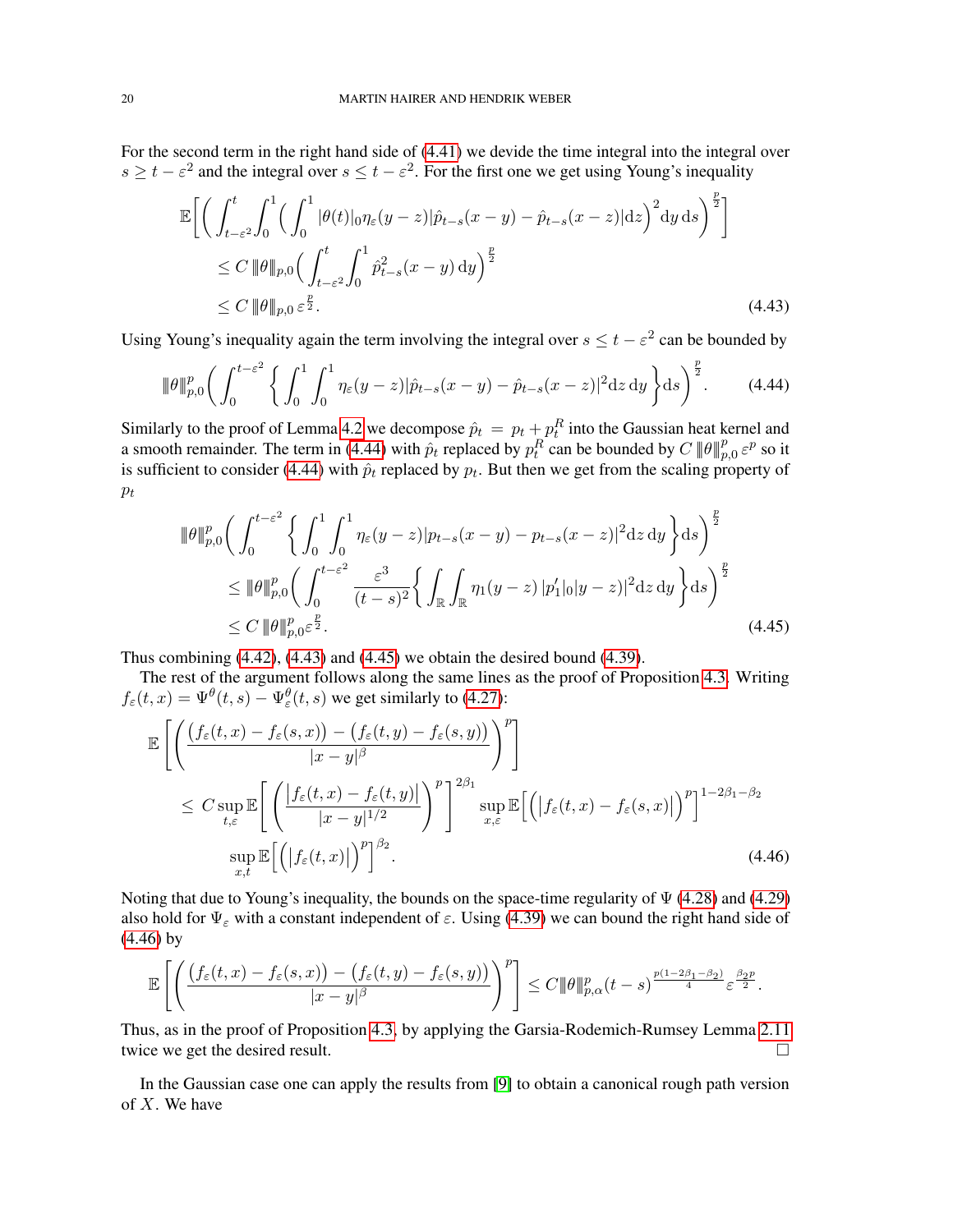For the second term in the right hand side of (4.41) we devide the time integral into the integral over $s \geq t - \varepsilon^2$ and the integral over $s \leq t - \varepsilon^2$. For the first one we get using Young's inequality

$$
\begin{aligned}
\mathbb{E}\bigg[ \Big( \int_{t-\varepsilon^2}^t \int_0^1 \Big( \int_0^1 |\theta(t)|_0 \eta_\varepsilon(y-z) |\hat{p}_{t-s}(x-y) - \hat{p}_{t-s}(x-z)| \mathrm{d}z \Big)^2 \mathrm{d}y \, \mathrm{d}s \Big)^{\frac{p}{2}} \bigg] \\
\leq C \, \|\theta\|_{p,0} \Big( \int_{t-\varepsilon^2}^t \int_0^1 \hat{p}_{t-s}^2(x-y) \, \mathrm{d}y \Big)^{\frac{p}{2}} \\
\leq C \, \|\theta\|_{p,0} \, \varepsilon^{\frac{p}{2}}. \qquad (4.43)
\end{aligned}
$$

Using Young's inequality again the term involving the integral over $s \leq t - \varepsilon^2$ can be bounded by

$$
\|\theta\|_{p,0}^p \Big( \int_0^{t-\varepsilon^2} \Big\{ \int_0^1 \int_0^1 \eta_\varepsilon(y-z) |\hat{p}_{t-s}(x-y) - \hat{p}_{t-s}(x-z)|^2 \mathrm{d}z \, \mathrm{d}y \Big\} \mathrm{d}s \Big)^{\frac{p}{2}}. \qquad (4.44)
$$

Similarly to the proof of Lemma 4.2 we decompose $\hat{p}_t = p_t + p_t^R$ into the Gaussian heat kernel and a smooth remainder. The term in (4.44) with $\hat{p}_t$ replaced by $p_t^R$ can be bounded by $C \, \|\theta\|_{p,0}^p \varepsilon^p$ so it is sufficient to consider (4.44) with $\hat{p}_t$ replaced by $p_t$. But then we get from the scaling property of $p_t$

$$
\begin{aligned}
\|\theta\|_{p,0}^p \Big( \int_0^{t-\varepsilon^2} \Big\{ \int_0^1 \int_0^1 \eta_\varepsilon(y-z) |p_{t-s}(x-y) - p_{t-s}(x-z)|^2 \mathrm{d}z \, \mathrm{d}y \Big\} \mathrm{d}s \Big)^{\frac{p}{2}} \\
\leq \|\theta\|_{p,0}^p \Big( \int_0^{t-\varepsilon^2} \frac{\varepsilon^3}{(t-s)^2} \Big\{ \int_{\mathbb{R}} \int_{\mathbb{R}} \eta_1(y-z) \, |p_1'|_0 |y-z)|^2 \mathrm{d}z \, \mathrm{d}y \Big\} \mathrm{d}s \Big)^{\frac{p}{2}} \\
\leq C \, \|\theta\|_{p,0}^p \varepsilon^{\frac{p}{2}}. \qquad (4.45)
\end{aligned}
$$

Thus combining (4.42), (4.43) and (4.45) we obtain the desired bound (4.39).

The rest of the argument follows along the same lines as the proof of Proposition 4.3. Writing $f_\varepsilon(t,x) = \Psi^\theta(t,s) - \Psi^\theta_\varepsilon(t,s)$ we get similarly to (4.27):

$$
\begin{aligned}
\mathbb{E}\left[ \left( \frac{\big(f_\varepsilon(t,x) - f_\varepsilon(s,x)\big) - \big(f_\varepsilon(t,y) - f_\varepsilon(s,y)\big)}{|x-y|^\beta} \right)^p \right] \\
\leq C \sup_{t,\varepsilon} \mathbb{E}\left[ \left( \frac{\big|f_\varepsilon(t,x) - f_\varepsilon(t,y)\big|}{|x-y|^{1/2}} \right)^p \right]^{2\beta_1} \sup_{x,\varepsilon} \mathbb{E}\Big[ \Big( \big|f_\varepsilon(t,x) - f_\varepsilon(s,x)\big| \Big)^p \Big]^{1-2\beta_1-\beta_2} \\
\sup_{x,t} \mathbb{E}\Big[ \Big( \big|f_\varepsilon(t,x)\big| \Big)^p \Big]^{\beta_2}. \qquad (4.46)
\end{aligned}
$$

Noting that due to Young's inequality, the bounds on the space-time regularity of $\Psi$ (4.28) and (4.29) also hold for $\Psi_\varepsilon$ with a constant independent of $\varepsilon$. Using (4.39) we can bound the right hand side of (4.46) by

$$
\mathbb{E}\left[ \left( \frac{\big(f_\varepsilon(t,x) - f_\varepsilon(s,x)\big) - \big(f_\varepsilon(t,y) - f_\varepsilon(s,y)\big)}{|x-y|^\beta} \right)^p \right] \leq C \|\theta\|_{p,\alpha}^p (t-s)^{\frac{p(1-2\beta_1-\beta_2)}{4}} \varepsilon^{\frac{\beta_2 p}{2}}.
$$

Thus, as in the proof of Proposition 4.3, by applying the Garsia-Rodemich-Rumsey Lemma 2.11 twice we get the desired result. $\square$

In the Gaussian case one can apply the results from [9] to obtain a canonical rough path version of $X$. We have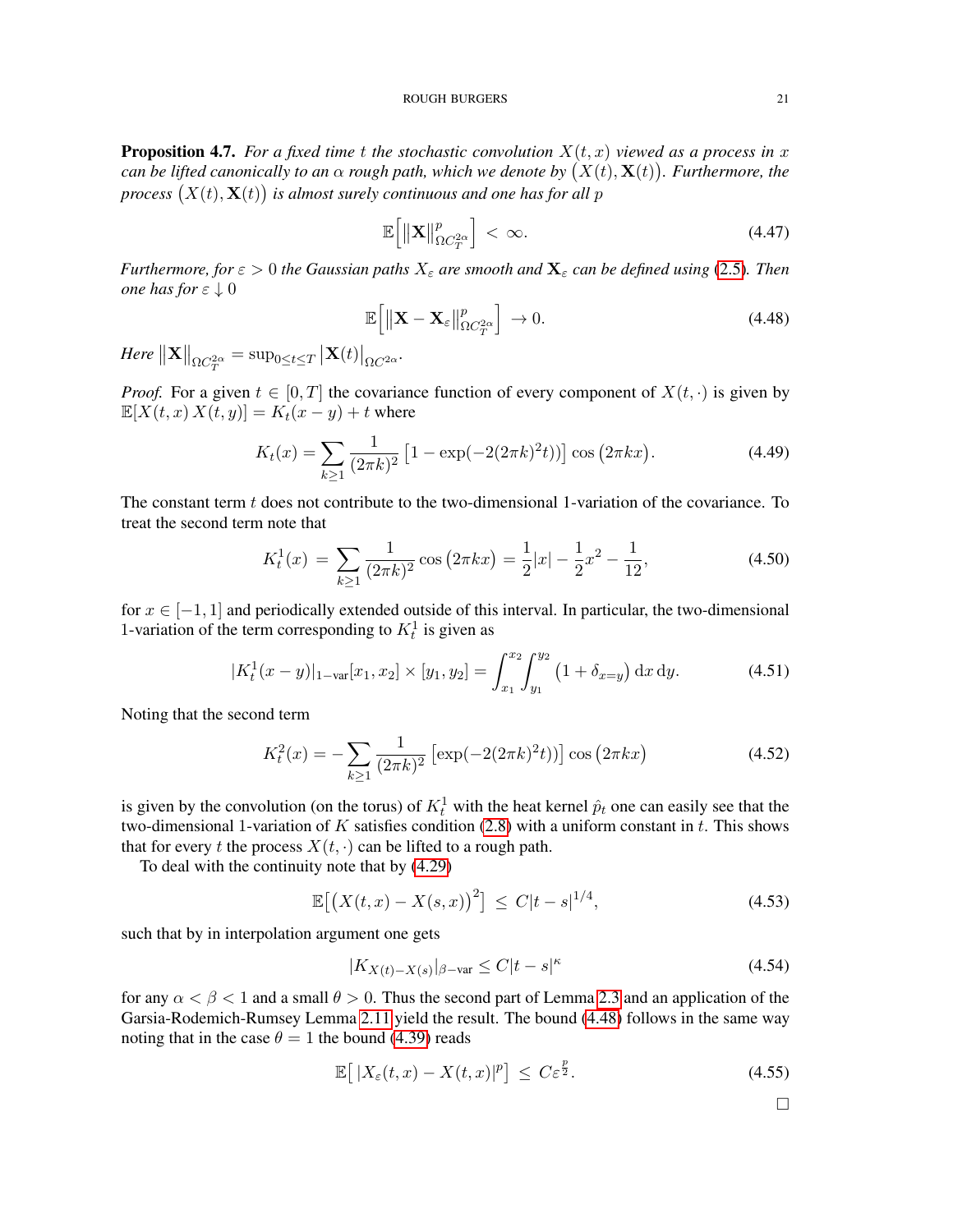**Proposition 4.7.** *For a fixed time $t$ the stochastic convolution $X(t,x)$ viewed as a process in $x$ can be lifted canonically to an $\alpha$ rough path, which we denote by $\big(X(t),\mathbf{X}(t)\big)$. Furthermore, the process $\big(X(t),\mathbf{X}(t)\big)$ is almost surely continuous and one has for all $p$*

$$
\mathbb{E}\Big[\big\|\mathbf{X}\big\|^p_{\Omega C^{2\alpha}_T}\Big] \;<\; \infty. \tag{4.47}
$$

*Furthermore, for $\varepsilon>0$ the Gaussian paths $X_\varepsilon$ are smooth and $\mathbf{X}_\varepsilon$ can be defined using (2.5). Then one has for $\varepsilon\downarrow 0$*

$$
\mathbb{E}\Big[\big\|\mathbf{X}-\mathbf{X}_\varepsilon\big\|^p_{\Omega C^{2\alpha}_T}\Big] \;\to 0. \tag{4.48}
$$

*Here* $\big\|\mathbf{X}\big\|_{\Omega C^{2\alpha}_T} = \sup_{0\le t\le T}\big|\mathbf{X}(t)\big|_{\Omega C^{2\alpha}}$.

*Proof.* For a given $t\in[0,T]$ the covariance function of every component of $X(t,\cdot)$ is given by $\mathbb{E}[X(t,x)\,X(t,y)] = K_t(x-y)+t$ where

$$
K_t(x) = \sum_{k\ge 1}\frac{1}{(2\pi k)^2}\big[1-\exp(-2(2\pi k)^2 t)\big]\cos\big(2\pi k x\big). \tag{4.49}
$$

The constant term $t$ does not contribute to the two-dimensional 1-variation of the covariance. To treat the second term note that

$$
K^1_t(x) \;=\; \sum_{k\ge 1}\frac{1}{(2\pi k)^2}\cos\big(2\pi k x\big) = \frac12|x| - \frac12 x^2 - \frac{1}{12}, \tag{4.50}
$$

for $x\in[-1,1]$ and periodically extended outside of this interval. In particular, the two-dimensional 1-variation of the term corresponding to $K^1_t$ is given as

$$
|K^1_t(x-y)|_{1-\mathrm{var}}[x_1,x_2]\times[y_1,y_2] = \int_{x_1}^{x_2}\int_{y_1}^{y_2}\big(1+\delta_{x=y}\big)\,\mathrm{d}x\,\mathrm{d}y. \tag{4.51}
$$

Noting that the second term

$$
K^2_t(x) = -\sum_{k\ge 1}\frac{1}{(2\pi k)^2}\big[\exp(-2(2\pi k)^2 t)\big]\cos\big(2\pi k x\big) \tag{4.52}
$$

is given by the convolution (on the torus) of $K^1_t$ with the heat kernel $\hat p_t$ one can easily see that the two-dimensional 1-variation of $K$ satisfies condition (2.8) with a uniform constant in $t$. This shows that for every $t$ the process $X(t,\cdot)$ can be lifted to a rough path.

To deal with the continuity note that by (4.29)

$$
\mathbb{E}\big[\big(X(t,x)-X(s,x)\big)^2\big] \;\le\; C|t-s|^{1/4}, \tag{4.53}
$$

such that by in interpolation argument one gets

$$
|K_{X(t)-X(s)}|_{\beta-\mathrm{var}} \le C|t-s|^{\kappa} \tag{4.54}
$$

for any $\alpha<\beta<1$ and a small $\theta>0$. Thus the second part of Lemma 2.3 and an application of the Garsia-Rodemich-Rumsey Lemma 2.11 yield the result. The bound (4.48) follows in the same way noting that in the case $\theta=1$ the bound (4.39) reads

$$
\mathbb{E}\big[\,|X_\varepsilon(t,x)-X(t,x)|^p\big] \;\le\; C\varepsilon^{\frac{p}{2}}. \tag{4.55}
$$

□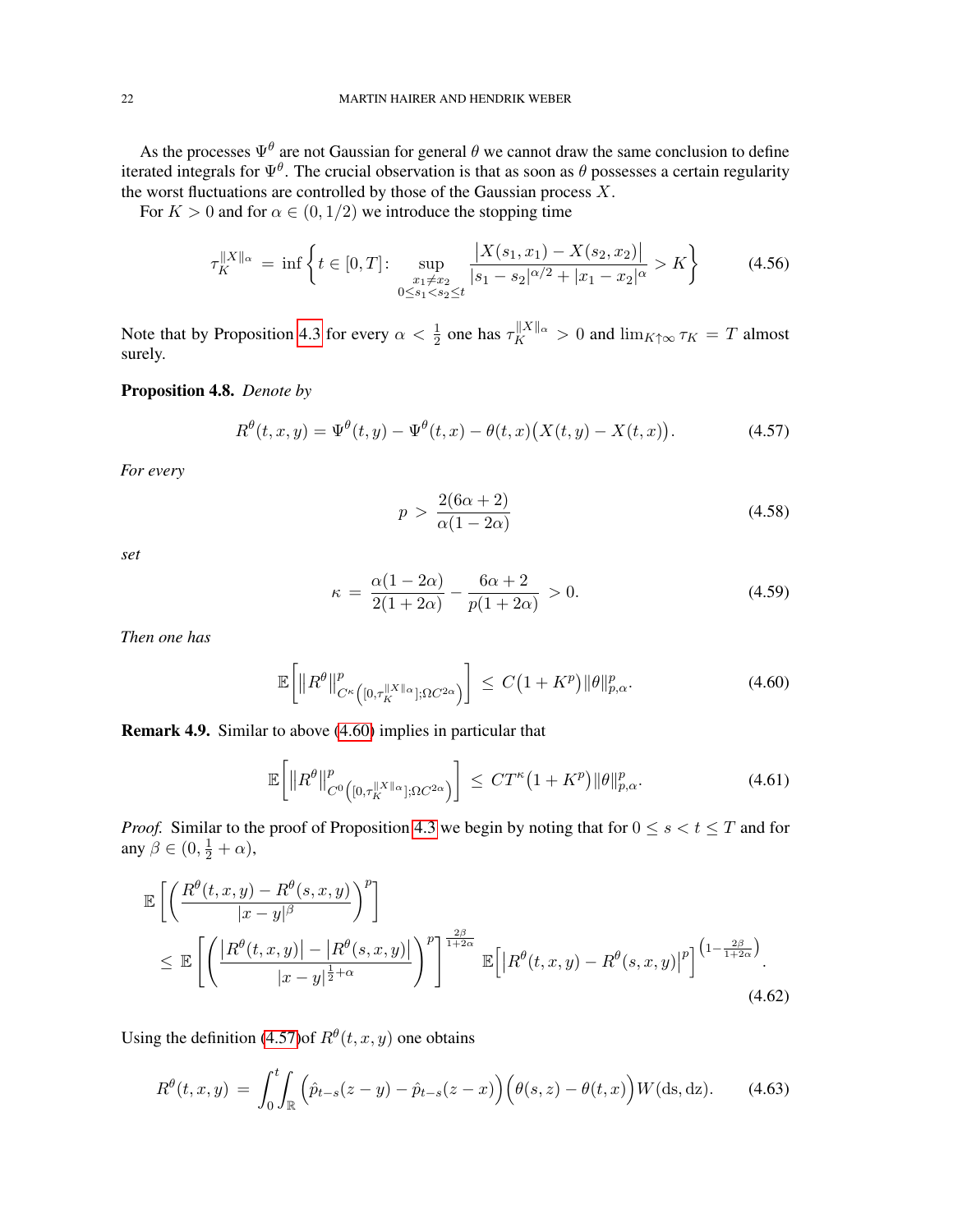As the processes $\Psi^\theta$ are not Gaussian for general $\theta$ we cannot draw the same conclusion to define iterated integrals for $\Psi^\theta$. The crucial observation is that as soon as $\theta$ possesses a certain regularity the worst fluctuations are controlled by those of the Gaussian process $X$.

For $K > 0$ and for $\alpha \in (0, 1/2)$ we introduce the stopping time

$$\tau_K^{\|X\|_\alpha} = \inf\left\{ t \in [0,T] \colon \sup_{\substack{x_1 \neq x_2 \\ 0 \leq s_1 < s_2 \leq t}} \frac{\big|X(s_1,x_1) - X(s_2,x_2)\big|}{|s_1 - s_2|^{\alpha/2} + |x_1 - x_2|^\alpha} > K \right\} \tag{4.56}$$

Note that by Proposition 4.3 for every $\alpha < \frac{1}{2}$ one has $\tau_K^{\|X\|_\alpha} > 0$ and $\lim_{K\uparrow\infty} \tau_K = T$ almost surely.

**Proposition 4.8.** *Denote by*

$$R^\theta(t,x,y) = \Psi^\theta(t,y) - \Psi^\theta(t,x) - \theta(t,x)\big(X(t,y) - X(t,x)\big). \tag{4.57}$$

*For every*

$$p > \frac{2(6\alpha + 2)}{\alpha(1-2\alpha)} \tag{4.58}$$

*set*

$$\kappa = \frac{\alpha(1-2\alpha)}{2(1+2\alpha)} - \frac{6\alpha + 2}{p(1+2\alpha)} > 0. \tag{4.59}$$

*Then one has*

$$\mathbb{E}\Big[\big\|R^\theta\big\|^p_{C^\kappa\left([0,\tau_K^{\|X\|_\alpha}];\Omega C^{2\alpha}\right)}\Big] \leq C\big(1 + K^p\big)\|\theta\|^p_{p,\alpha}. \tag{4.60}$$

**Remark 4.9.** Similar to above (4.60) implies in particular that

$$\mathbb{E}\Big[\big\|R^\theta\big\|^p_{C^0\left([0,\tau_K^{\|X\|_\alpha}];\Omega C^{2\alpha}\right)}\Big] \leq CT^\kappa\big(1 + K^p\big)\|\theta\|^p_{p,\alpha}. \tag{4.61}$$

*Proof.* Similar to the proof of Proposition 4.3 we begin by noting that for $0 \leq s < t \leq T$ and for any $\beta \in (0, \frac{1}{2} + \alpha)$,

$$\begin{aligned}
&\mathbb{E}\left[\left(\frac{R^\theta(t,x,y) - R^\theta(s,x,y)}{|x-y|^\beta}\right)^p\right] \\
&\leq \mathbb{E}\left[\left(\frac{\big|R^\theta(t,x,y)\big| - \big|R^\theta(s,x,y)\big|}{|x-y|^{\frac{1}{2}+\alpha}}\right)^p\right]^{\frac{2\beta}{1+2\alpha}} \mathbb{E}\Big[\big|R^\theta(t,x,y) - R^\theta(s,x,y)\big|^p\Big]^{\left(1 - \frac{2\beta}{1+2\alpha}\right)}.
\end{aligned} \tag{4.62}$$

Using the definition (4.57)of $R^\theta(t,x,y)$ one obtains

$$R^\theta(t,x,y) = \int_0^t\!\!\int_{\mathbb{R}} \Big(\hat{p}_{t-s}(z-y) - \hat{p}_{t-s}(z-x)\Big)\Big(\theta(s,z) - \theta(t,x)\Big) W(\mathrm{d}s,\mathrm{d}z). \tag{4.63}$$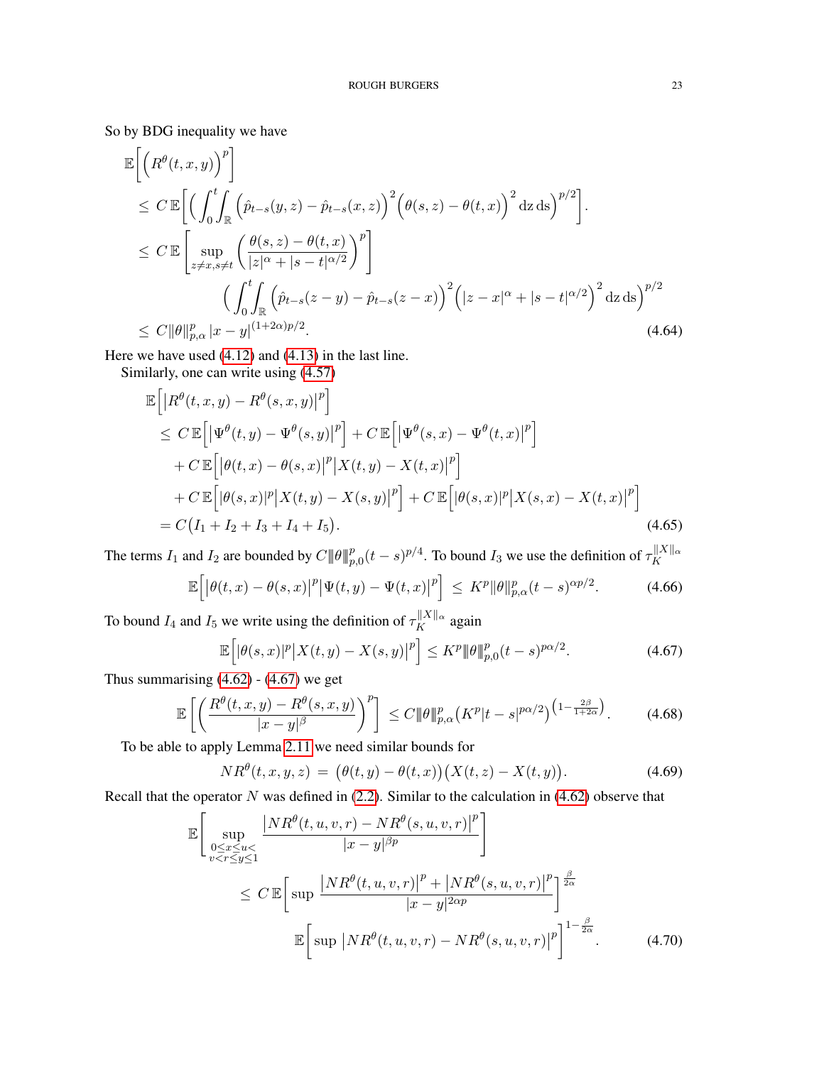So by BDG inequality we have

$$
\begin{aligned}
&\mathbb{E}\Big[\Big(R^\theta(t,x,y)\Big)^p\Big] \\
&\leq C\,\mathbb{E}\Big[\Big(\int_0^t\!\!\int_{\mathbb{R}} \Big(\hat{p}_{t-s}(y,z)-\hat{p}_{t-s}(x,z)\Big)^2\Big(\theta(s,z)-\theta(t,x)\Big)^2\,\mathrm{d}z\,\mathrm{d}s\Big)^{p/2}\Big]. \\
&\leq C\,\mathbb{E}\left[\sup_{z\neq x, s\neq t}\Big(\frac{\theta(s,z)-\theta(t,x)}{|z|^\alpha+|s-t|^{\alpha/2}}\Big)^p\right] \\
&\qquad\qquad \Big(\int_0^t\!\!\int_{\mathbb{R}}\Big(\hat{p}_{t-s}(z-y)-\hat{p}_{t-s}(z-x)\Big)^2\Big(|z-x|^\alpha+|s-t|^{\alpha/2}\Big)^2\,\mathrm{d}z\,\mathrm{d}s\Big)^{p/2} \\
&\leq C\|\theta\|_{p,\alpha}^p\,|x-y|^{(1+2\alpha)p/2}.
\end{aligned}
\tag{4.64}
$$

Here we have used (4.12) and (4.13) in the last line.

Similarly, one can write using (4.57)

$$
\begin{aligned}
&\mathbb{E}\Big[\big|R^\theta(t,x,y)-R^\theta(s,x,y)\big|^p\Big] \\
&\leq C\,\mathbb{E}\Big[\big|\Psi^\theta(t,y)-\Psi^\theta(s,y)\big|^p\Big]+C\,\mathbb{E}\Big[\big|\Psi^\theta(s,x)-\Psi^\theta(t,x)\big|^p\Big] \\
&\quad + C\,\mathbb{E}\Big[\big|\theta(t,x)-\theta(s,x)\big|^p\big|X(t,y)-X(t,x)\big|^p\Big] \\
&\quad + C\,\mathbb{E}\Big[|\theta(s,x)|^p\big|X(t,y)-X(s,y)\big|^p\Big]+C\,\mathbb{E}\Big[|\theta(s,x)|^p\big|X(s,x)-X(t,x)\big|^p\Big] \\
&= C\big(I_1+I_2+I_3+I_4+I_5\big).
\end{aligned}
\tag{4.65}
$$

The terms $I_1$ and $I_2$ are bounded by $C\|\theta\|_{p,0}^p(t-s)^{p/4}$. To bound $I_3$ we use the definition of $\tau_K^{\|X\|_\alpha}$

$$
\mathbb{E}\Big[\big|\theta(t,x)-\theta(s,x)\big|^p\big|\Psi(t,y)-\Psi(t,x)\big|^p\Big] \;\leq\; K^p\|\theta\|_{p,\alpha}^p(t-s)^{\alpha p/2}. \tag{4.66}
$$

To bound $I_4$ and $I_5$ we write using the definition of $\tau_K^{\|X\|_\alpha}$ again

$$
\mathbb{E}\Big[|\theta(s,x)|^p\big|X(t,y)-X(s,y)\big|^p\Big] \leq K^p\|\theta\|_{p,0}^p(t-s)^{p\alpha/2}. \tag{4.67}
$$

Thus summarising (4.62) - (4.67) we get

$$
\mathbb{E}\left[\Big(\frac{R^\theta(t,x,y)-R^\theta(s,x,y)}{|x-y|^\beta}\Big)^p\right] \leq C\|\theta\|_{p,\alpha}^p\big(K^p|t-s|^{p\alpha/2}\big)^{\left(1-\frac{2\beta}{1+2\alpha}\right)}. \tag{4.68}
$$

To be able to apply Lemma 2.11 we need similar bounds for

$$
NR^\theta(t,x,y,z) \;=\; \big(\theta(t,y)-\theta(t,x)\big)\big(X(t,z)-X(t,y)\big). \tag{4.69}
$$

Recall that the operator $N$ was defined in (2.2). Similar to the calculation in (4.62) observe that

$$
\begin{aligned}
&\mathbb{E}\left[\sup_{\substack{0\leq x\leq u<\\ v<r\leq y\leq 1}}\frac{\big|NR^\theta(t,u,v,r)-NR^\theta(s,u,v,r)\big|^p}{|x-y|^{\beta p}}\right] \\
&\qquad\leq C\,\mathbb{E}\Big[\sup\frac{\big|NR^\theta(t,u,v,r)\big|^p+\big|NR^\theta(s,u,v,r)\big|^p}{|x-y|^{2\alpha p}}\Big]^{\frac{\beta}{2\alpha}} \\
&\qquad\qquad\mathbb{E}\Big[\sup\big|NR^\theta(t,u,v,r)-NR^\theta(s,u,v,r)\big|^p\Big]^{1-\frac{\beta}{2\alpha}}.
\end{aligned}
\tag{4.70}
$$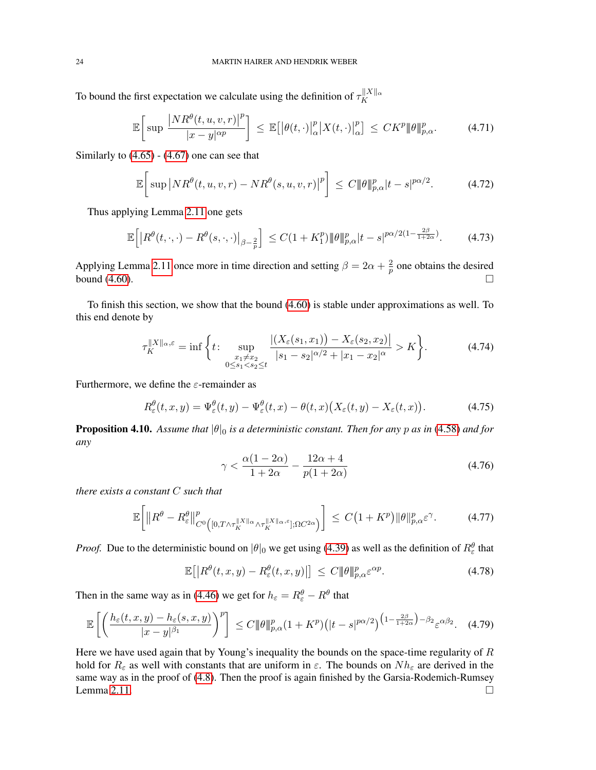To bound the first expectation we calculate using the definition of $\tau_K^{\|X\|_\alpha}$

$$\mathbb{E}\Big[\sup \frac{\big|NR^\theta(t,u,v,r)\big|^p}{|x-y|^{\alpha p}}\Big] \;\le\; \mathbb{E}\big[\big|\theta(t,\cdot)\big|_\alpha^p \big|X(t,\cdot)\big|_\alpha^p\big] \;\le\; CK^p \|\theta\|_{p,\alpha}^p. \tag{4.71}$$

Similarly to (4.65) - (4.67) one can see that

$$\mathbb{E}\Big[\sup \big|NR^\theta(t,u,v,r) - NR^\theta(s,u,v,r)\big|^p\Big] \;\le\; C\|\theta\|_{p,\alpha}^p |t-s|^{p\alpha/2}. \tag{4.72}$$

Thus applying Lemma 2.11 one gets

$$\mathbb{E}\Big[\big|R^\theta(t,\cdot,\cdot) - R^\theta(s,\cdot,\cdot)\big|_{\beta-\frac{2}{p}}\Big] \;\le C(1+K_1^p)\|\theta\|_{p,\alpha}^p |t-s|^{p\alpha/2(1-\frac{2\beta}{1+2\alpha})}. \tag{4.73}$$

Applying Lemma 2.11 once more in time direction and setting $\beta = 2\alpha + \frac{2}{p}$ one obtains the desired bound (4.60). $\square$

To finish this section, we show that the bound (4.60) is stable under approximations as well. To this end denote by

$$\tau_K^{\|X\|_\alpha,\varepsilon} = \inf\Big\{t\colon \sup_{\substack{x_1\neq x_2\\ 0\le s_1<s_2\le t}} \frac{\big|(X_\varepsilon(s_1,x_1)\big) - X_\varepsilon(s_2,x_2)\big|}{|s_1-s_2|^{\alpha/2} + |x_1-x_2|^\alpha} > K\Big\}. \tag{4.74}$$

Furthermore, we define the $\varepsilon$-remainder as

$$R_\varepsilon^\theta(t,x,y) = \Psi_\varepsilon^\theta(t,y) - \Psi_\varepsilon^\theta(t,x) - \theta(t,x)\big(X_\varepsilon(t,y) - X_\varepsilon(t,x)\big). \tag{4.75}$$

**Proposition 4.10.** *Assume that $|\theta|_0$ is a deterministic constant. Then for any $p$ as in (4.58) and for any*

$$\gamma < \frac{\alpha(1-2\alpha)}{1+2\alpha} - \frac{12\alpha+4}{p(1+2\alpha)} \tag{4.76}$$

*there exists a constant $C$ such that*

$$\mathbb{E}\Big[\big\|R^\theta - R_\varepsilon^\theta\big\|^p_{C^0\big([0,T\wedge\tau_K^{\|X\|_\alpha}\wedge\tau_K^{\|X\|_\alpha,\varepsilon}];\Omega C^{2\alpha}\big)}\Big] \;\le\; C\big(1+K^p\big)\|\theta\|_{p,\alpha}^p \varepsilon^\gamma. \tag{4.77}$$

*Proof.* Due to the deterministic bound on $|\theta|_0$ we get using (4.39) as well as the definition of $R_\varepsilon^\theta$ that

$$\mathbb{E}\big[\big|R^\theta(t,x,y) - R_\varepsilon^\theta(t,x,y)\big|\big] \;\le\; C\|\theta\|_{p,\alpha}^p \varepsilon^{\alpha p}. \tag{4.78}$$

Then in the same way as in (4.46) we get for $h_\varepsilon = R_\varepsilon^\theta - R^\theta$ that

$$\mathbb{E}\left[\left(\frac{h_\varepsilon(t,x,y) - h_\varepsilon(s,x,y)}{|x-y|^{\beta_1}}\right)^p\right] \le C\|\theta\|_{p,\alpha}^p(1+K^p)\big(|t-s|^{p\alpha/2}\big)^{\left(1-\frac{2\beta}{1+2\alpha}\right)-\beta_2}\varepsilon^{\alpha\beta_2}. \tag{4.79}$$

Here we have used again that by Young's inequality the bounds on the space-time regularity of $R$ hold for $R_\varepsilon$ as well with constants that are uniform in $\varepsilon$. The bounds on $Nh_\varepsilon$ are derived in the same way as in the proof of (4.8). Then the proof is again finished by the Garsia-Rodemich-Rumsey Lemma 2.11. $\square$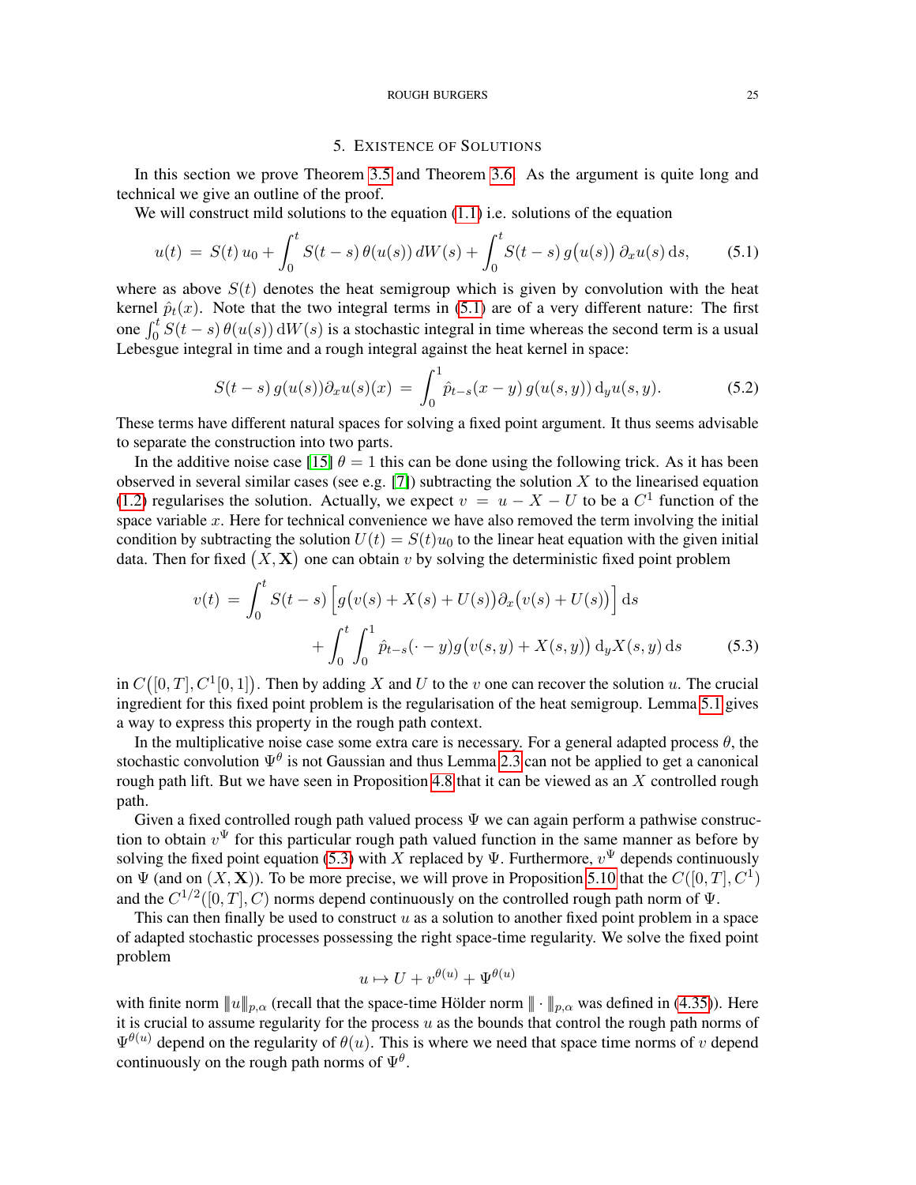## 5. Existence of Solutions

In this section we prove Theorem 3.5 and Theorem 3.6. As the argument is quite long and technical we give an outline of the proof.

We will construct mild solutions to the equation (1.1) i.e. solutions of the equation

$$u(t) \;=\; S(t)\,u_0 + \int_0^t S(t-s)\,\theta(u(s))\,dW(s) + \int_0^t S(t-s)\,g\big(u(s)\big)\,\partial_x u(s)\,\mathrm{d}s, \tag{5.1}$$

where as above $S(t)$ denotes the heat semigroup which is given by convolution with the heat kernel $\hat{p}_t(x)$. Note that the two integral terms in (5.1) are of a very different nature: The first one $\int_0^t S(t-s)\,\theta(u(s))\,\mathrm{d}W(s)$ is a stochastic integral in time whereas the second term is a usual Lebesgue integral in time and a rough integral against the heat kernel in space:

$$S(t-s)\,g(u(s))\partial_x u(s)(x) \;=\; \int_0^1 \hat{p}_{t-s}(x-y)\,g(u(s,y))\,\mathrm{d}_y u(s,y). \tag{5.2}$$

These terms have different natural spaces for solving a fixed point argument. It thus seems advisable to separate the construction into two parts.

In the additive noise case [15] $\theta = 1$ this can be done using the following trick. As it has been observed in several similar cases (see e.g. [7]) subtracting the solution $X$ to the linearised equation (1.2) regularises the solution. Actually, we expect $v = u - X - U$ to be a $C^1$ function of the space variable $x$. Here for technical convenience we have also removed the term involving the initial condition by subtracting the solution $U(t) = S(t)u_0$ to the linear heat equation with the given initial data. Then for fixed $\big(X, \mathbf{X}\big)$ one can obtain $v$ by solving the deterministic fixed point problem

$$\begin{aligned} v(t) \;=\; &\int_0^t S(t-s)\,\Big[g\big(v(s)+X(s)+U(s)\big)\partial_x\big(v(s)+U(s)\big)\Big]\,\mathrm{d}s \\ &+ \int_0^t\int_0^1 \hat{p}_{t-s}(\cdot-y)g\big(v(s,y)+X(s,y)\big)\,\mathrm{d}_y X(s,y)\,\mathrm{d}s \end{aligned} \tag{5.3}$$

in $C\big([0,T],C^1[0,1]\big)$. Then by adding $X$ and $U$ to the $v$ one can recover the solution $u$. The crucial ingredient for this fixed point problem is the regularisation of the heat semigroup. Lemma 5.1 gives a way to express this property in the rough path context.

In the multiplicative noise case some extra care is necessary. For a general adapted process $\theta$, the stochastic convolution $\Psi^\theta$ is not Gaussian and thus Lemma 2.3 can not be applied to get a canonical rough path lift. But we have seen in Proposition 4.8 that it can be viewed as an $X$ controlled rough path.

Given a fixed controlled rough path valued process $\Psi$ we can again perform a pathwise construction to obtain $v^\Psi$ for this particular rough path valued function in the same manner as before by solving the fixed point equation (5.3) with $X$ replaced by $\Psi$. Furthermore, $v^\Psi$ depends continuously on $\Psi$ (and on $(X,\mathbf{X})$). To be more precise, we will prove in Proposition 5.10 that the $C([0,T],C^1)$ and the $C^{1/2}([0,T],C)$ norms depend continuously on the controlled rough path norm of $\Psi$.

This can then finally be used to construct $u$ as a solution to another fixed point problem in a space of adapted stochastic processes possessing the right space-time regularity. We solve the fixed point problem

$$u \mapsto U + v^{\theta(u)} + \Psi^{\theta(u)}$$

with finite norm $\|u\|_{p,\alpha}$ (recall that the space-time Hölder norm $\|\cdot\|_{p,\alpha}$ was defined in (4.35)). Here it is crucial to assume regularity for the process $u$ as the bounds that control the rough path norms of $\Psi^{\theta(u)}$ depend on the regularity of $\theta(u)$. This is where we need that space time norms of $v$ depend continuously on the rough path norms of $\Psi^\theta$.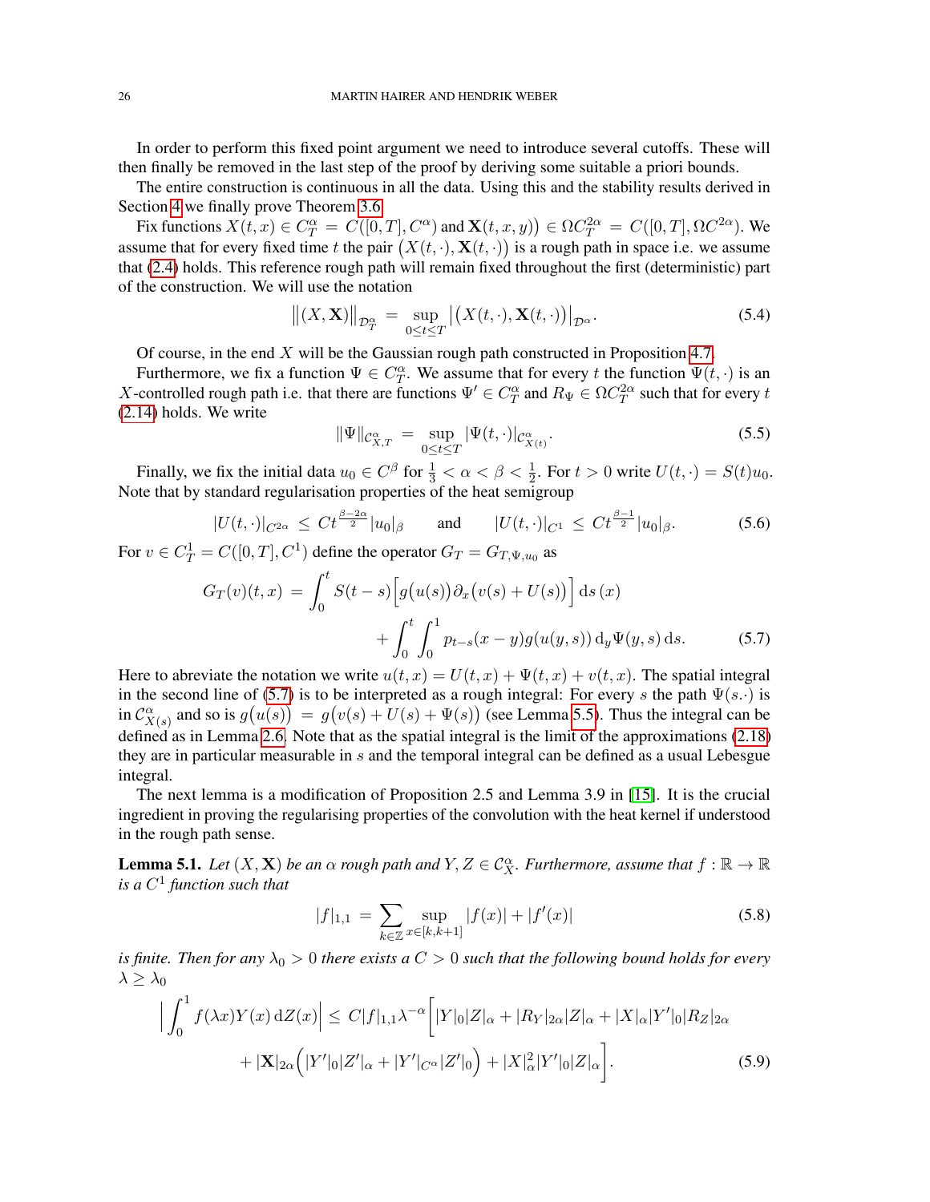In order to perform this fixed point argument we need to introduce several cutoffs. These will then finally be removed in the last step of the proof by deriving some suitable a priori bounds.

The entire construction is continuous in all the data. Using this and the stability results derived in Section 4 we finally prove Theorem 3.6.

Fix functions $X(t,x) \in C^\alpha_T = C([0,T], C^\alpha)$ and $\mathbf{X}(t,x,y)\big) \in \Omega C^{2\alpha}_T = C([0,T], \Omega C^{2\alpha})$. We assume that for every fixed time $t$ the pair $\big(X(t,\cdot), \mathbf{X}(t,\cdot)\big)$ is a rough path in space i.e. we assume that (2.4) holds. This reference rough path will remain fixed throughout the first (deterministic) part of the construction. We will use the notation

$$\big\|(X,\mathbf{X})\big\|_{\mathcal{D}^\alpha_T} = \sup_{0\le t\le T} \big|\big(X(t,\cdot),\mathbf{X}(t,\cdot)\big)\big|_{\mathcal{D}^\alpha}. \tag{5.4}$$

Of course, in the end $X$ will be the Gaussian rough path constructed in Proposition 4.7.

Furthermore, we fix a function $\Psi \in C^\alpha_T$. We assume that for every $t$ the function $\Psi(t,\cdot)$ is an $X$-controlled rough path i.e. that there are functions $\Psi' \in C^\alpha_T$ and $R_\Psi \in \Omega C^{2\alpha}_T$ such that for every $t$ (2.14) holds. We write

$$\|\Psi\|_{\mathcal{C}^\alpha_{X,T}} = \sup_{0\le t\le T} |\Psi(t,\cdot)|_{\mathcal{C}^\alpha_{X(t)}}. \tag{5.5}$$

Finally, we fix the initial data $u_0 \in C^\beta$ for $\frac{1}{3} < \alpha < \beta < \frac{1}{2}$. For $t > 0$ write $U(t,\cdot) = S(t)u_0$. Note that by standard regularisation properties of the heat semigroup

$$|U(t,\cdot)|_{C^{2\alpha}} \le Ct^{\frac{\beta-2\alpha}{2}}|u_0|_\beta \qquad \text{and} \qquad |U(t,\cdot)|_{C^1} \le Ct^{\frac{\beta-1}{2}}|u_0|_\beta. \tag{5.6}$$

For $v \in C^1_T = C([0,T],C^1)$ define the operator $G_T = G_{T,\Psi,u_0}$ as

$$\begin{aligned} G_T(v)(t,x) = &\int_0^t S(t-s)\Big[g\big(u(s)\big)\partial_x\big(v(s)+U(s)\big)\Big]\,\mathrm{d}s\,(x) \\ &\qquad + \int_0^t \int_0^1 p_{t-s}(x-y)g(u(y,s))\,\mathrm{d}_y\Psi(y,s)\,\mathrm{d}s. \end{aligned} \tag{5.7}$$

Here to abreviate the notation we write $u(t,x) = U(t,x) + \Psi(t,x) + v(t,x)$. The spatial integral in the second line of (5.7) is to be interpreted as a rough integral: For every $s$ the path $\Psi(s.\cdot)$ is in $\mathcal{C}^\alpha_{X(s)}$ and so is $g\big(u(s)\big) = g\big(v(s)+U(s)+\Psi(s)\big)$ (see Lemma 5.5). Thus the integral can be defined as in Lemma 2.6. Note that as the spatial integral is the limit of the approximations (2.18) they are in particular measurable in $s$ and the temporal integral can be defined as a usual Lebesgue integral.

The next lemma is a modification of Proposition 2.5 and Lemma 3.9 in [15]. It is the crucial ingredient in proving the regularising properties of the convolution with the heat kernel if understood in the rough path sense.

**Lemma 5.1.** *Let $(X,\mathbf{X})$ be an $\alpha$ rough path and $Y,Z \in \mathcal{C}^\alpha_X$. Furthermore, assume that $f : \mathbb{R}\to\mathbb{R}$ is a $C^1$ function such that*

$$|f|_{1,1} = \sum_{k\in\mathbb{Z}} \sup_{x\in[k,k+1]} |f(x)| + |f'(x)| \tag{5.8}$$

*is finite. Then for any $\lambda_0 > 0$ there exists a $C > 0$ such that the following bound holds for every $\lambda \ge \lambda_0$*

$$\begin{aligned} \Big|\int_0^1 f(\lambda x)Y(x)\,\mathrm{d}Z(x)\Big| \le C|f|_{1,1}\lambda^{-\alpha}\Big[&|Y|_0|Z|_\alpha + |R_Y|_{2\alpha}|Z|_\alpha + |X|_\alpha|Y'|_0|R_Z|_{2\alpha} \\ &+ |\mathbf{X}|_{2\alpha}\Big(|Y'|_0|Z'|_\alpha + |Y'|_{C^\alpha}|Z'|_0\Big) + |X|^2_\alpha|Y'|_0|Z|_\alpha\Big]. \end{aligned} \tag{5.9}$$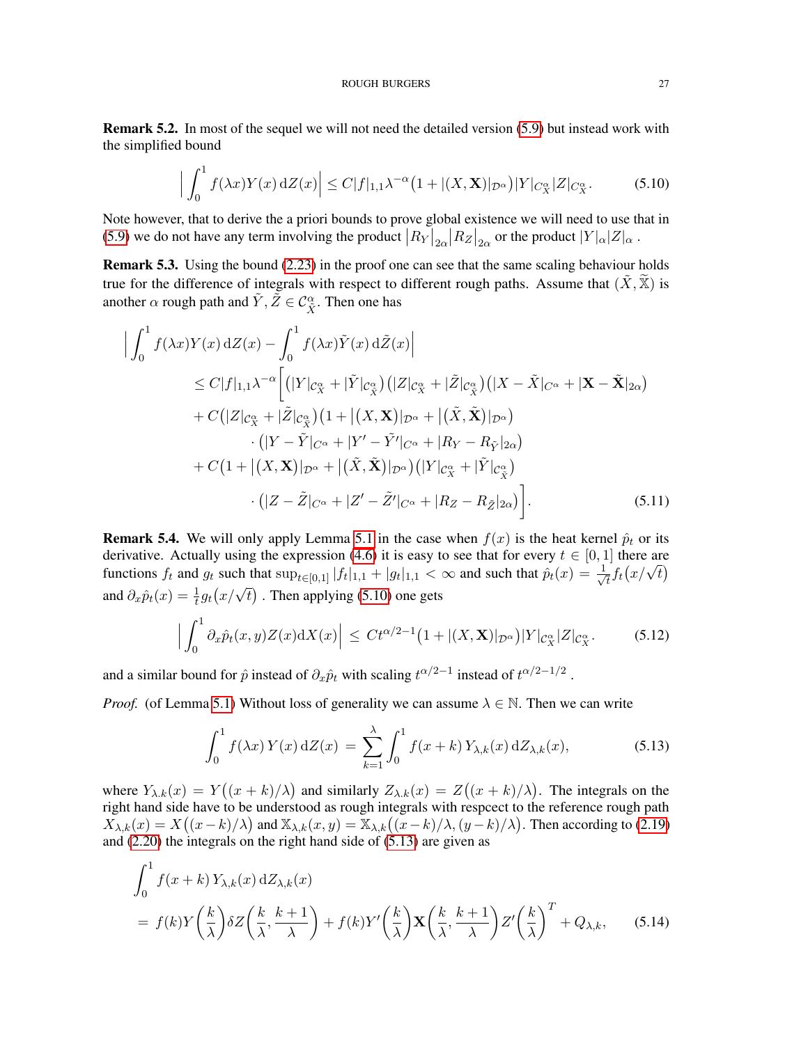**Remark 5.2.** In most of the sequel we will not need the detailed version (5.9) but instead work with the simplified bound

$$\Big| \int_0^1 f(\lambda x) Y(x)\, \mathrm{d}Z(x) \Big| \leq C |f|_{1,1} \lambda^{-\alpha} \big( 1 + |(X, \mathbf{X})|_{\mathcal{D}^\alpha} \big) |Y|_{\mathcal{C}_X^\alpha} |Z|_{\mathcal{C}_X^\alpha}. \tag{5.10}$$

Note however, that to derive the a priori bounds to prove global existence we will need to use that in (5.9) we do not have any term involving the product $\big|R_Y\big|_{2\alpha} \big|R_Z\big|_{2\alpha}$ or the product $|Y|_\alpha |Z|_\alpha$ .

**Remark 5.3.** Using the bound (2.23) in the proof one can see that the same scaling behaviour holds true for the difference of integrals with respect to different rough paths. Assume that $(\tilde{X}, \tilde{\mathbb{X}})$ is another $\alpha$ rough path and $\tilde{Y}, \tilde{Z} \in \mathcal{C}^\alpha_{\tilde{X}}$. Then one has

$$\begin{aligned}
\Big| \int_0^1 & f(\lambda x) Y(x)\, \mathrm{d}Z(x) - \int_0^1 f(\lambda x) \tilde{Y}(x)\, \mathrm{d}\tilde{Z}(x) \Big| \\
&\leq C |f|_{1,1} \lambda^{-\alpha} \Big[ \big( |Y|_{\mathcal{C}_X^\alpha} + |\tilde{Y}|_{\mathcal{C}_{\tilde{X}}^\alpha} \big) \big( |Z|_{\mathcal{C}_X^\alpha} + |\tilde{Z}|_{\mathcal{C}_{\tilde{X}}^\alpha} \big) \big( |X - \tilde{X}|_{C^\alpha} + |\mathbf{X} - \tilde{\mathbf{X}}|_{2\alpha} \big) \\
&+ C \big( |Z|_{\mathcal{C}_X^\alpha} + |\tilde{Z}|_{\mathcal{C}_{\tilde{X}}^\alpha} \big) \big( 1 + \big|(X, \mathbf{X})\big|_{\mathcal{D}^\alpha} + \big|(\tilde{X}, \tilde{\mathbf{X}})\big|_{\mathcal{D}^\alpha} \big) \\
&\qquad \cdot \big( |Y - \tilde{Y}|_{C^\alpha} + |Y' - \tilde{Y}'|_{C^\alpha} + |R_Y - R_{\tilde{Y}}|_{2\alpha} \big) \\
&+ C \big( 1 + \big|(X, \mathbf{X})\big|_{\mathcal{D}^\alpha} + \big|(\tilde{X}, \tilde{\mathbf{X}})\big|_{\mathcal{D}^\alpha} \big) \big( |Y|_{\mathcal{C}_X^\alpha} + |\tilde{Y}|_{\mathcal{C}_{\tilde{X}}^\alpha} \big) \\
&\qquad \cdot \big( |Z - \tilde{Z}|_{C^\alpha} + |Z' - \tilde{Z}'|_{C^\alpha} + |R_Z - R_{\tilde{Z}}|_{2\alpha} \big) \Big].
\end{aligned} \tag{5.11}$$

**Remark 5.4.** We will only apply Lemma 5.1 in the case when $f(x)$ is the heat kernel $\hat{p}_t$ or its derivative. Actually using the expression (4.6) it is easy to see that for every $t \in [0,1]$ there are functions $f_t$ and $g_t$ such that $\sup_{t \in [0,1]} |f_t|_{1,1} + |g_t|_{1,1} < \infty$ and such that $\hat{p}_t(x) = \frac{1}{\sqrt{t}} f_t\big(x/\sqrt{t}\big)$ and $\partial_x \hat{p}_t(x) = \frac{1}{t} g_t\big(x/\sqrt{t}\big)$ . Then applying (5.10) one gets

$$\Big| \int_0^1 \partial_x \hat{p}_t(x, y) Z(x) \mathrm{d}X(x) \Big| \; \leq \; C t^{\alpha/2 - 1} \big( 1 + |(X, \mathbf{X})|_{\mathcal{D}^\alpha} \big) |Y|_{\mathcal{C}_X^\alpha} |Z|_{\mathcal{C}_X^\alpha}. \tag{5.12}$$

and a similar bound for $\hat{p}$ instead of $\partial_x \hat{p}_t$ with scaling $t^{\alpha/2 - 1}$ instead of $t^{\alpha/2 - 1/2}$ .

*Proof.* (of Lemma 5.1) Without loss of generality we can assume $\lambda \in \mathbb{N}$. Then we can write

$$\int_0^1 f(\lambda x)\, Y(x)\, \mathrm{d}Z(x) \;=\; \sum_{k=1}^{\lambda} \int_0^1 f(x + k)\, Y_{\lambda,k}(x)\, \mathrm{d}Z_{\lambda,k}(x), \tag{5.13}$$

where $Y_{\lambda,k}(x) = Y\big((x+k)/\lambda\big)$ and similarly $Z_{\lambda,k}(x) = Z\big((x+k)/\lambda\big)$. The integrals on the right hand side have to be understood as rough integrals with respcect to the reference rough path $X_{\lambda,k}(x) = X\big((x-k)/\lambda\big)$ and $\mathbb{X}_{\lambda,k}(x,y) = \mathbb{X}_{\lambda,k}\big((x-k)/\lambda, (y-k)/\lambda\big)$. Then according to (2.19) and (2.20) the integrals on the right hand side of (5.13) are given as

$$\begin{aligned}
\int_0^1 & f(x + k)\, Y_{\lambda,k}(x)\, \mathrm{d}Z_{\lambda,k}(x) \\
&= \; f(k) Y\Big(\frac{k}{\lambda}\Big) \delta Z\Big(\frac{k}{\lambda}, \frac{k+1}{\lambda}\Big) + f(k) Y'\Big(\frac{k}{\lambda}\Big) \mathbf{X}\Big(\frac{k}{\lambda}, \frac{k+1}{\lambda}\Big) Z'\Big(\frac{k}{\lambda}\Big)^T + Q_{\lambda,k},
\end{aligned} \tag{5.14}$$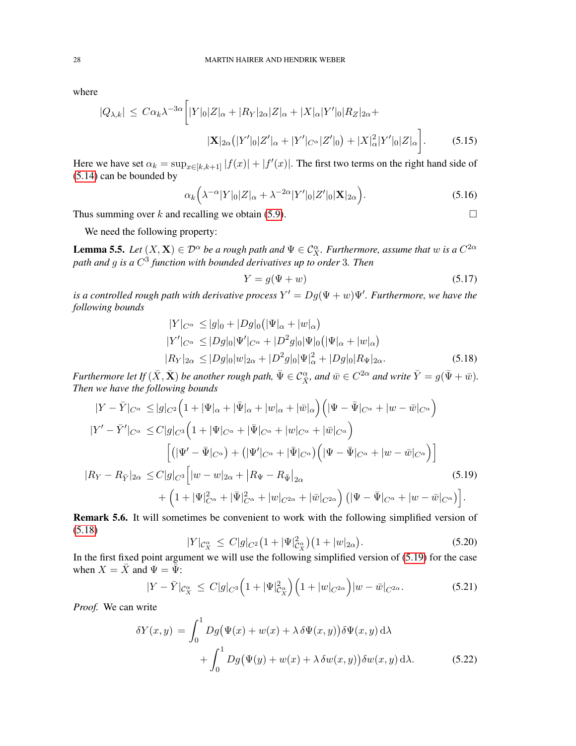where

$$
|Q_{\lambda,k}| \;\leq\; C\alpha_k \lambda^{-3\alpha}\bigg[|Y|_0|Z|_\alpha + |R_Y|_{2\alpha}|Z|_\alpha + |X|_\alpha|Y'|_0|R_Z|_{2\alpha} + \\
|\mathbf{X}|_{2\alpha}\big(|Y'|_0|Z'|_\alpha + |Y'|_{C^\alpha}|Z'|_0\big) + |X|_\alpha^2|Y'|_0|Z|_\alpha\bigg]. \tag{5.15}
$$

Here we have set $\alpha_k = \sup_{x\in[k,k+1]}|f(x)| + |f'(x)|$. The first two terms on the right hand side of (5.14) can be bounded by

$$
\alpha_k\Big(\lambda^{-\alpha}|Y|_0|Z|_\alpha + \lambda^{-2\alpha}|Y'|_0|Z'|_0|\mathbf{X}|_{2\alpha}\Big). \tag{5.16}
$$

Thus summing over $k$ and recalling we obtain (5.9). $\square$

We need the following property:

**Lemma 5.5.** *Let $(X,\mathbf{X}) \in \mathcal{D}^\alpha$ be a rough path and $\Psi \in \mathcal{C}^\alpha_X$. Furthermore, assume that $w$ is a $C^{2\alpha}$ path and $g$ is a $C^3$ function with bounded derivatives up to order 3. Then*

$$
Y = g(\Psi + w) \tag{5.17}
$$

*is a controlled rough path with derivative process $Y' = Dg(\Psi + w)\Psi'$. Furthermore, we have the following bounds*

$$
\begin{aligned}
|Y|_{C^\alpha} &\leq |g|_0 + |Dg|_0\big(|\Psi|_\alpha + |w|_\alpha\big)\\
|Y'|_{C^\alpha} &\leq |Dg|_0|\Psi'|_{C^\alpha} + |D^2g|_0|\Psi|_0\big(|\Psi|_\alpha + |w|_\alpha\big)\\
|R_Y|_{2\alpha} &\leq |Dg|_0|w|_{2\alpha} + |D^2g|_0|\Psi|^2_\alpha + |Dg|_0|R_\Psi|_{2\alpha}.
\end{aligned} \tag{5.18}
$$

*Furthermore let If $(\bar X,\bar{\mathbf{X}})$ be another rough path, $\bar\Psi \in \mathcal{C}^\alpha_{\bar X}$, and $\bar w \in C^{2\alpha}$ and write $\bar Y = g(\bar\Psi + \bar w)$. Then we have the following bounds*

$$
\begin{aligned}
|Y - \bar Y|_{C^\alpha} &\leq |g|_{C^2}\Big(1 + |\Psi|_\alpha + |\bar\Psi|_\alpha + |w|_\alpha + |\bar w|_\alpha\Big)\Big(|\Psi - \bar\Psi|_{C^\alpha} + |w - \bar w|_{C^\alpha}\Big)\\
|Y' - \bar Y'|_{C^\alpha} &\leq C|g|_{C^3}\Big(1 + |\Psi|_{C^\alpha} + |\bar\Psi|_{C^\alpha} + |w|_{C^\alpha} + |\bar w|_{C^\alpha}\Big)\\
&\qquad\Big[\big(|\Psi' - \bar\Psi|_{C^\alpha}\big) + \big(|\Psi'|_{C^\alpha} + |\bar\Psi|_{C^\alpha}\big)\Big(|\Psi - \bar\Psi|_{C^\alpha} + |w - \bar w|_{C^\alpha}\Big)\Big]\\
|R_Y - R_{\bar Y}|_{2\alpha} &\leq C|g|_{C^3}\Big[|w - w|_{2\alpha} + \big|R_\Psi - R_{\bar\Psi}\big|_{2\alpha}\\
&\qquad + \Big(1 + |\Psi|^2_{C^\alpha} + |\bar\Psi|^2_{C^\alpha} + |w|_{C^{2\alpha}} + |\bar w|_{C^{2\alpha}}\Big)\big(|\Psi - \bar\Psi|_{C^\alpha} + |w - \bar w|_{C^\alpha}\big)\Big].
\end{aligned} \tag{5.19}
$$

**Remark 5.6.** It will sometimes be convenient to work with the following simplified version of (5.18)

$$
|Y|_{\mathcal{C}^\alpha_X} \;\leq\; C|g|_{C^2}\big(1 + |\Psi|^2_{\mathcal{C}^\alpha_X}\big)\big(1 + |w|_{2\alpha}\big). \tag{5.20}
$$

In the first fixed point argument we will use the following simplified version of (5.19) for the case when $X = \bar X$ and $\Psi = \bar\Psi$:

$$
|Y - \bar Y|_{\mathcal{C}^\alpha_X} \;\leq\; C|g|_{C^3}\Big(1 + |\Psi|^2_{\mathcal{C}^\alpha_X}\Big)\Big(1 + |w|_{C^{2\alpha}}\Big)|w - \bar w|_{C^{2\alpha}}. \tag{5.21}
$$

*Proof.* We can write

$$
\begin{aligned}
\delta Y(x,y) \;=\; &\int_0^1 Dg\big(\Psi(x) + w(x) + \lambda\,\delta\Psi(x,y)\big)\delta\Psi(x,y)\,\mathrm{d}\lambda\\
&+ \int_0^1 Dg\big(\Psi(y) + w(x) + \lambda\,\delta w(x,y)\big)\delta w(x,y)\,\mathrm{d}\lambda.
\end{aligned} \tag{5.22}
$$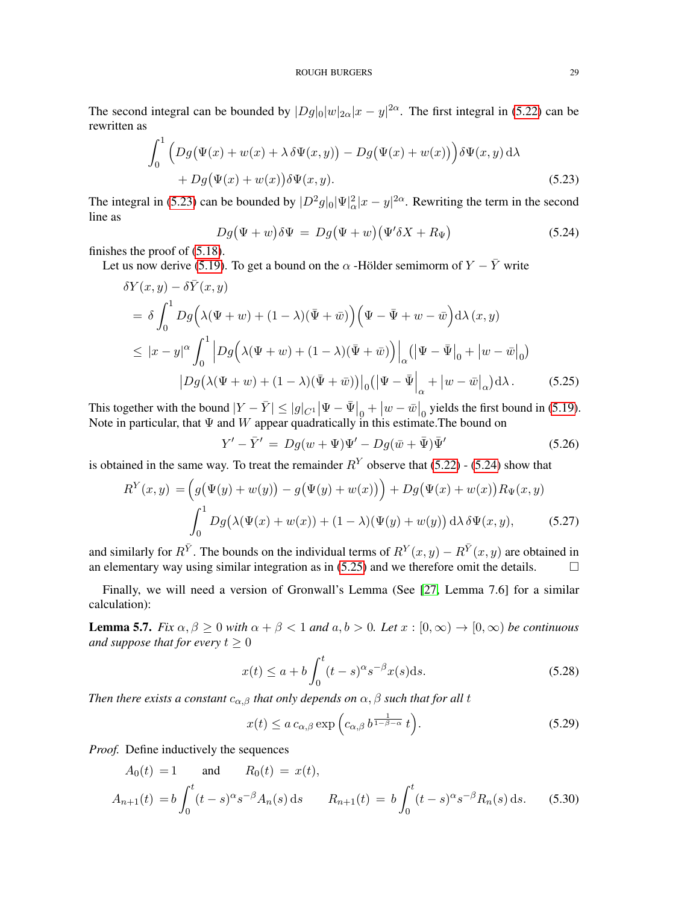The second integral can be bounded by $|Dg|_0|w|_{2\alpha}|x-y|^{2\alpha}$. The first integral in (5.22) can be rewritten as

$$
\begin{aligned}
\int_0^1 \Big( Dg\big(\Psi(x) + w(x) + \lambda\,\delta\Psi(x,y)\big) - Dg\big(\Psi(x) + w(x)\big)\Big)\delta\Psi(x,y)\,\mathrm{d}\lambda& \\
+ Dg\big(\Psi(x) + w(x)\big)\delta\Psi(x,y).& \qquad (5.23)
\end{aligned}
$$

The integral in (5.23) can be bounded by $|D^2 g|_0|\Psi|_\alpha^2|x-y|^{2\alpha}$. Rewriting the term in the second line as

$$
Dg\big(\Psi + w\big)\delta\Psi \;=\; Dg\big(\Psi + w\big)\big(\Psi'\delta X + R_\Psi\big) \qquad (5.24)
$$

finishes the proof of (5.18).

Let us now derive (5.19). To get a bound on the $\alpha$ -Hölder semimorm of $Y - \bar{Y}$ write

$$
\begin{aligned}
&\delta Y(x,y) - \delta\bar{Y}(x,y) \\
&= \delta \int_0^1 Dg\Big(\lambda(\Psi + w) + (1-\lambda)(\bar\Psi + \bar w)\Big)\Big(\Psi - \bar\Psi + w - \bar w\Big)\mathrm{d}\lambda\,(x,y) \\
&\leq |x-y|^\alpha \int_0^1 \Big|Dg\Big(\lambda(\Psi + w) + (1-\lambda)(\bar\Psi + \bar w)\Big)\Big|_\alpha \big(\big|\Psi - \bar\Psi\big|_0 + \big|w - \bar w\big|_0\big) \\
&\qquad \big|Dg\big(\lambda(\Psi + w) + (1-\lambda)(\bar\Psi + \bar w)\big)\big|_0\big(\big|\Psi - \bar\Psi\big|_\alpha + \big|w - \bar w\big|_\alpha\big)\mathrm{d}\lambda\,. \qquad (5.25)
\end{aligned}
$$

This together with the bound $|Y - \bar{Y}| \leq |g|_{C^1}\big|\Psi - \bar\Psi\big|_0 + \big|w - \bar w\big|_0$ yields the first bound in (5.19). Note in particular, that $\Psi$ and $W$ appear quadratically in this estimate.The bound on

$$
Y' - \bar{Y}' \;=\; Dg(w + \Psi)\Psi' - Dg(\bar w + \bar\Psi)\bar\Psi' \qquad (5.26)
$$

is obtained in the same way. To treat the remainder $R^Y$ observe that (5.22) - (5.24) show that

$$
\begin{aligned}
R^Y(x,y) =& \Big(g\big(\Psi(y) + w(y)\big) - g\big(\Psi(y) + w(x)\big)\Big) + Dg\big(\Psi(x) + w(x)\big)R_\Psi(x,y) \\
&\int_0^1 Dg\big(\lambda(\Psi(x) + w(x)) + (1-\lambda)(\Psi(y) + w(y)\big)\,\mathrm{d}\lambda\,\delta\Psi(x,y), \qquad (5.27)
\end{aligned}
$$

and similarly for $R^{\bar Y}$. The bounds on the individual terms of $R^Y(x,y) - R^{\bar Y}(x,y)$ are obtained in an elementary way using similar integration as in (5.25) and we therefore omit the details. $\square$

Finally, we will need a version of Gronwall's Lemma (See [27, Lemma 7.6] for a similar calculation):

**Lemma 5.7.** *Fix $\alpha, \beta \geq 0$ with $\alpha + \beta < 1$ and $a, b > 0$. Let $x : [0,\infty) \to [0,\infty)$ be continuous and suppose that for every $t \geq 0$*

$$
x(t) \leq a + b\int_0^t (t-s)^\alpha s^{-\beta} x(s)\mathrm{d}s. \qquad (5.28)
$$

*Then there exists a constant $c_{\alpha,\beta}$ that only depends on $\alpha, \beta$ such that for all $t$*

$$
x(t) \leq a\, c_{\alpha,\beta} \exp\Big(c_{\alpha,\beta}\, b^{\frac{1}{1-\beta-\alpha}}\, t\Big). \qquad (5.29)
$$

*Proof.* Define inductively the sequences

$$
\begin{aligned}
A_0(t) &= 1 \qquad \text{and} \qquad R_0(t) \;=\; x(t), \\
A_{n+1}(t) &= b\int_0^t (t-s)^\alpha s^{-\beta} A_n(s)\,\mathrm{d}s \qquad R_{n+1}(t) \;=\; b\int_0^t (t-s)^\alpha s^{-\beta} R_n(s)\,\mathrm{d}s. \qquad (5.30)
\end{aligned}
$$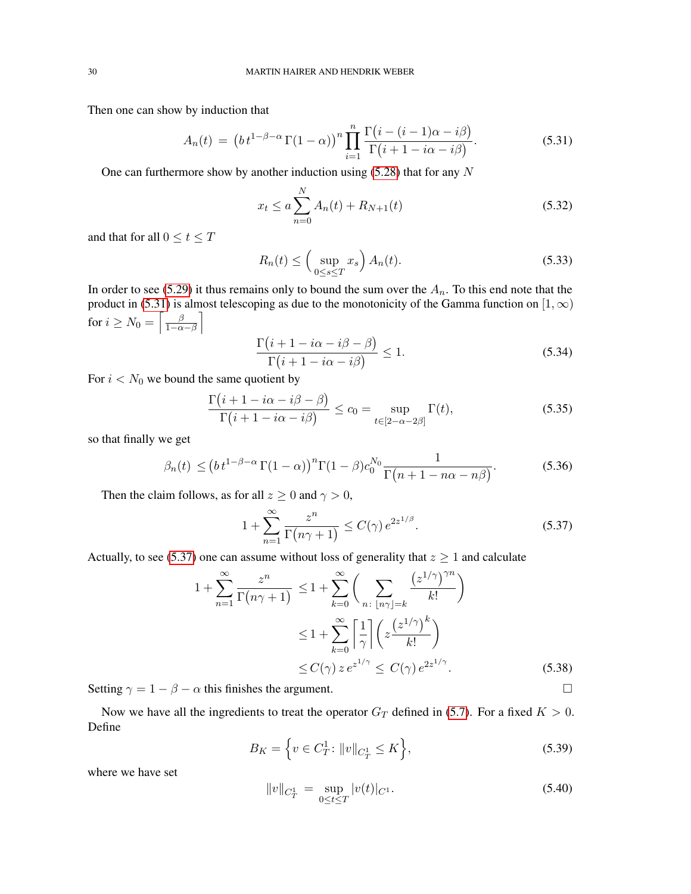Then one can show by induction that

$$A_n(t) \;=\; \big(b\,t^{1-\beta-\alpha}\,\Gamma(1-\alpha)\big)^n \prod_{i=1}^{n} \frac{\Gamma\big(i-(i-1)\alpha - i\beta\big)}{\Gamma\big(i+1-i\alpha-i\beta\big)}. \tag{5.31}$$

One can furthermore show by another induction using (5.28) that for any $N$

$$x_t \le a\sum_{n=0}^{N} A_n(t) + R_{N+1}(t) \tag{5.32}$$

and that for all $0 \le t \le T$

$$R_n(t) \le \Big(\sup_{0\le s\le T} x_s\Big)\, A_n(t). \tag{5.33}$$

In order to see (5.29) it thus remains only to bound the sum over the $A_n$. To this end note that the product in (5.31) is almost telescoping as due to the monotonicity of the Gamma function on $[1,\infty)$ for $i \ge N_0 = \Big\lceil \frac{\beta}{1-\alpha-\beta} \Big\rceil$

$$\frac{\Gamma\big(i+1-i\alpha-i\beta-\beta\big)}{\Gamma\big(i+1-i\alpha-i\beta\big)} \le 1. \tag{5.34}$$

For $i < N_0$ we bound the same quotient by

$$\frac{\Gamma\big(i+1-i\alpha-i\beta-\beta\big)}{\Gamma\big(i+1-i\alpha-i\beta\big)} \le c_0 = \sup_{t\in[2-\alpha-2\beta]} \Gamma(t), \tag{5.35}$$

so that finally we get

$$\beta_n(t) \;\le \big(b\,t^{1-\beta-\alpha}\,\Gamma(1-\alpha)\big)^n \Gamma(1-\beta) c_0^{N_0} \frac{1}{\Gamma\big(n+1-n\alpha-n\beta\big)}. \tag{5.36}$$

Then the claim follows, as for all $z\ge 0$ and $\gamma > 0$,

$$1+\sum_{n=1}^{\infty} \frac{z^n}{\Gamma\big(n\gamma+1\big)} \le C(\gamma)\, e^{2z^{1/\beta}}. \tag{5.37}$$

Actually, to see (5.37) one can assume without loss of generality that $z\ge 1$ and calculate

$$\begin{aligned}
1+\sum_{n=1}^{\infty} \frac{z^n}{\Gamma\big(n\gamma+1\big)} &\le 1+\sum_{k=0}^{\infty}\Bigg(\sum_{n\colon\,\lfloor n\gamma\rfloor = k} \frac{\big(z^{1/\gamma}\big)^{\gamma n}}{k!}\Bigg)\\
&\le 1+\sum_{k=0}^{\infty}\Big\lceil\frac{1}{\gamma}\Big\rceil\Bigg(z\frac{\big(z^{1/\gamma}\big)^{k}}{k!}\Bigg)\\
&\le C(\gamma)\, z\, e^{z^{1/\gamma}} \le\; C(\gamma)\, e^{2z^{1/\gamma}}.
\end{aligned} \tag{5.38}$$

Setting $\gamma = 1-\beta-\alpha$ this finishes the argument. $\square$

Now we have all the ingredients to treat the operator $G_T$ defined in (5.7). For a fixed $K>0$. Define

$$B_K = \Big\{ v \in C^1_T \colon \|v\|_{C^1_T} \le K\Big\}, \tag{5.39}$$

where we have set

$$\|v\|_{C^1_T} \;=\; \sup_{0\le t\le T} |v(t)|_{C^1}. \tag{5.40}$$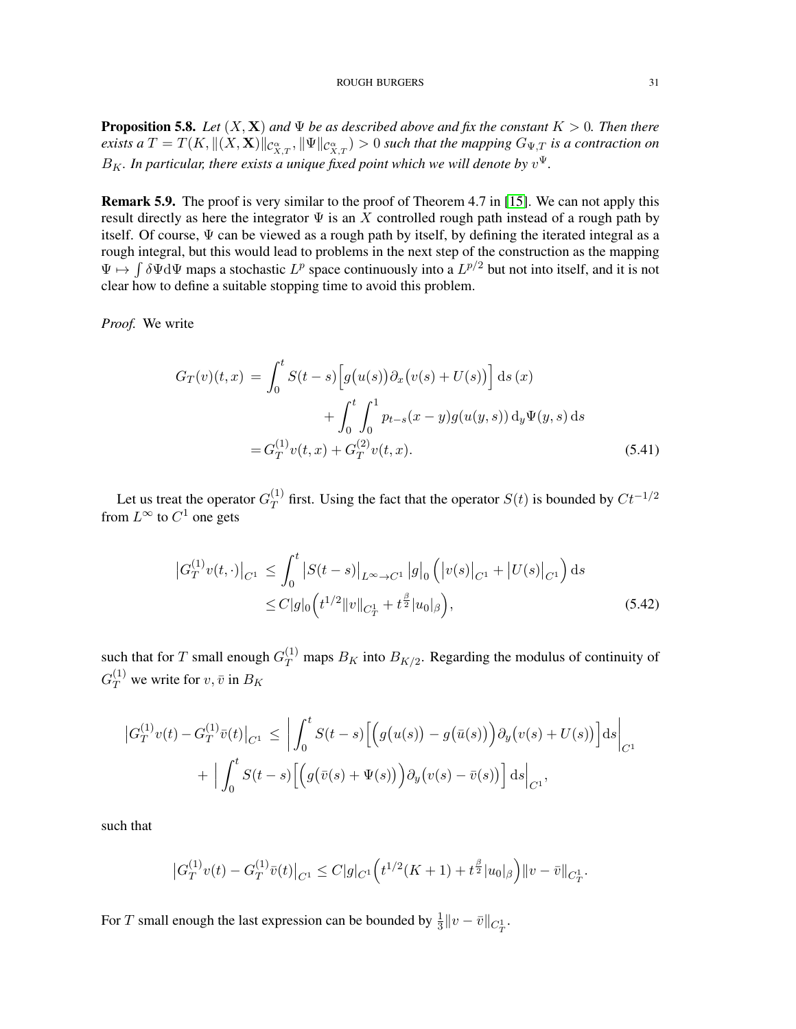**Proposition 5.8.** *Let $(X, \mathbf{X})$ and $\Psi$ be as described above and fix the constant $K > 0$. Then there exists a $T = T(K, \|(X, \mathbf{X})\|_{\mathcal{C}^\alpha_{X,T}}, \|\Psi\|_{\mathcal{C}^\alpha_{X,T}}) > 0$ such that the mapping $G_{\Psi,T}$ is a contraction on $B_K$. In particular, there exists a unique fixed point which we will denote by $v^\Psi$.*

**Remark 5.9.** The proof is very similar to the proof of Theorem 4.7 in [15]. We can not apply this result directly as here the integrator $\Psi$ is an $X$ controlled rough path instead of a rough path by itself. Of course, $\Psi$ can be viewed as a rough path by itself, by defining the iterated integral as a rough integral, but this would lead to problems in the next step of the construction as the mapping $\Psi \mapsto \int \delta\Psi \mathrm{d}\Psi$ maps a stochastic $L^p$ space continuously into a $L^{p/2}$ but not into itself, and it is not clear how to define a suitable stopping time to avoid this problem.

*Proof.* We write

$$
\begin{aligned}
G_T(v)(t,x) \;&=\; \int_0^t S(t-s)\Big[g\big(u(s)\big)\partial_x\big(v(s)+U(s)\big)\Big]\,\mathrm{d}s\,(x) \\
&\qquad\qquad + \int_0^t \int_0^1 p_{t-s}(x-y) g(u(y,s))\,\mathrm{d}_y\Psi(y,s)\,\mathrm{d}s \\
&= G_T^{(1)}v(t,x) + G_T^{(2)}v(t,x).
\end{aligned}
\tag{5.41}
$$

Let us treat the operator $G_T^{(1)}$ first. Using the fact that the operator $S(t)$ is bounded by $Ct^{-1/2}$ from $L^\infty$ to $C^1$ one gets

$$
\begin{aligned}
\big|G_T^{(1)}v(t,\cdot)\big|_{C^1} \;&\leq\; \int_0^t \big|S(t-s)\big|_{L^\infty\to C^1}\,\big|g\big|_0\,\Big(\big|v(s)\big|_{C^1} + \big|U(s)\big|_{C^1}\Big)\,\mathrm{d}s \\
&\leq C|g|_0\Big(t^{1/2}\|v\|_{C^1_T} + t^{\frac{\beta}{2}}|u_0|_\beta\Big),
\end{aligned}
\tag{5.42}
$$

such that for $T$ small enough $G_T^{(1)}$ maps $B_K$ into $B_{K/2}$. Regarding the modulus of continuity of $G_T^{(1)}$ we write for $v, \bar{v}$ in $B_K$

$$
\begin{aligned}
\big|G_T^{(1)}v(t) - G_T^{(1)}\bar{v}(t)\big|_{C^1} \;&\leq\; \bigg|\int_0^t S(t-s)\Big[\Big(g\big(u(s)\big) - g\big(\bar{u}(s)\big)\Big)\partial_y\big(v(s)+U(s)\big)\Big]\mathrm{d}s\bigg|_{C^1} \\
&\quad + \bigg|\int_0^t S(t-s)\Big[\Big(g\big(\bar{v}(s)+\Psi(s)\big)\Big)\partial_y\big(v(s)-\bar{v}(s)\big)\Big]\,\mathrm{d}s\bigg|_{C^1},
\end{aligned}
$$

such that

$$
\big|G_T^{(1)}v(t) - G_T^{(1)}\bar{v}(t)\big|_{C^1} \leq C|g|_{C^1}\Big(t^{1/2}(K+1) + t^{\frac{\beta}{2}}|u_0|_\beta\Big)\|v-\bar{v}\|_{C^1_T}.
$$

For $T$ small enough the last expression can be bounded by $\frac{1}{3}\|v-\bar{v}\|_{C^1_T}$.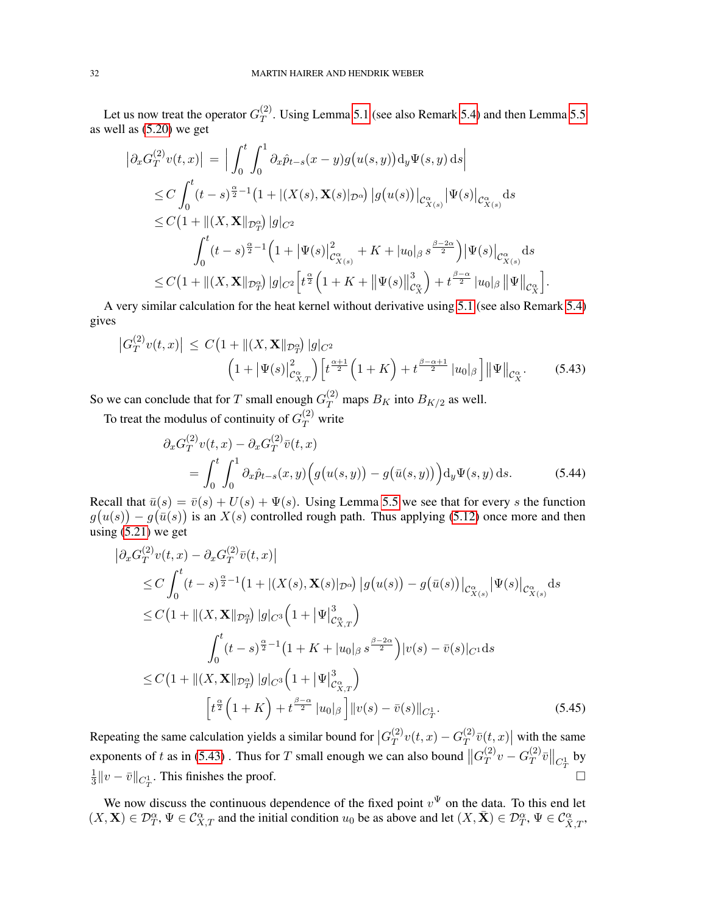Let us now treat the operator $G_T^{(2)}$. Using Lemma 5.1 (see also Remark 5.4) and then Lemma 5.5 as well as (5.20) we get

$$
\begin{aligned}
\big|\partial_x G_T^{(2)} v(t,x)\big| &= \Big| \int_0^t \int_0^1 \partial_x \hat{p}_{t-s}(x-y) g\big(u(s,y)\big) \mathrm{d}_y \Psi(s,y)\, \mathrm{d}s \Big| \\
&\leq C \int_0^t (t-s)^{\frac{\alpha}{2}-1} \big(1 + |(X(s), \mathbf{X}(s)|_{\mathcal{D}^\alpha}\big) \, \big|g\big(u(s)\big)\big|_{\mathcal{C}^\alpha_{X(s)}} \big|\Psi(s)\big|_{\mathcal{C}^\alpha_{X(s)}} \mathrm{d}s \\
&\leq C \big(1 + \|(X, \mathbf{X}\|_{\mathcal{D}^\alpha_T}\big) \, |g|_{C^2} \\
&\qquad \int_0^t (t-s)^{\frac{\alpha}{2}-1} \Big(1 + \big|\Psi(s)\big|^2_{\mathcal{C}^\alpha_{X(s)}} + K + |u_0|_\beta \, s^{\frac{\beta-2\alpha}{2}}\Big) \big|\Psi(s)\big|_{\mathcal{C}^\alpha_{X(s)}} \mathrm{d}s \\
&\leq C \big(1 + \|(X, \mathbf{X}\|_{\mathcal{D}^\alpha_T}\big) \, |g|_{C^2} \Big[ t^{\frac{\alpha}{2}} \Big(1 + K + \big\|\Psi(s)\big\|^3_{\mathcal{C}^\alpha_X}\Big) + t^{\frac{\beta-\alpha}{2}} \, |u_0|_\beta \, \big\|\Psi\big\|_{\mathcal{C}^\alpha_X}\Big].
\end{aligned}
$$

A very similar calculation for the heat kernel without derivative using 5.1 (see also Remark 5.4) gives

$$
\begin{aligned}
\big|G_T^{(2)} v(t,x)\big| &\leq C \big(1 + \|(X, \mathbf{X}\|_{\mathcal{D}^\alpha_T}\big) \, |g|_{C^2} \\
&\qquad \Big(1 + \big|\Psi(s)\big|^2_{\mathcal{C}^\alpha_{X,T}}\Big) \Big[ t^{\frac{\alpha+1}{2}} \Big(1 + K\Big) + t^{\frac{\beta-\alpha+1}{2}} \, |u_0|_\beta \Big] \big\|\Psi\big\|_{\mathcal{C}^\alpha_X}.
\end{aligned} \tag{5.43}
$$

So we can conclude that for $T$ small enough $G_T^{(2)}$ maps $B_K$ into $B_{K/2}$ as well.

To treat the modulus of continuity of $G_T^{(2)}$ write

$$
\begin{aligned}
&\partial_x G_T^{(2)} v(t,x) - \partial_x G_T^{(2)} \bar{v}(t,x) \\
&\qquad = \int_0^t \int_0^1 \partial_x \hat{p}_{t-s}(x,y) \Big( g\big(u(s,y)\big) - g\big(\bar{u}(s,y)\big)\Big) \mathrm{d}_y \Psi(s,y)\, \mathrm{d}s.
\end{aligned} \tag{5.44}
$$

Recall that $\bar{u}(s) = \bar{v}(s) + U(s) + \Psi(s)$. Using Lemma 5.5 we see that for every $s$ the function $g\big(u(s)\big) - g\big(\bar{u}(s)\big)$ is an $X(s)$ controlled rough path. Thus applying (5.12) once more and then using (5.21) we get

$$
\begin{aligned}
&\big|\partial_x G_T^{(2)} v(t,x) - \partial_x G_T^{(2)} \bar{v}(t,x)\big| \\
&\quad \leq C \int_0^t (t-s)^{\frac{\alpha}{2}-1} \big(1 + |(X(s), \mathbf{X}(s)|_{\mathcal{D}^\alpha}\big) \, \big|g\big(u(s)\big) - g\big(\bar{u}(s)\big)\big|_{\mathcal{C}^\alpha_{X(s)}} \big|\Psi(s)\big|_{\mathcal{C}^\alpha_{X(s)}} \mathrm{d}s \\
&\quad \leq C \big(1 + \|(X, \mathbf{X}\|_{\mathcal{D}^\alpha_T}\big) \, |g|_{C^3} \Big(1 + \big|\Psi\big|^3_{\mathcal{C}^\alpha_{X,T}}\Big) \\
&\qquad\qquad \int_0^t (t-s)^{\frac{\alpha}{2}-1} \big(1 + K + |u_0|_\beta \, s^{\frac{\beta-2\alpha}{2}}\Big) \big|v(s) - \bar{v}(s)\big|_{C^1} \mathrm{d}s \\
&\quad \leq C \big(1 + \|(X, \mathbf{X}\|_{\mathcal{D}^\alpha_T}\big) \, |g|_{C^3} \Big(1 + \big|\Psi\big|^3_{\mathcal{C}^\alpha_{X,T}}\Big) \\
&\qquad\qquad \Big[ t^{\frac{\alpha}{2}} \Big(1 + K\Big) + t^{\frac{\beta-\alpha}{2}} \, |u_0|_\beta \Big] \big\|v(s) - \bar{v}(s)\big\|_{C^1_T}.
\end{aligned} \tag{5.45}
$$

Repeating the same calculation yields a similar bound for $\big|G_T^{(2)} v(t,x) - G_T^{(2)} \bar{v}(t,x)\big|$ with the same exponents of $t$ as in (5.43). Thus for $T$ small enough we can also bound $\big\|G_T^{(2)} v - G_T^{(2)} \bar{v}\big\|_{C^1_T}$ by $\frac{1}{3}\|v - \bar{v}\|_{C^1_T}$. This finishes the proof. $\square$

We now discuss the continuous dependence of the fixed point $v^\Psi$ on the data. To this end let $(X, \mathbf{X}) \in \mathcal{D}^\alpha_T$, $\Psi \in \mathcal{C}^\alpha_{X,T}$ and the initial condition $u_0$ be as above and let $(X, \bar{\mathbf{X}}) \in \mathcal{D}^\alpha_T$, $\Psi \in \mathcal{C}^\alpha_{\bar{X},T}$,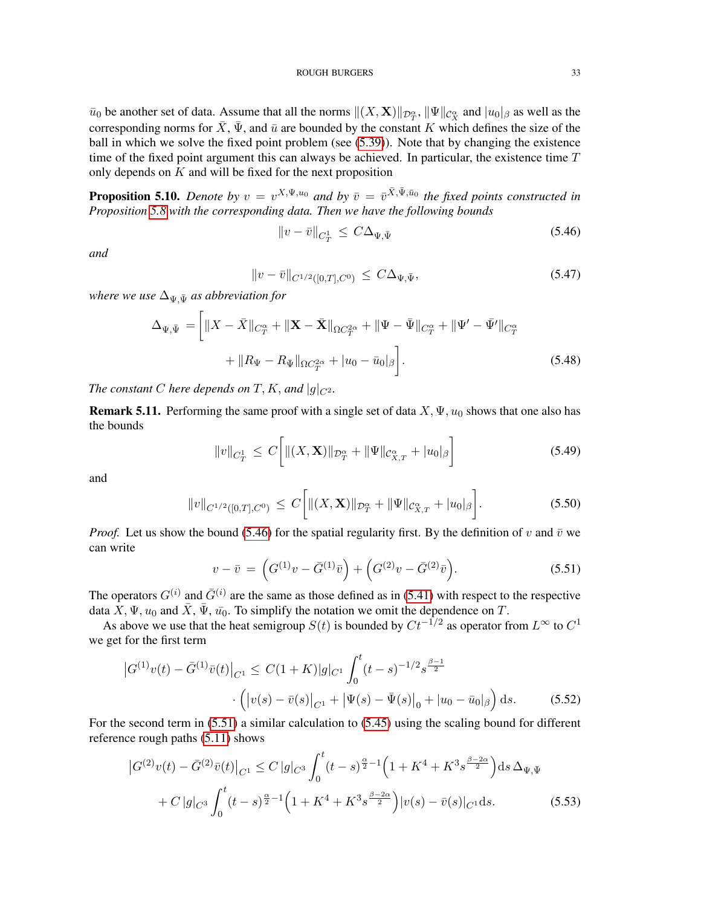$\bar{u}_0$ be another set of data. Assume that all the norms $\|(X, \mathbf{X})\|_{\mathcal{D}^\alpha_T}$, $\|\Psi\|_{\mathcal{C}^\alpha_X}$ and $|u_0|_\beta$ as well as the corresponding norms for $\bar{X}$, $\bar{\Psi}$, and $\bar{u}$ are bounded by the constant $K$ which defines the size of the ball in which we solve the fixed point problem (see (5.39)). Note that by changing the existence time of the fixed point argument this can always be achieved. In particular, the existence time $T$ only depends on $K$ and will be fixed for the next proposition

**Proposition 5.10.** *Denote by $v = v^{X,\Psi,u_0}$ and by $\bar{v} = \bar{v}^{\bar{X},\bar{\Psi},\bar{u}_0}$ the fixed points constructed in Proposition 5.8 with the corresponding data. Then we have the following bounds*

$$\|v - \bar{v}\|_{C^1_T} \le C\Delta_{\Psi,\bar{\Psi}} \tag{5.46}$$

*and*

$$\|v - \bar{v}\|_{C^{1/2}([0,T],C^0)} \le C\Delta_{\Psi,\bar{\Psi}}, \tag{5.47}$$

*where we use $\Delta_{\Psi,\bar{\Psi}}$ as abbreviation for*

$$\begin{aligned}\Delta_{\Psi,\bar{\Psi}} = \bigg[ &\|X - \bar{X}\|_{C^\alpha_T} + \|\mathbf{X} - \bar{\mathbf{X}}\|_{\Omega C^{2\alpha}_T} + \|\Psi - \bar{\Psi}\|_{C^\alpha_T} + \|\Psi' - \bar{\Psi}'\|_{C^\alpha_T} \\ &+ \|R_\Psi - R_{\bar{\Psi}}\|_{\Omega C^{2\alpha}_T} + |u_0 - \bar{u}_0|_\beta \bigg].\end{aligned} \tag{5.48}$$

*The constant $C$ here depends on $T$, $K$, and $|g|_{C^2}$.*

**Remark 5.11.** Performing the same proof with a single set of data $X, \Psi, u_0$ shows that one also has the bounds

$$\|v\|_{C^1_T} \le C\bigg[ \|(X, \mathbf{X})\|_{\mathcal{D}^\alpha_T} + \|\Psi\|_{\mathcal{C}^\alpha_{X,T}} + |u_0|_\beta \bigg] \tag{5.49}$$

and

$$\|v\|_{C^{1/2}([0,T],C^0)} \le C\bigg[ \|(X, \mathbf{X})\|_{\mathcal{D}^\alpha_T} + \|\Psi\|_{\mathcal{C}^\alpha_{X,T}} + |u_0|_\beta \bigg]. \tag{5.50}$$

*Proof.* Let us show the bound (5.46) for the spatial regularity first. By the definition of $v$ and $\bar{v}$ we can write

$$v - \bar{v} = \Big( G^{(1)}v - \bar{G}^{(1)}\bar{v} \Big) + \Big( G^{(2)}v - \bar{G}^{(2)}\bar{v} \Big). \tag{5.51}$$

The operators $G^{(i)}$ and $\bar{G}^{(i)}$ are the same as those defined as in (5.41) with respect to the respective data $X, \Psi, u_0$ and $\bar{X}$, $\bar{\Psi}$, $\bar{u_0}$. To simplify the notation we omit the dependence on $T$.

As above we use that the heat semigroup $S(t)$ is bounded by $Ct^{-1/2}$ as operator from $L^\infty$ to $C^1$ we get for the first term

$$\begin{aligned}\big|G^{(1)}v(t) - \bar{G}^{(1)}\bar{v}(t)\big|_{C^1} \le C(1+K)|g|_{C^1} \int_0^t (t-s)^{-1/2} s^{\frac{\beta-1}{2}} \\ \cdot \Big( \big|v(s) - \bar{v}(s)\big|_{C^1} + \big|\Psi(s) - \bar{\Psi}(s)\big|_0 + |u_0 - \bar{u}_0|_\beta \Big)\, \mathrm{d}s.\end{aligned} \tag{5.52}$$

For the second term in (5.51) a similar calculation to (5.45) using the scaling bound for different reference rough paths (5.11) shows

$$\begin{aligned}\big|G^{(2)}v(t) - \bar{G}^{(2)}\bar{v}(t)\big|_{C^1} \le C\,|g|_{C^3} \int_0^t (t-s)^{\frac{\alpha}{2}-1}\Big(1 + K^4 + K^3 s^{\frac{\beta-2\alpha}{2}}\Big)\mathrm{d}s\, \Delta_{\Psi,\bar{\Psi}} \\ + C\,|g|_{C^3} \int_0^t (t-s)^{\frac{\alpha}{2}-1}\Big(1 + K^4 + K^3 s^{\frac{\beta-2\alpha}{2}}\Big)|v(s) - \bar{v}(s)|_{C^1}\mathrm{d}s.\end{aligned} \tag{5.53}$$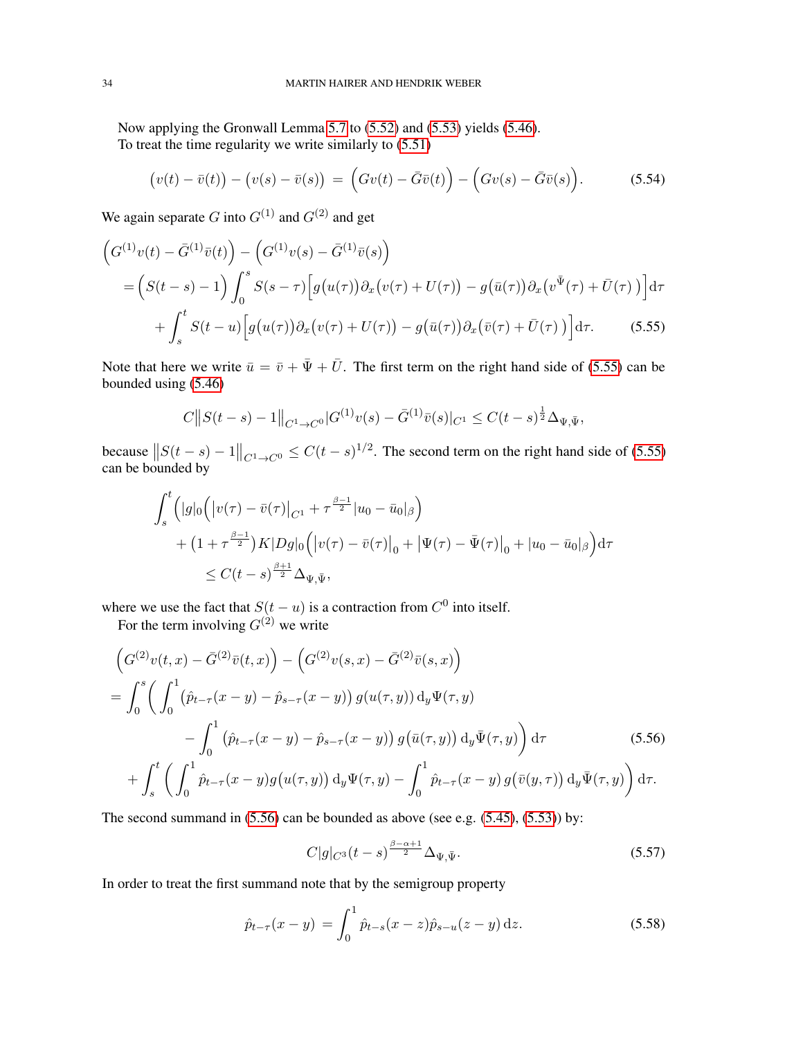Now applying the Gronwall Lemma 5.7 to (5.52) and (5.53) yields (5.46).

To treat the time regularity we write similarly to (5.51)

$$\big(v(t)-\bar{v}(t)\big)-\big(v(s)-\bar{v}(s)\big)\;=\;\Big(Gv(t)-\bar{G}\bar{v}(t)\Big)-\Big(Gv(s)-\bar{G}\bar{v}(s)\Big). \tag{5.54}$$

We again separate $G$ into $G^{(1)}$ and $G^{(2)}$ and get

$$\begin{aligned}
&\Big(G^{(1)}v(t)-\bar{G}^{(1)}\bar{v}(t)\Big)-\Big(G^{(1)}v(s)-\bar{G}^{(1)}\bar{v}(s)\Big)\\
&\quad=\Big(S(t-s)-1\Big)\int_0^s S(s-\tau)\Big[g\big(u(\tau)\big)\partial_x\big(v(\tau)+U(\tau)\big)-g\big(\bar{u}(\tau)\big)\partial_x\big(v^{\bar{\Psi}}(\tau)+\bar{U}(\tau)\,\big)\Big]\mathrm{d}\tau\\
&\qquad+\int_s^t S(t-u)\Big[g\big(u(\tau)\big)\partial_x\big(v(\tau)+U(\tau)\big)-g\big(\bar{u}(\tau)\big)\partial_x\big(\bar{v}(\tau)+\bar{U}(\tau)\,\big)\Big]\mathrm{d}\tau.
\end{aligned} \tag{5.55}$$

Note that here we write $\bar{u}=\bar{v}+\bar{\Psi}+\bar{U}$. The first term on the right hand side of (5.55) can be bounded using (5.46)

$$C\big\|S(t-s)-1\big\|_{C^1\to C^0}|G^{(1)}v(s)-\bar{G}^{(1)}\bar{v}(s)|_{C^1}\leq C(t-s)^{\frac{1}{2}}\Delta_{\Psi,\bar{\Psi}},$$

because $\big\|S(t-s)-1\big\|_{C^1\to C^0}\leq C(t-s)^{1/2}$. The second term on the right hand side of (5.55) can be bounded by

$$\begin{aligned}
&\int_s^t\Big(|g|_0\Big(\big|v(\tau)-\bar{v}(\tau)\big|_{C^1}+\tau^{\frac{\beta-1}{2}}|u_0-\bar{u}_0|_\beta\Big)\\
&\qquad+\big(1+\tau^{\frac{\beta-1}{2}}\big)K|Dg|_0\Big(\big|v(\tau)-\bar{v}(\tau)\big|_0+\big|\Psi(\tau)-\bar{\Psi}(\tau)\big|_0+|u_0-\bar{u}_0|_\beta\Big)\mathrm{d}\tau\\
&\qquad\leq C(t-s)^{\frac{\beta+1}{2}}\Delta_{\Psi,\bar{\Psi}},
\end{aligned}$$

where we use the fact that $S(t-u)$ is a contraction from $C^0$ into itself.

For the term involving $G^{(2)}$ we write

$$\begin{aligned}
&\Big(G^{(2)}v(t,x)-\bar{G}^{(2)}\bar{v}(t,x)\Big)-\Big(G^{(2)}v(s,x)-\bar{G}^{(2)}\bar{v}(s,x)\Big)\\
&=\int_0^s\bigg(\int_0^1\big(\hat{p}_{t-\tau}(x-y)-\hat{p}_{s-\tau}(x-y)\big)\,g(u(\tau,y))\,\mathrm{d}_y\Psi(\tau,y)\\
&\qquad\qquad-\int_0^1\big(\hat{p}_{t-\tau}(x-y)-\hat{p}_{s-\tau}(x-y)\big)\,g\big(\bar{u}(\tau,y)\big)\,\mathrm{d}_y\bar{\Psi}(\tau,y)\bigg)\,\mathrm{d}\tau\\
&\quad+\int_s^t\bigg(\int_0^1\hat{p}_{t-\tau}(x-y)g\big(u(\tau,y)\big)\,\mathrm{d}_y\Psi(\tau,y)-\int_0^1\hat{p}_{t-\tau}(x-y)\,g\big(\bar{v}(y,\tau)\big)\,\mathrm{d}_y\bar{\Psi}(\tau,y)\bigg)\,\mathrm{d}\tau.
\end{aligned} \tag{5.56}$$

The second summand in (5.56) can be bounded as above (see e.g. (5.45), (5.53)) by:

$$C|g|_{C^3}(t-s)^{\frac{\beta-\alpha+1}{2}}\Delta_{\Psi,\bar{\Psi}}. \tag{5.57}$$

In order to treat the first summand note that by the semigroup property

$$\hat{p}_{t-\tau}(x-y)\;=\int_0^1\hat{p}_{t-s}(x-z)\hat{p}_{s-u}(z-y)\,\mathrm{d}z. \tag{5.58}$$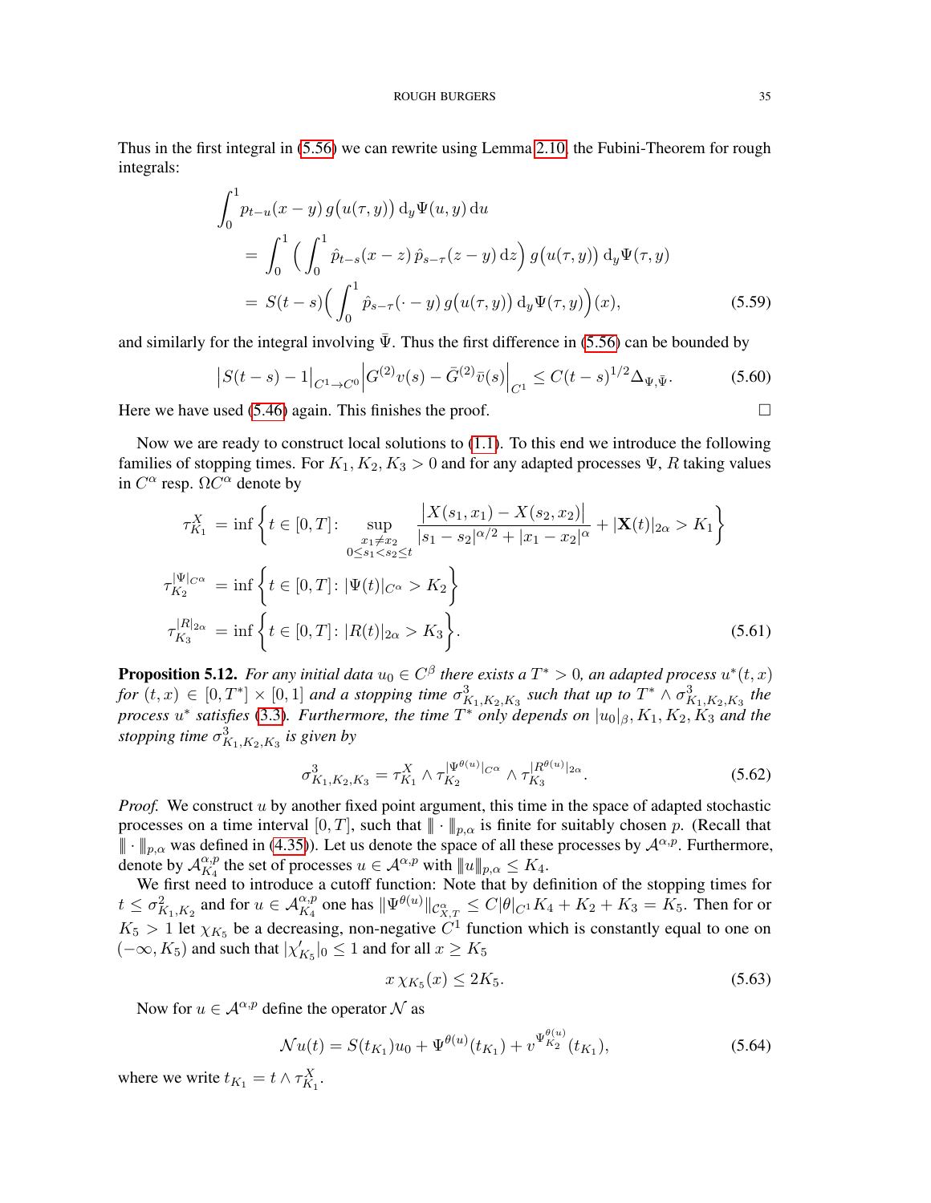Thus in the first integral in (5.56) we can rewrite using Lemma 2.10, the Fubini-Theorem for rough integrals:

$$
\begin{aligned}
\int_0^1 & p_{t-u}(x-y)\, g\big(u(\tau,y)\big)\, \mathrm{d}_y \Psi(u,y)\, \mathrm{d}u \\
&= \int_0^1 \Big( \int_0^1 \hat{p}_{t-s}(x-z)\, \hat{p}_{s-\tau}(z-y)\, \mathrm{d}z \Big)\, g\big(u(\tau,y)\big)\, \mathrm{d}_y \Psi(\tau,y) \\
&= S(t-s)\Big( \int_0^1 \hat{p}_{s-\tau}(\cdot - y)\, g\big(u(\tau,y)\big)\, \mathrm{d}_y \Psi(\tau,y) \Big)(x),
\end{aligned} \tag{5.59}
$$

and similarly for the integral involving $\bar{\Psi}$. Thus the first difference in (5.56) can be bounded by

$$
\big| S(t-s) - 1 \big|_{C^1 \to C^0} \Big| G^{(2)} v(s) - \bar{G}^{(2)} \bar{v}(s) \Big|_{C^1} \leq C (t-s)^{1/2} \Delta_{\Psi, \bar{\Psi}}. \tag{5.60}
$$

Here we have used (5.46) again. This finishes the proof. $\square$

Now we are ready to construct local solutions to (1.1). To this end we introduce the following families of stopping times. For $K_1, K_2, K_3 > 0$ and for any adapted processes $\Psi$, $R$ taking values in $C^\alpha$ resp. $\Omega C^\alpha$ denote by

$$
\begin{aligned}
\tau_{K_1}^X &= \inf \Bigg\{ t \in [0,T] \colon \sup_{\substack{x_1 \neq x_2 \\ 0 \leq s_1 < s_2 \leq t}} \frac{\big| X(s_1,x_1) - X(s_2,x_2) \big|}{|s_1 - s_2|^{\alpha/2} + |x_1 - x_2|^\alpha} + |\mathbf{X}(t)|_{2\alpha} > K_1 \Bigg\} \\
\tau_{K_2}^{|\Psi|_{C^\alpha}} &= \inf \Big\{ t \in [0,T] \colon |\Psi(t)|_{C^\alpha} > K_2 \Big\} \\
\tau_{K_3}^{|R|_{2\alpha}} &= \inf \Big\{ t \in [0,T] \colon |R(t)|_{2\alpha} > K_3 \Big\}.
\end{aligned} \tag{5.61}
$$

**Proposition 5.12.** *For any initial data $u_0 \in C^\beta$ there exists a $T^* > 0$, an adapted process $u^*(t,x)$ for $(t,x) \in [0,T^*] \times [0,1]$ and a stopping time $\sigma^3_{K_1,K_2,K_3}$ such that up to $T^* \wedge \sigma^3_{K_1,K_2,K_3}$ the process $u^*$ satisfies (3.3). Furthermore, the time $T^*$ only depends on $|u_0|_\beta, K_1, K_2, K_3$ and the stopping time $\sigma^3_{K_1,K_2,K_3}$ is given by*

$$
\sigma^3_{K_1,K_2,K_3} = \tau^X_{K_1} \wedge \tau_{K_2}^{|\Psi^{\theta(u)}|_{C^\alpha}} \wedge \tau_{K_3}^{|R^{\theta(u)}|_{2\alpha}}. \tag{5.62}
$$

*Proof.* We construct $u$ by another fixed point argument, this time in the space of adapted stochastic processes on a time interval $[0,T]$, such that $\| \cdot \|_{p,\alpha}$ is finite for suitably chosen $p$. (Recall that $\| \cdot \|_{p,\alpha}$ was defined in (4.35)). Let us denote the space of all these processes by $\mathcal{A}^{\alpha,p}$. Furthermore, denote by $\mathcal{A}^{\alpha,p}_{K_4}$ the set of processes $u \in \mathcal{A}^{\alpha,p}$ with $\|u\|_{p,\alpha} \leq K_4$.

We first need to introduce a cutoff function: Note that by definition of the stopping times for $t \leq \sigma^2_{K_1,K_2}$ and for $u \in \mathcal{A}^{\alpha,p}_{K_4}$ one has $\|\Psi^{\theta(u)}\|_{\mathcal{C}^\alpha_{X,T}} \leq C|\theta|_{C^1} K_4 + K_2 + K_3 = K_5$. Then for or $K_5 > 1$ let $\chi_{K_5}$ be a decreasing, non-negative $C^1$ function which is constantly equal to one on $(-\infty, K_5)$ and such that $|\chi'_{K_5}|_0 \leq 1$ and for all $x \geq K_5$

$$
x\, \chi_{K_5}(x) \leq 2K_5. \tag{5.63}
$$

Now for $u \in \mathcal{A}^{\alpha,p}$ define the operator $\mathcal{N}$ as

$$
\mathcal{N}u(t) = S(t_{K_1}) u_0 + \Psi^{\theta(u)}(t_{K_1}) + v^{\Psi^{\theta(u)}_{K_2}}(t_{K_1}), \tag{5.64}
$$

where we write $t_{K_1} = t \wedge \tau^X_{K_1}$.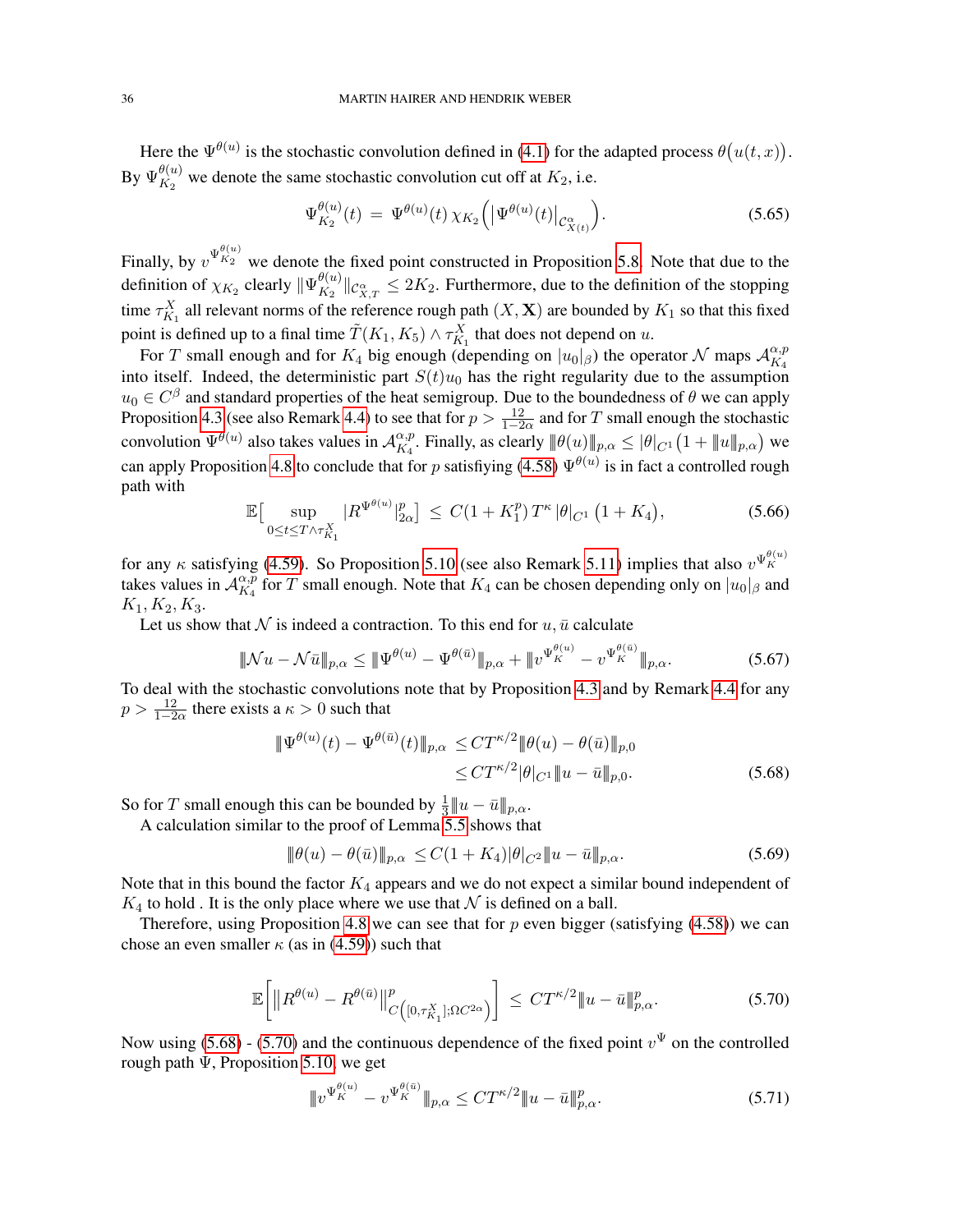Here the $\Psi^{\theta(u)}$ is the stochastic convolution defined in (4.1) for the adapted process $\theta\big(u(t,x)\big)$. By $\Psi^{\theta(u)}_{K_2}$ we denote the same stochastic convolution cut off at $K_2$, i.e.

$$
\Psi^{\theta(u)}_{K_2}(t) \;=\; \Psi^{\theta(u)}(t)\,\chi_{K_2}\Big(\big|\Psi^{\theta(u)}(t)\big|_{\mathcal{C}^{\alpha}_{X(t)}}\Big). \tag{5.65}
$$

Finally, by $v^{\Psi^{\theta(u)}_{K_2}}$ we denote the fixed point constructed in Proposition 5.8. Note that due to the definition of $\chi_{K_2}$ clearly $\|\Psi^{\theta(u)}_{K_2}\|_{\mathcal{C}^{\alpha}_{X,T}} \leq 2K_2$. Furthermore, due to the definition of the stopping time $\tau^X_{K_1}$ all relevant norms of the reference rough path $(X,\mathbf{X})$ are bounded by $K_1$ so that this fixed point is defined up to a final time $\tilde{T}(K_1,K_5)\wedge\tau^X_{K_1}$ that does not depend on $u$.

For $T$ small enough and for $K_4$ big enough (depending on $|u_0|_\beta$) the operator $\mathcal{N}$ maps $\mathcal{A}^{\alpha,p}_{K_4}$ into itself. Indeed, the deterministic part $S(t)u_0$ has the right regularity due to the assumption $u_0\in C^\beta$ and standard properties of the heat semigroup. Due to the boundedness of $\theta$ we can apply Proposition 4.3 (see also Remark 4.4) to see that for $p>\frac{12}{1-2\alpha}$ and for $T$ small enough the stochastic convolution $\Psi^{\theta(u)}$ also takes values in $\mathcal{A}^{\alpha,p}_{K_4}$. Finally, as clearly $\|\theta(u)\|_{p,\alpha}\leq|\theta|_{C^1}\big(1+\|u\|_{p,\alpha}\big)$ we can apply Proposition 4.8 to conclude that for $p$ satisfying (4.58) $\Psi^{\theta(u)}$ is in fact a controlled rough path with

$$
\mathbb{E}\big[\sup_{0\leq t\leq T\wedge\tau^X_{K_1}}|R^{\Psi^{\theta(u)}}|^p_{2\alpha}\big] \;\leq\; C(1+K_1^p)\,T^\kappa\,|\theta|_{C^1}\,\big(1+K_4\big), \tag{5.66}
$$

for any $\kappa$ satisfying (4.59). So Proposition 5.10 (see also Remark 5.11) implies that also $v^{\Psi^{\theta(u)}_K}$ takes values in $\mathcal{A}^{\alpha,p}_{K_4}$ for $T$ small enough. Note that $K_4$ can be chosen depending only on $|u_0|_\beta$ and $K_1,K_2,K_3$.

Let us show that $\mathcal{N}$ is indeed a contraction. To this end for $u,\bar{u}$ calculate

$$
\|\mathcal{N}u-\mathcal{N}\bar{u}\|_{p,\alpha} \leq \|\Psi^{\theta(u)}-\Psi^{\theta(\bar{u})}\|_{p,\alpha} + \|v^{\Psi^{\theta(u)}_K}-v^{\Psi^{\theta(\bar{u})}_K}\|_{p,\alpha}. \tag{5.67}
$$

To deal with the stochastic convolutions note that by Proposition 4.3 and by Remark 4.4 for any $p>\frac{12}{1-2\alpha}$ there exists a $\kappa>0$ such that

$$
\begin{aligned}
\|\Psi^{\theta(u)}(t)-\Psi^{\theta(\bar{u})}(t)\|_{p,\alpha} &\leq CT^{\kappa/2}\|\theta(u)-\theta(\bar{u})\|_{p,0}\\
&\leq CT^{\kappa/2}|\theta|_{C^1}\|u-\bar{u}\|_{p,0}.
\end{aligned} \tag{5.68}
$$

So for $T$ small enough this can be bounded by $\frac{1}{3}\|u-\bar{u}\|_{p,\alpha}$.

A calculation similar to the proof of Lemma 5.5 shows that

$$
\|\theta(u)-\theta(\bar{u})\|_{p,\alpha} \leq C(1+K_4)|\theta|_{C^2}\|u-\bar{u}\|_{p,\alpha}. \tag{5.69}
$$

Note that in this bound the factor $K_4$ appears and we do not expect a similar bound independent of $K_4$ to hold . It is the only place where we use that $\mathcal{N}$ is defined on a ball.

Therefore, using Proposition 4.8 we can see that for $p$ even bigger (satisfying (4.58)) we can chose an even smaller $\kappa$ (as in (4.59)) such that

$$
\mathbb{E}\Big[\big\|R^{\theta(u)}-R^{\theta(\bar{u})}\big\|^p_{C\left([0,\tau^X_{K_1}];\Omega C^{2\alpha}\right)}\Big] \;\leq\; CT^{\kappa/2}\|u-\bar{u}\|^p_{p,\alpha}. \tag{5.70}
$$

Now using (5.68) - (5.70) and the continuous dependence of the fixed point $v^\Psi$ on the controlled rough path $\Psi$, Proposition 5.10, we get

$$
\|v^{\Psi^{\theta(u)}_K}-v^{\Psi^{\theta(\bar{u})}_K}\|_{p,\alpha} \leq CT^{\kappa/2}\|u-\bar{u}\|^p_{p,\alpha}. \tag{5.71}
$$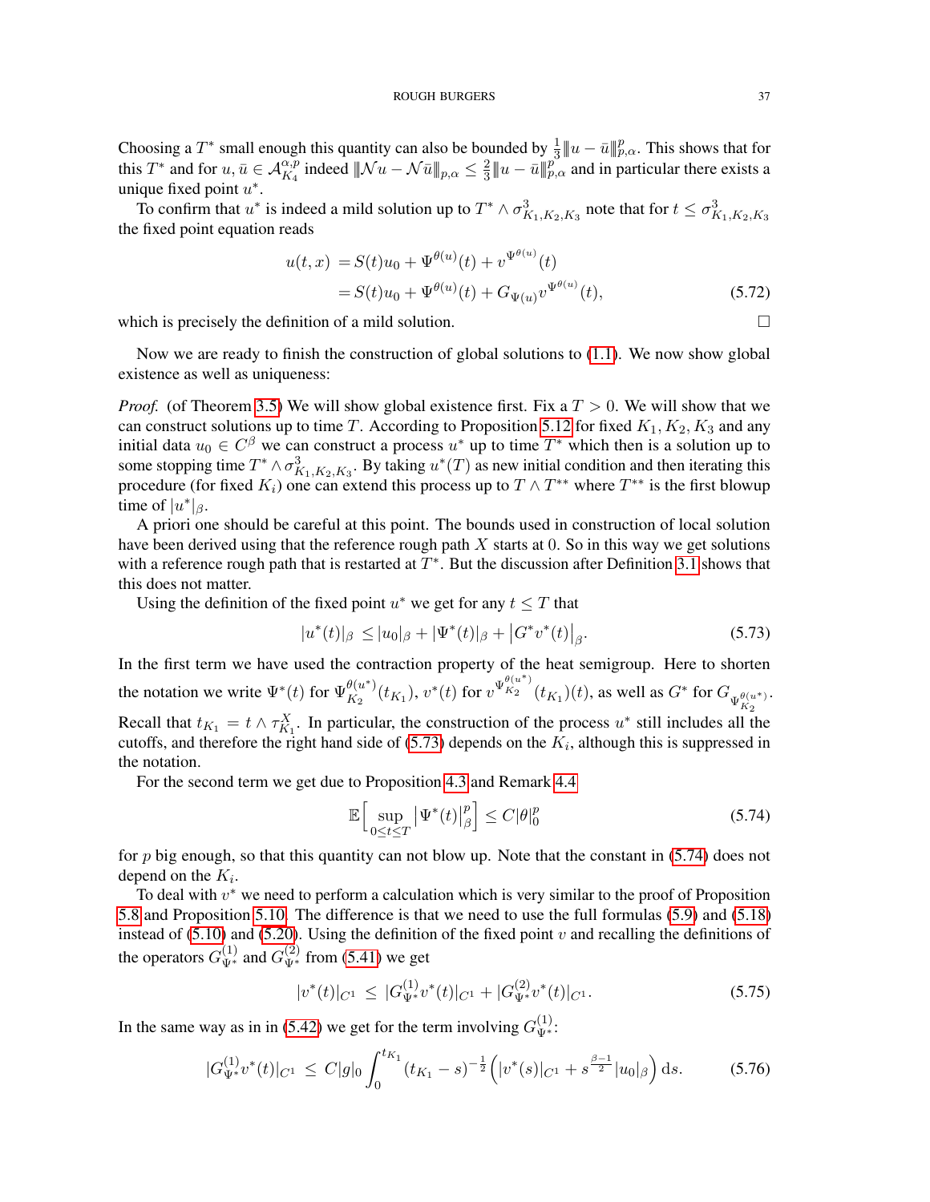Choosing a $T^*$ small enough this quantity can also be bounded by $\frac{1}{3}\|u-\bar{u}\|_{p,\alpha}^p$. This shows that for this $T^*$ and for $u, \bar{u} \in \mathcal{A}_{K_4}^{\alpha,p}$ indeed $\|\mathcal{N}u - \mathcal{N}\bar{u}\|_{p,\alpha} \leq \frac{2}{3}\|u-\bar{u}\|_{p,\alpha}^p$ and in particular there exists a unique fixed point $u^*$.

To confirm that $u^*$ is indeed a mild solution up to $T^* \wedge \sigma^3_{K_1,K_2,K_3}$ note that for $t \leq \sigma^3_{K_1,K_2,K_3}$ the fixed point equation reads

$$
\begin{aligned}
u(t,x) &= S(t)u_0 + \Psi^{\theta(u)}(t) + v^{\Psi^{\theta(u)}}(t) \\
&= S(t)u_0 + \Psi^{\theta(u)}(t) + G_{\Psi(u)} v^{\Psi^{\theta(u)}}(t),
\end{aligned} \tag{5.72}
$$

which is precisely the definition of a mild solution. $\square$

Now we are ready to finish the construction of global solutions to (1.1). We now show global existence as well as uniqueness:

*Proof.* (of Theorem 3.5) We will show global existence first. Fix a $T > 0$. We will show that we can construct solutions up to time $T$. According to Proposition 5.12 for fixed $K_1, K_2, K_3$ and any initial data $u_0 \in C^\beta$ we can construct a process $u^*$ up to time $T^*$ which then is a solution up to some stopping time $T^* \wedge \sigma^3_{K_1,K_2,K_3}$. By taking $u^*(T)$ as new initial condition and then iterating this procedure (for fixed $K_i$) one can extend this process up to $T \wedge T^{**}$ where $T^{**}$ is the first blowup time of $|u^*|_\beta$.

A priori one should be careful at this point. The bounds used in construction of local solution have been derived using that the reference rough path $X$ starts at 0. So in this way we get solutions with a reference rough path that is restarted at $T^*$. But the discussion after Definition 3.1 shows that this does not matter.

Using the definition of the fixed point $u^*$ we get for any $t \leq T$ that

$$
|u^*(t)|_\beta \leq |u_0|_\beta + |\Psi^*(t)|_\beta + \big|G^* v^*(t)\big|_\beta. \tag{5.73}
$$

In the first term we have used the contraction property of the heat semigroup. Here to shorten the notation we write $\Psi^*(t)$ for $\Psi^{\theta(u^*)}_{K_2}(t_{K_1})$, $v^*(t)$ for $v^{\Psi^{\theta(u^*)}_{K_2}}(t_{K_1})(t)$, as well as $G^*$ for $G_{\Psi^{\theta(u^*)}_{K_2}}$. Recall that $t_{K_1} = t \wedge \tau^X_{K_1}$. In particular, the construction of the process $u^*$ still includes all the cutoffs, and therefore the right hand side of (5.73) depends on the $K_i$, although this is suppressed in the notation.

For the second term we get due to Proposition 4.3 and Remark 4.4

$$
\mathbb{E}\Big[\sup_{0 \leq t \leq T} \big|\Psi^*(t)\big|_\beta^p\Big] \leq C|\theta|_0^p \tag{5.74}
$$

for $p$ big enough, so that this quantity can not blow up. Note that the constant in (5.74) does not depend on the $K_i$.

To deal with $v^*$ we need to perform a calculation which is very similar to the proof of Proposition 5.8 and Proposition 5.10. The difference is that we need to use the full formulas (5.9) and (5.18) instead of (5.10) and (5.20). Using the definition of the fixed point $v$ and recalling the definitions of the operators $G^{(1)}_{\Psi^*}$ and $G^{(2)}_{\Psi^*}$ from (5.41) we get

$$
|v^*(t)|_{C^1} \;\leq\; |G^{(1)}_{\Psi^*} v^*(t)|_{C^1} + |G^{(2)}_{\Psi^*} v^*(t)|_{C^1}. \tag{5.75}
$$

In the same way as in in (5.42) we get for the term involving $G^{(1)}_{\Psi^*}$:

$$
|G^{(1)}_{\Psi^*} v^*(t)|_{C^1} \;\leq\; C|g|_0 \int_0^{t_{K_1}} (t_{K_1}-s)^{-\frac{1}{2}} \Big( |v^*(s)|_{C^1} + s^{\frac{\beta-1}{2}} |u_0|_\beta \Big)\, \mathrm{d}s. \tag{5.76}
$$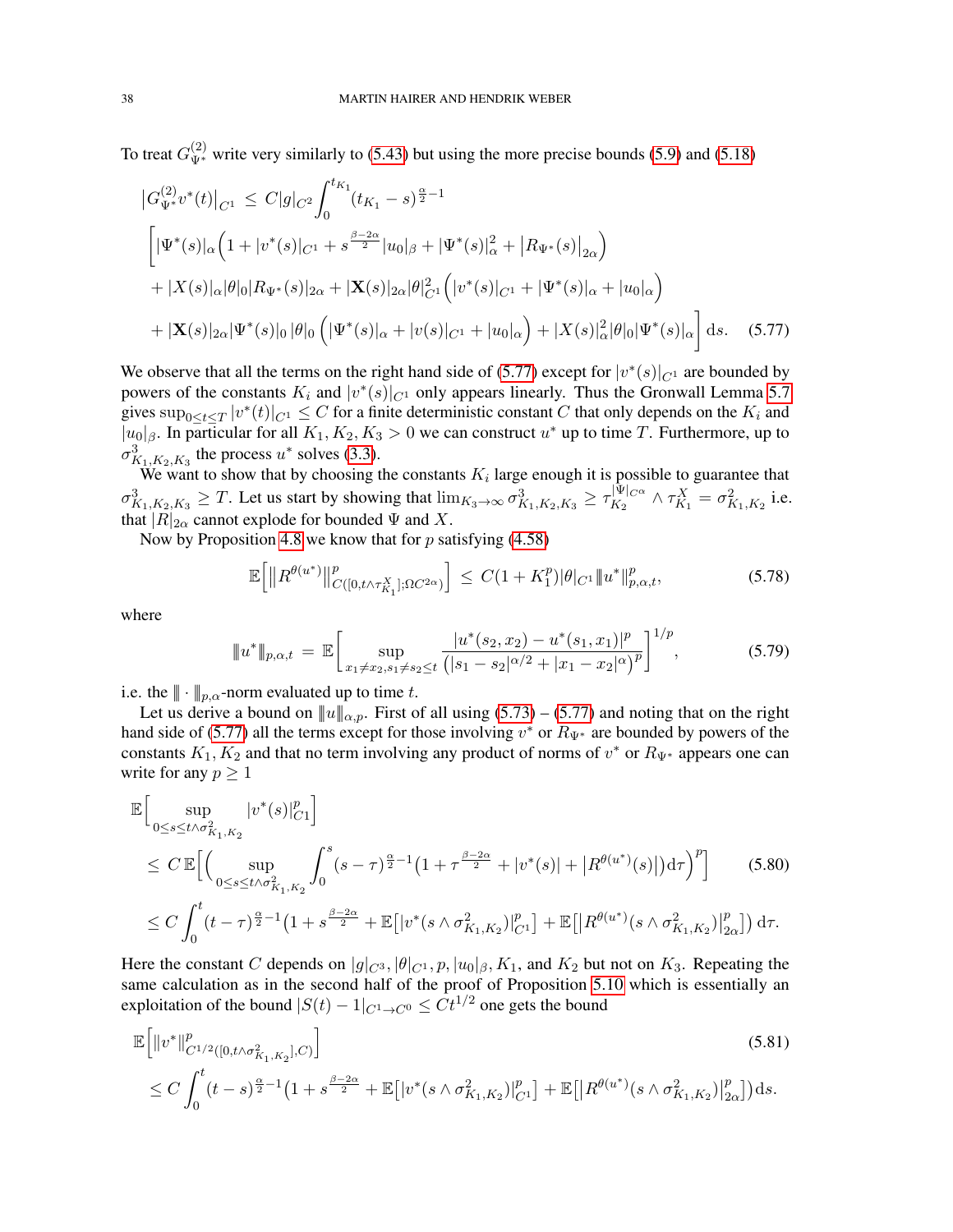To treat $G^{(2)}_{\Psi^*}$ write very similarly to (5.43) but using the more precise bounds (5.9) and (5.18)

$$
\begin{aligned}
&\big|G^{(2)}_{\Psi^*}v^*(t)\big|_{C^1} \,\leq\, C|g|_{C^2}\int_0^{t_{K_1}}(t_{K_1}-s)^{\frac{\alpha}{2}-1} \\
&\bigg[|\Psi^*(s)|_\alpha\Big(1+|v^*(s)|_{C^1}+s^{\frac{\beta-2\alpha}{2}}|u_0|_\beta+|\Psi^*(s)|^2_\alpha+\big|R_{\Psi^*}(s)\big|_{2\alpha}\Big) \\
&+|X(s)|_\alpha|\theta|_0|R_{\Psi^*}(s)|_{2\alpha}+|\mathbf{X}(s)|_{2\alpha}|\theta|^2_{C^1}\Big(|v^*(s)|_{C^1}+|\Psi^*(s)|_\alpha+|u_0|_\alpha\Big) \\
&+|\mathbf{X}(s)|_{2\alpha}|\Psi^*(s)|_0\,|\theta|_0\Big(|\Psi^*(s)|_\alpha+|v(s)|_{C^1}+|u_0|_\alpha\Big)+|X(s)|^2_\alpha|\theta|_0|\Psi^*(s)|_\alpha\bigg]\,\mathrm{d}s. \qquad (5.77)
\end{aligned}
$$

We observe that all the terms on the right hand side of (5.77) except for $|v^*(s)|_{C^1}$ are bounded by powers of the constants $K_i$ and $|v^*(s)|_{C^1}$ only appears linearly. Thus the Gronwall Lemma 5.7 gives $\sup_{0\leq t\leq T}|v^*(t)|_{C^1}\leq C$ for a finite deterministic constant $C$ that only depends on the $K_i$ and $|u_0|_\beta$. In particular for all $K_1,K_2,K_3>0$ we can construct $u^*$ up to time $T$. Furthermore, up to $\sigma^3_{K_1,K_2,K_3}$ the process $u^*$ solves (3.3).

We want to show that by choosing the constants $K_i$ large enough it is possible to guarantee that $\sigma^3_{K_1,K_2,K_3}\geq T$. Let us start by showing that $\lim_{K_3\to\infty}\sigma^3_{K_1,K_2,K_3}\geq\tau^{|\Psi|_{C^\alpha}}_{K_2}\wedge\tau^X_{K_1}=\sigma^2_{K_1,K_2}$ i.e. that $|R|_{2\alpha}$ cannot explode for bounded $\Psi$ and $X$.

Now by Proposition 4.8 we know that for $p$ satisfying (4.58)

$$
\mathbb{E}\Big[\big\|R^{\theta(u^*)}\big\|^p_{C([0,t\wedge\tau^X_{K_1}];\Omega C^{2\alpha})}\Big]\,\leq\, C(1+K_1^p)|\theta|_{C^1}\|u^*\|^p_{p,\alpha,t}, \qquad (5.78)
$$

where

$$
\|u^*\|_{p,\alpha,t}\,=\,\mathbb{E}\bigg[\sup_{x_1\neq x_2,s_1\neq s_2\leq t}\frac{|u^*(s_2,x_2)-u^*(s_1,x_1)|^p}{\big(|s_1-s_2|^{\alpha/2}+|x_1-x_2|^\alpha\big)^p}\bigg]^{1/p}, \qquad (5.79)
$$

i.e. the $\|\cdot\|_{p,\alpha}$-norm evaluated up to time $t$.

Let us derive a bound on $\|u\|_{\alpha,p}$. First of all using (5.73) – (5.77) and noting that on the right hand side of (5.77) all the terms except for those involving $v^*$ or $R_{\Psi^*}$ are bounded by powers of the constants $K_1,K_2$ and that no term involving any product of norms of $v^*$ or $R_{\Psi^*}$ appears one can write for any $p\geq 1$

$$
\begin{aligned}
&\mathbb{E}\Big[\sup_{0\leq s\leq t\wedge\sigma^2_{K_1,K_2}}|v^*(s)|^p_{C1}\Big] \\
&\leq\, C\,\mathbb{E}\Big[\Big(\sup_{0\leq s\leq t\wedge\sigma^2_{K_1,K_2}}\int_0^s(s-\tau)^{\frac{\alpha}{2}-1}\big(1+\tau^{\frac{\beta-2\alpha}{2}}+|v^*(s)|+\big|R^{\theta(u^*)}(s)\big|\big)\mathrm{d}\tau\Big)^p\Big] \qquad (5.80)\\
&\leq C\int_0^t(t-\tau)^{\frac{\alpha}{2}-1}\big(1+s^{\frac{\beta-2\alpha}{2}}+\mathbb{E}\big[|v^*(s\wedge\sigma^2_{K_1,K_2})|^p_{C^1}\big]+\mathbb{E}\big[\big|R^{\theta(u^*)}(s\wedge\sigma^2_{K_1,K_2})\big|^p_{2\alpha}\big]\big)\,\mathrm{d}\tau.
\end{aligned}
$$

Here the constant $C$ depends on $|g|_{C^3},|\theta|_{C^1},p,|u_0|_\beta,K_1$, and $K_2$ but not on $K_3$. Repeating the same calculation as in the second half of the proof of Proposition 5.10 which is essentially an exploitation of the bound $|S(t)-1|_{C^1\to C^0}\leq Ct^{1/2}$ one gets the bound

$$
\begin{aligned}
&\mathbb{E}\Big[\|v^*\|^p_{C^{1/2}([0,t\wedge\sigma^2_{K_1,K_2}],C)}\Big] \qquad (5.81)\\
&\leq C\int_0^t(t-s)^{\frac{\alpha}{2}-1}\big(1+s^{\frac{\beta-2\alpha}{2}}+\mathbb{E}\big[|v^*(s\wedge\sigma^2_{K_1,K_2})|^p_{C^1}\big]+\mathbb{E}\big[\big|R^{\theta(u^*)}(s\wedge\sigma^2_{K_1,K_2})\big|^p_{2\alpha}\big]\big)\,\mathrm{d}s.
\end{aligned}
$$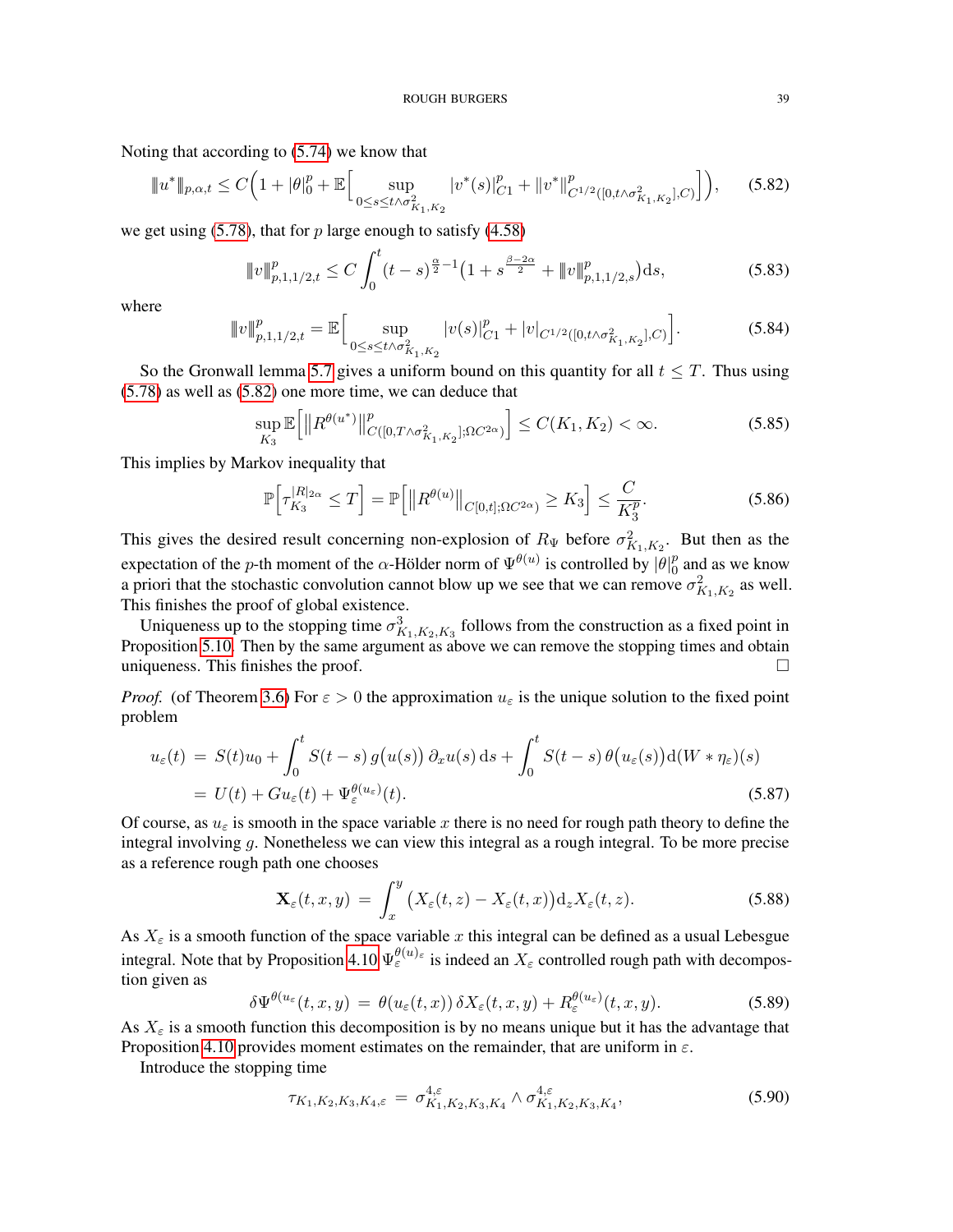Noting that according to (5.74) we know that

$$\|u^*\|_{p,\alpha,t} \leq C\Big(1 + |\theta|_0^p + \mathbb{E}\Big[\sup_{0\leq s\leq t\wedge\sigma^2_{K_1,K_2}} |v^*(s)|^p_{C1} + \|v^*\|^p_{C^{1/2}([0,t\wedge\sigma^2_{K_1,K_2}],C)}\Big]\Big), \tag{5.82}$$

we get using (5.78), that for $p$ large enough to satisfy (4.58)

$$\|v\|^p_{p,1,1/2,t} \leq C\int_0^t (t-s)^{\frac{\alpha}{2}-1}\big(1 + s^{\frac{\beta-2\alpha}{2}} + \|v\|^p_{p,1,1/2,s}\big)\mathrm{d}s, \tag{5.83}$$

where

$$\|v\|^p_{p,1,1/2,t} = \mathbb{E}\Big[\sup_{0\leq s\leq t\wedge\sigma^2_{K_1,K_2}} |v(s)|^p_{C1} + |v|_{C^{1/2}([0,t\wedge\sigma^2_{K_1,K_2}],C)}\Big]. \tag{5.84}$$

So the Gronwall lemma 5.7 gives a uniform bound on this quantity for all $t\leq T$. Thus using (5.78) as well as (5.82) one more time, we can deduce that

$$\sup_{K_3}\mathbb{E}\Big[\big\|R^{\theta(u^*)}\big\|^p_{C([0,T\wedge\sigma^2_{K_1,K_2}];\Omega C^{2\alpha})}\Big] \leq C(K_1,K_2) < \infty. \tag{5.85}$$

This implies by Markov inequality that

$$\mathbb{P}\Big[\tau^{|R|_{2\alpha}}_{K_3} \leq T\Big] = \mathbb{P}\Big[\big\|R^{\theta(u)}\big\|_{C[0,t];\Omega C^{2\alpha})} \geq K_3\Big] \leq \frac{C}{K_3^p}. \tag{5.86}$$

This gives the desired result concerning non-explosion of $R_\Psi$ before $\sigma^2_{K_1,K_2}$. But then as the expectation of the $p$-th moment of the $\alpha$-Hölder norm of $\Psi^{\theta(u)}$ is controlled by $|\theta|_0^p$ and as we know a priori that the stochastic convolution cannot blow up we see that we can remove $\sigma^2_{K_1,K_2}$ as well. This finishes the proof of global existence.

Uniqueness up to the stopping time $\sigma^3_{K_1,K_2,K_3}$ follows from the construction as a fixed point in Proposition 5.10. Then by the same argument as above we can remove the stopping times and obtain uniqueness. This finishes the proof. $\square$

*Proof.* (of Theorem 3.6) For $\varepsilon > 0$ the approximation $u_\varepsilon$ is the unique solution to the fixed point problem

$$\begin{aligned} u_\varepsilon(t) \;&=\; S(t)u_0 + \int_0^t S(t-s)\,g\big(u(s)\big)\,\partial_x u(s)\,\mathrm{d}s + \int_0^t S(t-s)\,\theta\big(u_\varepsilon(s)\big)\mathrm{d}(W*\eta_\varepsilon)(s) \\ &=\; U(t) + Gu_\varepsilon(t) + \Psi_\varepsilon^{\theta(u_\varepsilon)}(t). \end{aligned} \tag{5.87}$$

Of course, as $u_\varepsilon$ is smooth in the space variable $x$ there is no need for rough path theory to define the integral involving $g$. Nonetheless we can view this integral as a rough integral. To be more precise as a reference rough path one chooses

$$\mathbf{X}_\varepsilon(t,x,y) \;=\; \int_x^y \big(X_\varepsilon(t,z) - X_\varepsilon(t,x)\big)\mathrm{d}_z X_\varepsilon(t,z). \tag{5.88}$$

As $X_\varepsilon$ is a smooth function of the space variable $x$ this integral can be defined as a usual Lebesgue integral. Note that by Proposition 4.10 $\Psi_\varepsilon^{\theta(u)_\varepsilon}$ is indeed an $X_\varepsilon$ controlled rough path with decomposition given as

$$\delta\Psi^{\theta(u_\varepsilon}(t,x,y) \;=\; \theta(u_\varepsilon(t,x))\,\delta X_\varepsilon(t,x,y) + R_\varepsilon^{\theta(u_\varepsilon)}(t,x,y). \tag{5.89}$$

As $X_\varepsilon$ is a smooth function this decomposition is by no means unique but it has the advantage that Proposition 4.10 provides moment estimates on the remainder, that are uniform in $\varepsilon$.

Introduce the stopping time

$$\tau_{K_1,K_2,K_3,K_4,\varepsilon} \;=\; \sigma^{4,\varepsilon}_{K_1,K_2,K_3,K_4} \wedge \sigma^{4,\varepsilon}_{K_1,K_2,K_3,K_4}, \tag{5.90}$$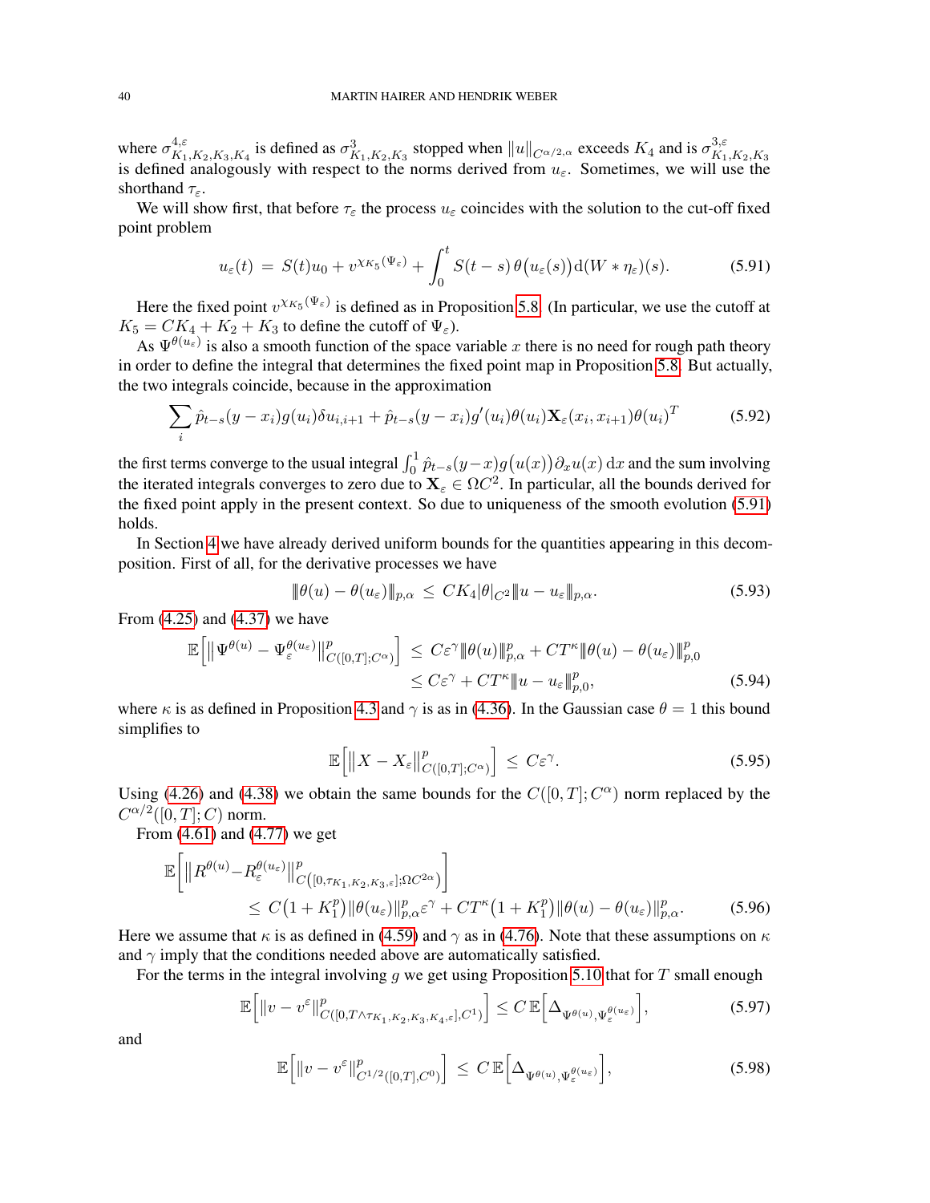where $\sigma^{4,\varepsilon}_{K_1,K_2,K_3,K_4}$ is defined as $\sigma^{3}_{K_1,K_2,K_3}$ stopped when $\|u\|_{C^{\alpha/2,\alpha}}$ exceeds $K_4$ and is $\sigma^{3,\varepsilon}_{K_1,K_2,K_3}$ is defined analogously with respect to the norms derived from $u_\varepsilon$. Sometimes, we will use the shorthand $\tau_\varepsilon$.

We will show first, that before $\tau_\varepsilon$ the process $u_\varepsilon$ coincides with the solution to the cut-off fixed point problem

$$u_\varepsilon(t) \;=\; S(t)u_0 + v^{\chi_{K_5}(\Psi_\varepsilon)} + \int_0^t S(t-s)\,\theta\big(u_\varepsilon(s)\big)\mathrm{d}(W*\eta_\varepsilon)(s). \tag{5.91}$$

Here the fixed point $v^{\chi_{K_5}(\Psi_\varepsilon)}$ is defined as in Proposition 5.8. (In particular, we use the cutoff at $K_5 = CK_4 + K_2 + K_3$ to define the cutoff of $\Psi_\varepsilon$).

As $\Psi^{\theta(u_\varepsilon)}$ is also a smooth function of the space variable $x$ there is no need for rough path theory in order to define the integral that determines the fixed point map in Proposition 5.8. But actually, the two integrals coincide, because in the approximation

$$\sum_i \hat{p}_{t-s}(y-x_i)g(u_i)\delta u_{i,i+1} + \hat{p}_{t-s}(y-x_i)g'(u_i)\theta(u_i)\mathbf{X}_\varepsilon(x_i,x_{i+1})\theta(u_i)^T \tag{5.92}$$

the first terms converge to the usual integral $\int_0^1 \hat{p}_{t-s}(y-x)g\big(u(x)\big)\partial_x u(x)\,\mathrm{d}x$ and the sum involving the iterated integrals converges to zero due to $\mathbf{X}_\varepsilon \in \Omega C^2$. In particular, all the bounds derived for the fixed point apply in the present context. So due to uniqueness of the smooth evolution (5.91) holds.

In Section 4 we have already derived uniform bounds for the quantities appearing in this decomposition. First of all, for the derivative processes we have

$$\|\theta(u)-\theta(u_\varepsilon)\|_{p,\alpha} \;\le\; CK_4|\theta|_{C^2}\|u-u_\varepsilon\|_{p,\alpha}. \tag{5.93}$$

From (4.25) and (4.37) we have

$$\begin{aligned}
\mathbb{E}\Big[\big\|\Psi^{\theta(u)} - \Psi_\varepsilon^{\theta(u_\varepsilon)}\big\|^p_{C([0,T];C^\alpha)}\Big] \;&\le\; C\varepsilon^\gamma \|\theta(u)\|^p_{p,\alpha} + CT^\kappa \|\theta(u)-\theta(u_\varepsilon)\|^p_{p,0}\\
&\le C\varepsilon^\gamma + CT^\kappa\|u-u_\varepsilon\|^p_{p,0},
\end{aligned} \tag{5.94}$$

where $\kappa$ is as defined in Proposition 4.3 and $\gamma$ is as in (4.36). In the Gaussian case $\theta = 1$ this bound simplifies to

$$\mathbb{E}\Big[\big\|X-X_\varepsilon\big\|^p_{C([0,T];C^\alpha)}\Big] \;\le\; C\varepsilon^\gamma. \tag{5.95}$$

Using (4.26) and (4.38) we obtain the same bounds for the $C([0,T];C^\alpha)$ norm replaced by the $C^{\alpha/2}([0,T];C)$ norm.

From (4.61) and (4.77) we get

$$\begin{aligned}
\mathbb{E}\Big[\big\|R^{\theta(u)} - R_\varepsilon^{\theta(u_\varepsilon)}\big\|^p_{C\left([0,\tau_{K_1,K_2,K_3,\varepsilon}];\Omega C^{2\alpha}\right)}\Big]\\
\le\; C\big(1+K_1^p\big)\|\theta(u_\varepsilon)\|^p_{p,\alpha}\varepsilon^\gamma + CT^\kappa\big(1+K_1^p\big)\|\theta(u)-\theta(u_\varepsilon)\|^p_{p,\alpha}.
\end{aligned} \tag{5.96}$$

Here we assume that $\kappa$ is as defined in (4.59) and $\gamma$ as in (4.76). Note that these assumptions on $\kappa$ and $\gamma$ imply that the conditions needed above are automatically satisfied.

For the terms in the integral involving $g$ we get using Proposition 5.10 that for $T$ small enough

$$\mathbb{E}\Big[\|v-v^\varepsilon\|^p_{C([0,T\wedge\tau_{K_1,K_2,K_3,K_4,\varepsilon}],C^1)}\Big] \le C\,\mathbb{E}\Big[\Delta_{\Psi^{\theta(u)},\Psi_\varepsilon^{\theta(u_\varepsilon)}}\Big], \tag{5.97}$$

and

$$\mathbb{E}\Big[\|v-v^\varepsilon\|^p_{C^{1/2}([0,T],C^0)}\Big] \;\le\; C\,\mathbb{E}\Big[\Delta_{\Psi^{\theta(u)},\Psi_\varepsilon^{\theta(u_\varepsilon)}}\Big], \tag{5.98}$$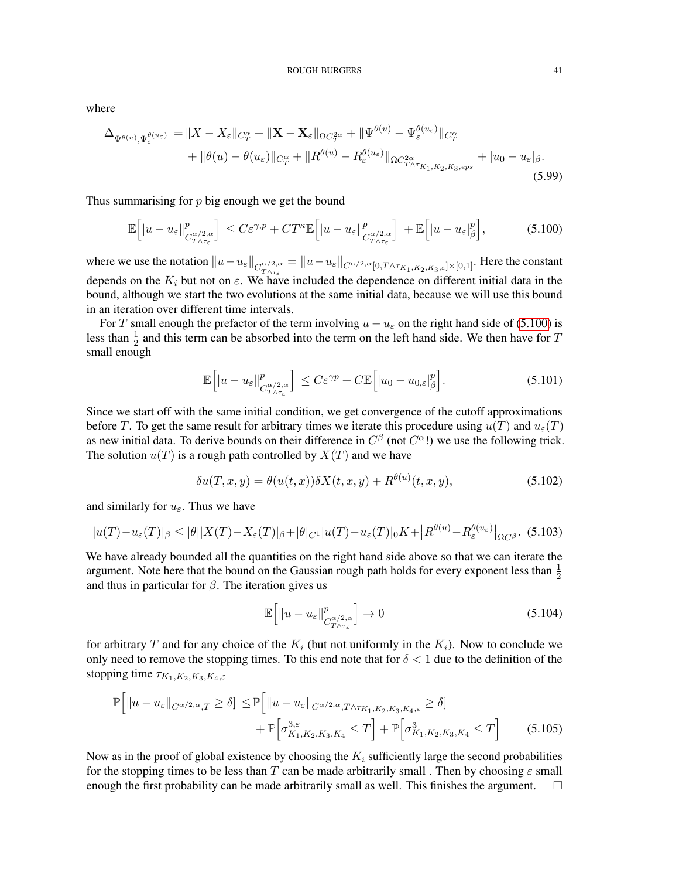where

$$
\begin{aligned}
\Delta_{\Psi^{\theta(u)},\Psi_\varepsilon^{\theta(u_\varepsilon)}} =& \|X - X_\varepsilon\|_{C_T^\alpha} + \|\mathbf{X} - \mathbf{X}_\varepsilon\|_{\Omega C_T^{2\alpha}} + \|\Psi^{\theta(u)} - \Psi_\varepsilon^{\theta(u_\varepsilon)}\|_{C_T^\alpha} \\
&+ \|\theta(u) - \theta(u_\varepsilon)\|_{C_T^\alpha} + \|R^{\theta(u)} - R_\varepsilon^{\theta(u_\varepsilon)}\|_{\Omega C^{2\alpha}_{T\wedge \tau_{K_1,K_2,K_3,eps}}} + |u_0 - u_\varepsilon|_\beta .
\end{aligned}
\tag{5.99}
$$

Thus summarising for $p$ big enough we get the bound

$$
\mathbb{E}\Big[|u - u_\varepsilon\|^p_{C^{\alpha/2,\alpha}_{T\wedge\tau_\varepsilon}}\Big] \leq C\varepsilon^{\gamma,p} + CT^\kappa \mathbb{E}\Big[|u - u_\varepsilon\|^p_{C^{\alpha/2,\alpha}_{T\wedge\tau_\varepsilon}}\Big] + \mathbb{E}\Big[|u - u_\varepsilon|^p_\beta\Big], \tag{5.100}
$$

where we use the notation $\|u-u_\varepsilon\|_{C^{\alpha/2,\alpha}_{T\wedge\tau_\varepsilon}} = \|u-u_\varepsilon\|_{C^{\alpha/2,\alpha}[0,T\wedge\tau_{K_1,K_2,K_3,\varepsilon}]\times[0,1]}$. Here the constant depends on the $K_i$ but not on $\varepsilon$. We have included the dependence on different initial data in the bound, although we start the two evolutions at the same initial data, because we will use this bound in an iteration over different time intervals.

For $T$ small enough the prefactor of the term involving $u - u_\varepsilon$ on the right hand side of (5.100) is less than $\frac{1}{2}$ and this term can be absorbed into the term on the left hand side. We then have for $T$ small enough

$$
\mathbb{E}\Big[|u - u_\varepsilon\|^p_{C^{\alpha/2,\alpha}_{T\wedge\tau_\varepsilon}}\Big] \leq C\varepsilon^{\gamma p} + C\mathbb{E}\Big[|u_0 - u_{0,\varepsilon}|^p_\beta\Big]. \tag{5.101}
$$

Since we start off with the same initial condition, we get convergence of the cutoff approximations before $T$. To get the same result for arbitrary times we iterate this procedure using $u(T)$ and $u_\varepsilon(T)$ as new initial data. To derive bounds on their difference in $C^\beta$ (not $C^\alpha$!) we use the following trick. The solution $u(T)$ is a rough path controlled by $X(T)$ and we have

$$
\delta u(T,x,y) = \theta(u(t,x))\delta X(t,x,y) + R^{\theta(u)}(t,x,y), \tag{5.102}
$$

and similarly for $u_\varepsilon$. Thus we have

$$
|u(T)-u_\varepsilon(T)|_\beta \leq |\theta||X(T)-X_\varepsilon(T)|_\beta + |\theta|_{C^1}|u(T)-u_\varepsilon(T)|_0 K + \big|R^{\theta(u)} - R_\varepsilon^{\theta(u_\varepsilon)}\big|_{\Omega C^\beta}. \tag{5.103}
$$

We have already bounded all the quantities on the right hand side above so that we can iterate the argument. Note here that the bound on the Gaussian rough path holds for every exponent less than $\frac{1}{2}$ and thus in particular for $\beta$. The iteration gives us

$$
\mathbb{E}\Big[\|u - u_\varepsilon\|^p_{C^{\alpha/2,\alpha}_{T\wedge\tau_\varepsilon}}\Big] \to 0 \tag{5.104}
$$

for arbitrary $T$ and for any choice of the $K_i$ (but not uniformly in the $K_i$). Now to conclude we only need to remove the stopping times. To this end note that for $\delta < 1$ due to the definition of the stopping time $\tau_{K_1,K_2,K_3,K_4,\varepsilon}$

$$
\begin{aligned}
\mathbb{P}\Big[\|u - u_\varepsilon\|_{C^{\alpha/2,\alpha},T} \geq \delta\Big] \leq& \mathbb{P}\Big[\|u - u_\varepsilon\|_{C^{\alpha/2,\alpha},T\wedge\tau_{K_1,K_2,K_3,K_4,\varepsilon}} \geq \delta\Big] \\
&+ \mathbb{P}\Big[\sigma^{3,\varepsilon}_{K_1,K_2,K_3,K_4} \leq T\Big] + \mathbb{P}\Big[\sigma^3_{K_1,K_2,K_3,K_4} \leq T\Big]
\end{aligned}
\tag{5.105}
$$

Now as in the proof of global existence by choosing the $K_i$ sufficiently large the second probabilities for the stopping times to be less than $T$ can be made arbitrarily small . Then by choosing $\varepsilon$ small enough the first probability can be made arbitrarily small as well. This finishes the argument. $\square$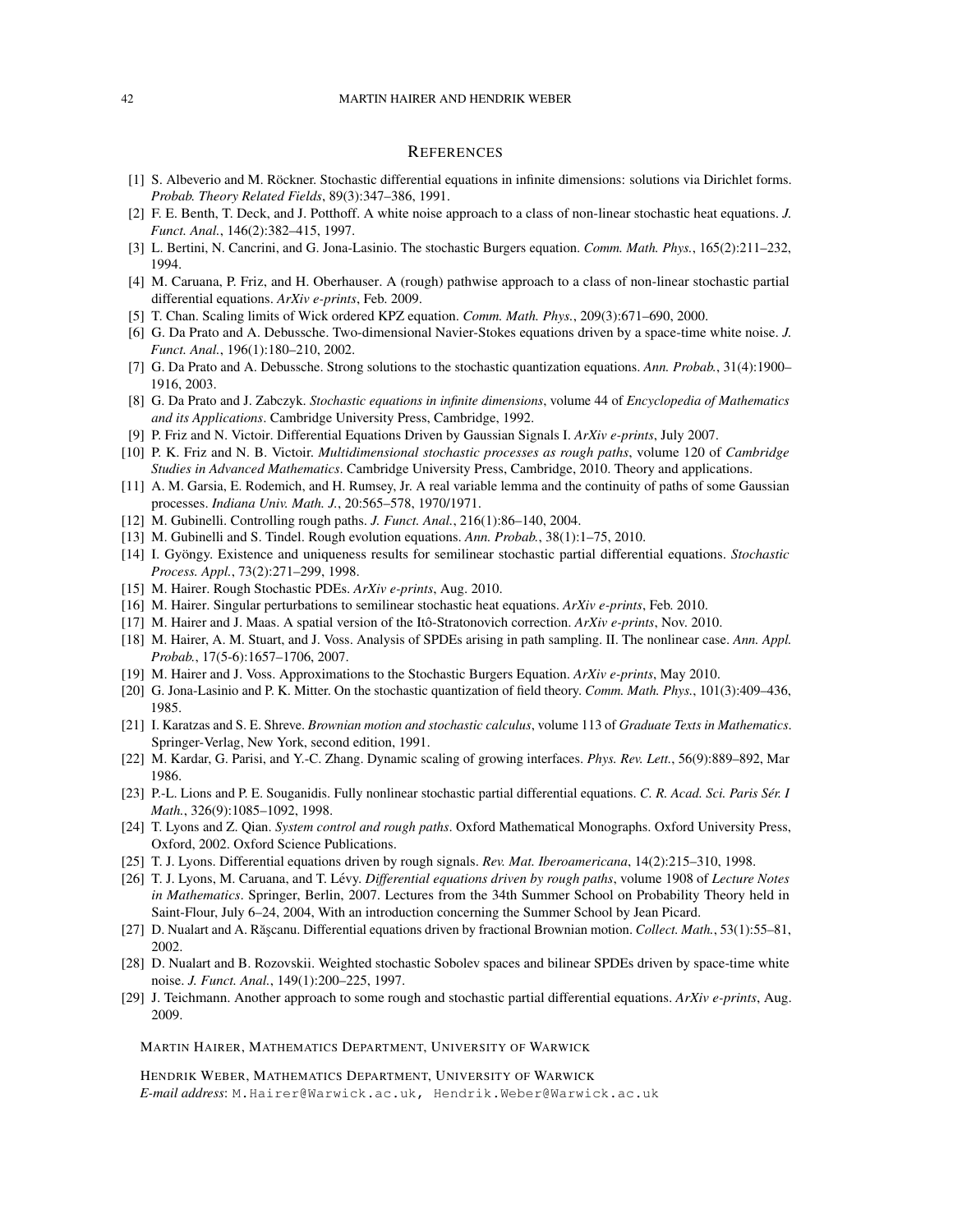## REFERENCES

[1] S. Albeverio and M. Röckner. Stochastic differential equations in infinite dimensions: solutions via Dirichlet forms. *Probab. Theory Related Fields*, 89(3):347–386, 1991.

[2] F. E. Benth, T. Deck, and J. Potthoff. A white noise approach to a class of non-linear stochastic heat equations. *J. Funct. Anal.*, 146(2):382–415, 1997.

[3] L. Bertini, N. Cancrini, and G. Jona-Lasinio. The stochastic Burgers equation. *Comm. Math. Phys.*, 165(2):211–232, 1994.

[4] M. Caruana, P. Friz, and H. Oberhauser. A (rough) pathwise approach to a class of non-linear stochastic partial differential equations. *ArXiv e-prints*, Feb. 2009.

[5] T. Chan. Scaling limits of Wick ordered KPZ equation. *Comm. Math. Phys.*, 209(3):671–690, 2000.

[6] G. Da Prato and A. Debussche. Two-dimensional Navier-Stokes equations driven by a space-time white noise. *J. Funct. Anal.*, 196(1):180–210, 2002.

[7] G. Da Prato and A. Debussche. Strong solutions to the stochastic quantization equations. *Ann. Probab.*, 31(4):1900–1916, 2003.

[8] G. Da Prato and J. Zabczyk. *Stochastic equations in infinite dimensions*, volume 44 of *Encyclopedia of Mathematics and its Applications*. Cambridge University Press, Cambridge, 1992.

[9] P. Friz and N. Victoir. Differential Equations Driven by Gaussian Signals I. *ArXiv e-prints*, July 2007.

[10] P. K. Friz and N. B. Victoir. *Multidimensional stochastic processes as rough paths*, volume 120 of *Cambridge Studies in Advanced Mathematics*. Cambridge University Press, Cambridge, 2010. Theory and applications.

[11] A. M. Garsia, E. Rodemich, and H. Rumsey, Jr. A real variable lemma and the continuity of paths of some Gaussian processes. *Indiana Univ. Math. J.*, 20:565–578, 1970/1971.

[12] M. Gubinelli. Controlling rough paths. *J. Funct. Anal.*, 216(1):86–140, 2004.

[13] M. Gubinelli and S. Tindel. Rough evolution equations. *Ann. Probab.*, 38(1):1–75, 2010.

[14] I. Gyöngy. Existence and uniqueness results for semilinear stochastic partial differential equations. *Stochastic Process. Appl.*, 73(2):271–299, 1998.

[15] M. Hairer. Rough Stochastic PDEs. *ArXiv e-prints*, Aug. 2010.

[16] M. Hairer. Singular perturbations to semilinear stochastic heat equations. *ArXiv e-prints*, Feb. 2010.

[17] M. Hairer and J. Maas. A spatial version of the Itô-Stratonovich correction. *ArXiv e-prints*, Nov. 2010.

[18] M. Hairer, A. M. Stuart, and J. Voss. Analysis of SPDEs arising in path sampling. II. The nonlinear case. *Ann. Appl. Probab.*, 17(5-6):1657–1706, 2007.

[19] M. Hairer and J. Voss. Approximations to the Stochastic Burgers Equation. *ArXiv e-prints*, May 2010.

[20] G. Jona-Lasinio and P. K. Mitter. On the stochastic quantization of field theory. *Comm. Math. Phys.*, 101(3):409–436, 1985.

[21] I. Karatzas and S. E. Shreve. *Brownian motion and stochastic calculus*, volume 113 of *Graduate Texts in Mathematics*. Springer-Verlag, New York, second edition, 1991.

[22] M. Kardar, G. Parisi, and Y.-C. Zhang. Dynamic scaling of growing interfaces. *Phys. Rev. Lett.*, 56(9):889–892, Mar 1986.

[23] P.-L. Lions and P. E. Souganidis. Fully nonlinear stochastic partial differential equations. *C. R. Acad. Sci. Paris Sér. I Math.*, 326(9):1085–1092, 1998.

[24] T. Lyons and Z. Qian. *System control and rough paths*. Oxford Mathematical Monographs. Oxford University Press, Oxford, 2002. Oxford Science Publications.

[25] T. J. Lyons. Differential equations driven by rough signals. *Rev. Mat. Iberoamericana*, 14(2):215–310, 1998.

[26] T. J. Lyons, M. Caruana, and T. Lévy. *Differential equations driven by rough paths*, volume 1908 of *Lecture Notes in Mathematics*. Springer, Berlin, 2007. Lectures from the 34th Summer School on Probability Theory held in Saint-Flour, July 6–24, 2004, With an introduction concerning the Summer School by Jean Picard.

[27] D. Nualart and A. Răşcanu. Differential equations driven by fractional Brownian motion. *Collect. Math.*, 53(1):55–81, 2002.

[28] D. Nualart and B. Rozovskii. Weighted stochastic Sobolev spaces and bilinear SPDEs driven by space-time white noise. *J. Funct. Anal.*, 149(1):200–225, 1997.

[29] J. Teichmann. Another approach to some rough and stochastic partial differential equations. *ArXiv e-prints*, Aug. 2009.

MARTIN HAIRER, MATHEMATICS DEPARTMENT, UNIVERSITY OF WARWICK

HENDRIK WEBER, MATHEMATICS DEPARTMENT, UNIVERSITY OF WARWICK
*E-mail address*: M.Hairer@Warwick.ac.uk, Hendrik.Weber@Warwick.ac.uk